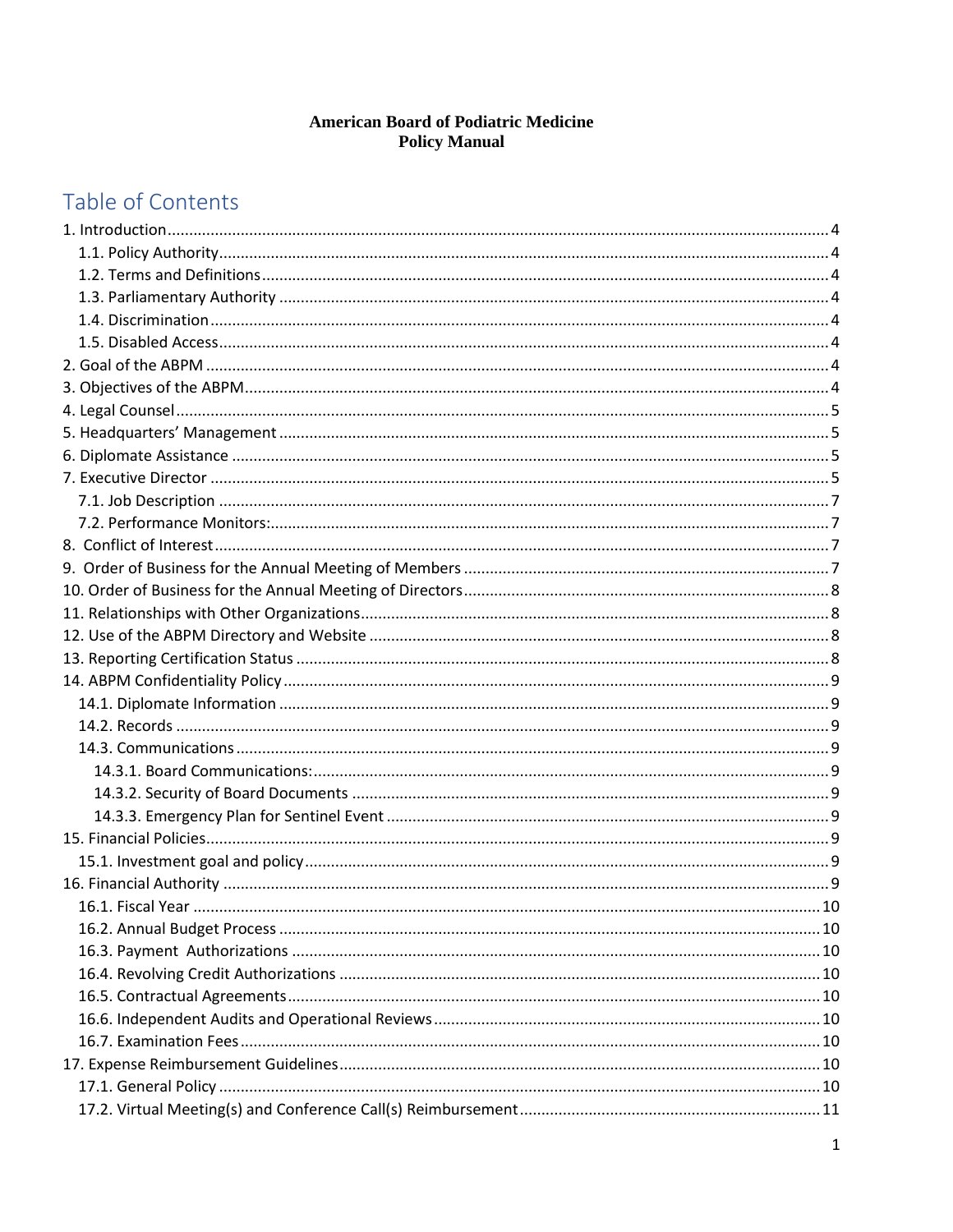**American Board of Podiatric Medicine**
**Policy Manual**

# Table of Contents

1. Introduction ... 4
   - 1.1. Policy Authority ... 4
   - 1.2. Terms and Definitions ... 4
   - 1.3. Parliamentary Authority ... 4
   - 1.4. Discrimination ... 4
   - 1.5. Disabled Access ... 4
2. Goal of the ABPM ... 4
3. Objectives of the ABPM ... 4
4. Legal Counsel ... 5
5. Headquarters' Management ... 5
6. Diplomate Assistance ... 5
7. Executive Director ... 5
   - 7.1. Job Description ... 7
   - 7.2. Performance Monitors: ... 7
8. Conflict of Interest ... 7
9. Order of Business for the Annual Meeting of Members ... 7
10. Order of Business for the Annual Meeting of Directors ... 8
11. Relationships with Other Organizations ... 8
12. Use of the ABPM Directory and Website ... 8
13. Reporting Certification Status ... 8
14. ABPM Confidentiality Policy ... 9
    - 14.1. Diplomate Information ... 9
    - 14.2. Records ... 9
    - 14.3. Communications ... 9
      - 14.3.1. Board Communications: ... 9
      - 14.3.2. Security of Board Documents ... 9
      - 14.3.3. Emergency Plan for Sentinel Event ... 9
15. Financial Policies ... 9
    - 15.1. Investment goal and policy ... 9
16. Financial Authority ... 9
    - 16.1. Fiscal Year ... 10
    - 16.2. Annual Budget Process ... 10
    - 16.3. Payment Authorizations ... 10
    - 16.4. Revolving Credit Authorizations ... 10
    - 16.5. Contractual Agreements ... 10
    - 16.6. Independent Audits and Operational Reviews ... 10
    - 16.7. Examination Fees ... 10
17. Expense Reimbursement Guidelines ... 10
    - 17.1. General Policy ... 10
    - 17.2. Virtual Meeting(s) and Conference Call(s) Reimbursement ... 11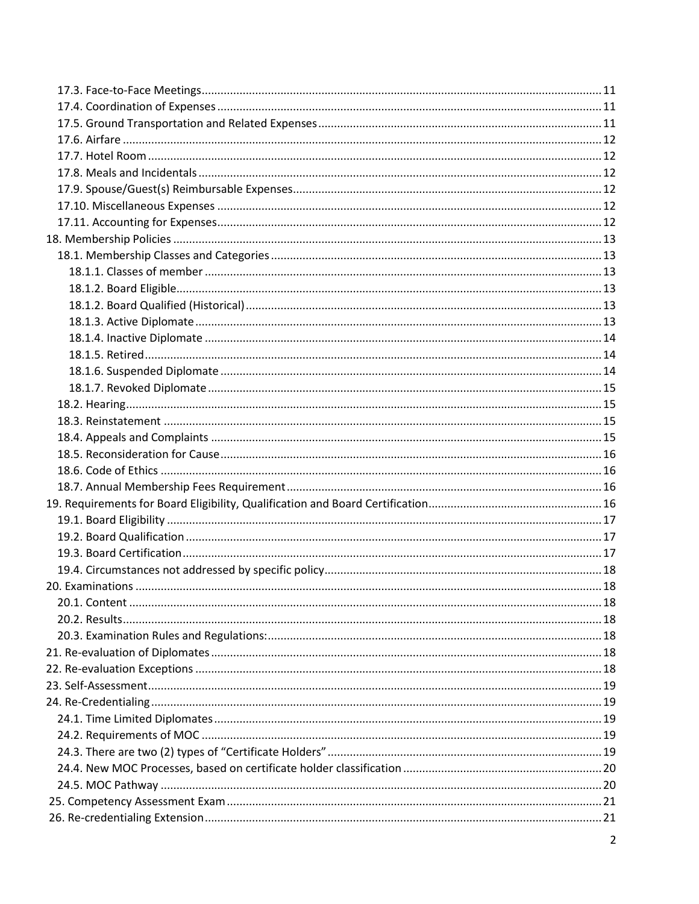17.3. Face-to-Face Meetings ........................................ 11
17.4. Coordination of Expenses ........................................ 11
17.5. Ground Transportation and Related Expenses ........................................ 11
17.6. Airfare ........................................ 12
17.7. Hotel Room ........................................ 12
17.8. Meals and Incidentals ........................................ 12
17.9. Spouse/Guest(s) Reimbursable Expenses ........................................ 12
17.10. Miscellaneous Expenses ........................................ 12
17.11. Accounting for Expenses ........................................ 12
18. Membership Policies ........................................ 13
18.1. Membership Classes and Categories ........................................ 13
18.1.1. Classes of member ........................................ 13
18.1.2. Board Eligible ........................................ 13
18.1.2. Board Qualified (Historical) ........................................ 13
18.1.3. Active Diplomate ........................................ 13
18.1.4. Inactive Diplomate ........................................ 14
18.1.5. Retired ........................................ 14
18.1.6. Suspended Diplomate ........................................ 14
18.1.7. Revoked Diplomate ........................................ 15
18.2. Hearing ........................................ 15
18.3. Reinstatement ........................................ 15
18.4. Appeals and Complaints ........................................ 15
18.5. Reconsideration for Cause ........................................ 16
18.6. Code of Ethics ........................................ 16
18.7. Annual Membership Fees Requirement ........................................ 16
19. Requirements for Board Eligibility, Qualification and Board Certification ........................................ 16
19.1. Board Eligibility ........................................ 17
19.2. Board Qualification ........................................ 17
19.3. Board Certification ........................................ 17
19.4. Circumstances not addressed by specific policy ........................................ 18
20. Examinations ........................................ 18
20.1. Content ........................................ 18
20.2. Results ........................................ 18
20.3. Examination Rules and Regulations: ........................................ 18
21. Re-evaluation of Diplomates ........................................ 18
22. Re-evaluation Exceptions ........................................ 18
23. Self-Assessment ........................................ 19
24. Re-Credentialing ........................................ 19
24.1. Time Limited Diplomates ........................................ 19
24.2. Requirements of MOC ........................................ 19
24.3. There are two (2) types of "Certificate Holders" ........................................ 19
24.4. New MOC Processes, based on certificate holder classification ........................................ 20
24.5. MOC Pathway ........................................ 20
25. Competency Assessment Exam ........................................ 21
26. Re-credentialing Extension ........................................ 21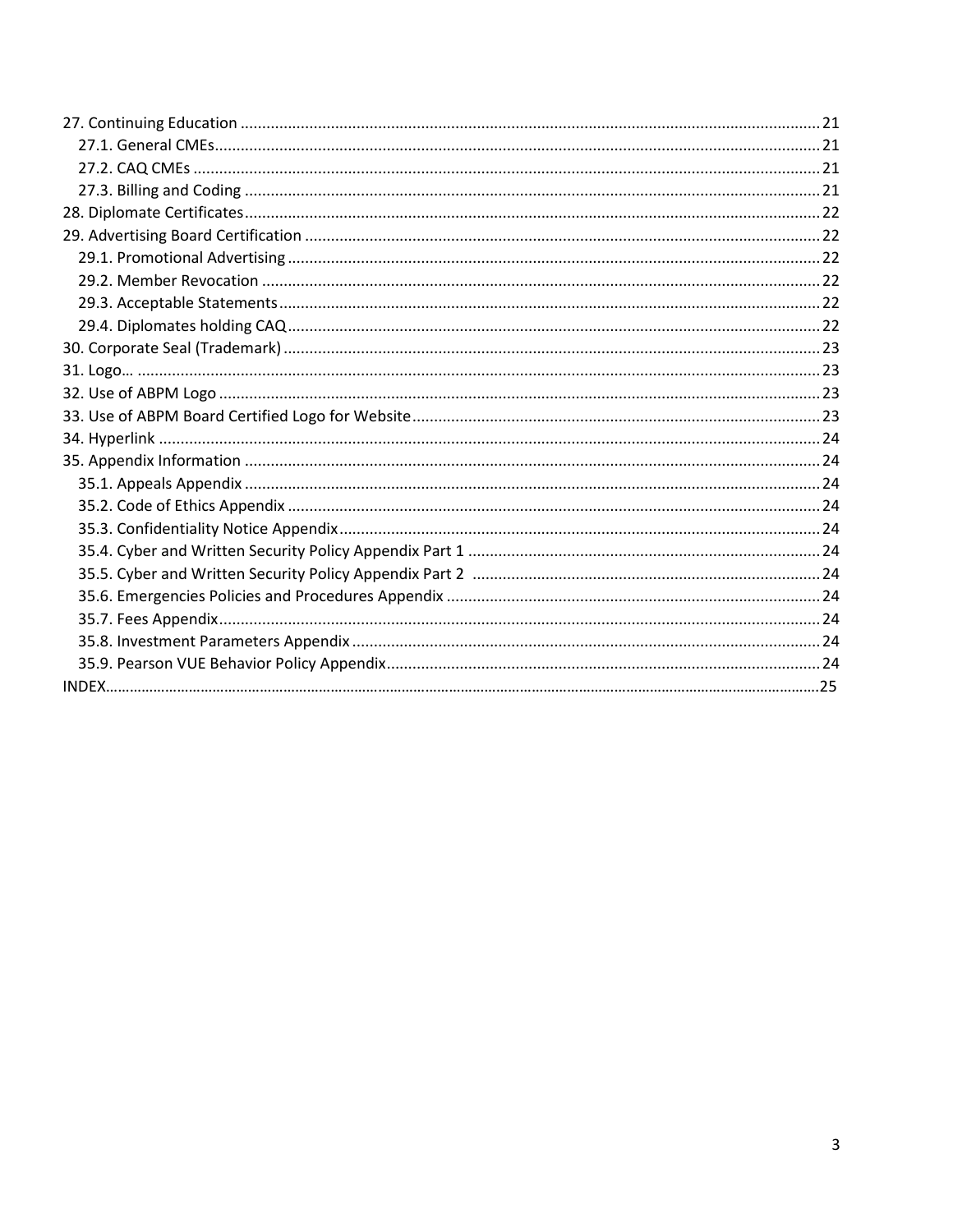27. Continuing Education ..... 21
 27.1. General CMEs ..... 21
 27.2. CAQ CMEs ..... 21
 27.3. Billing and Coding ..... 21
28. Diplomate Certificates ..... 22
29. Advertising Board Certification ..... 22
 29.1. Promotional Advertising ..... 22
 29.2. Member Revocation ..... 22
 29.3. Acceptable Statements ..... 22
 29.4. Diplomates holding CAQ ..... 22
30. Corporate Seal (Trademark) ..... 23
31. Logo… ..... 23
32. Use of ABPM Logo ..... 23
33. Use of ABPM Board Certified Logo for Website ..... 23
34. Hyperlink ..... 24
35. Appendix Information ..... 24
 35.1. Appeals Appendix ..... 24
 35.2. Code of Ethics Appendix ..... 24
 35.3. Confidentiality Notice Appendix ..... 24
 35.4. Cyber and Written Security Policy Appendix Part 1 ..... 24
 35.5. Cyber and Written Security Policy Appendix Part 2 ..... 24
 35.6. Emergencies Policies and Procedures Appendix ..... 24
 35.7. Fees Appendix ..... 24
 35.8. Investment Parameters Appendix ..... 24
 35.9. Pearson VUE Behavior Policy Appendix ..... 24
INDEX ..... 25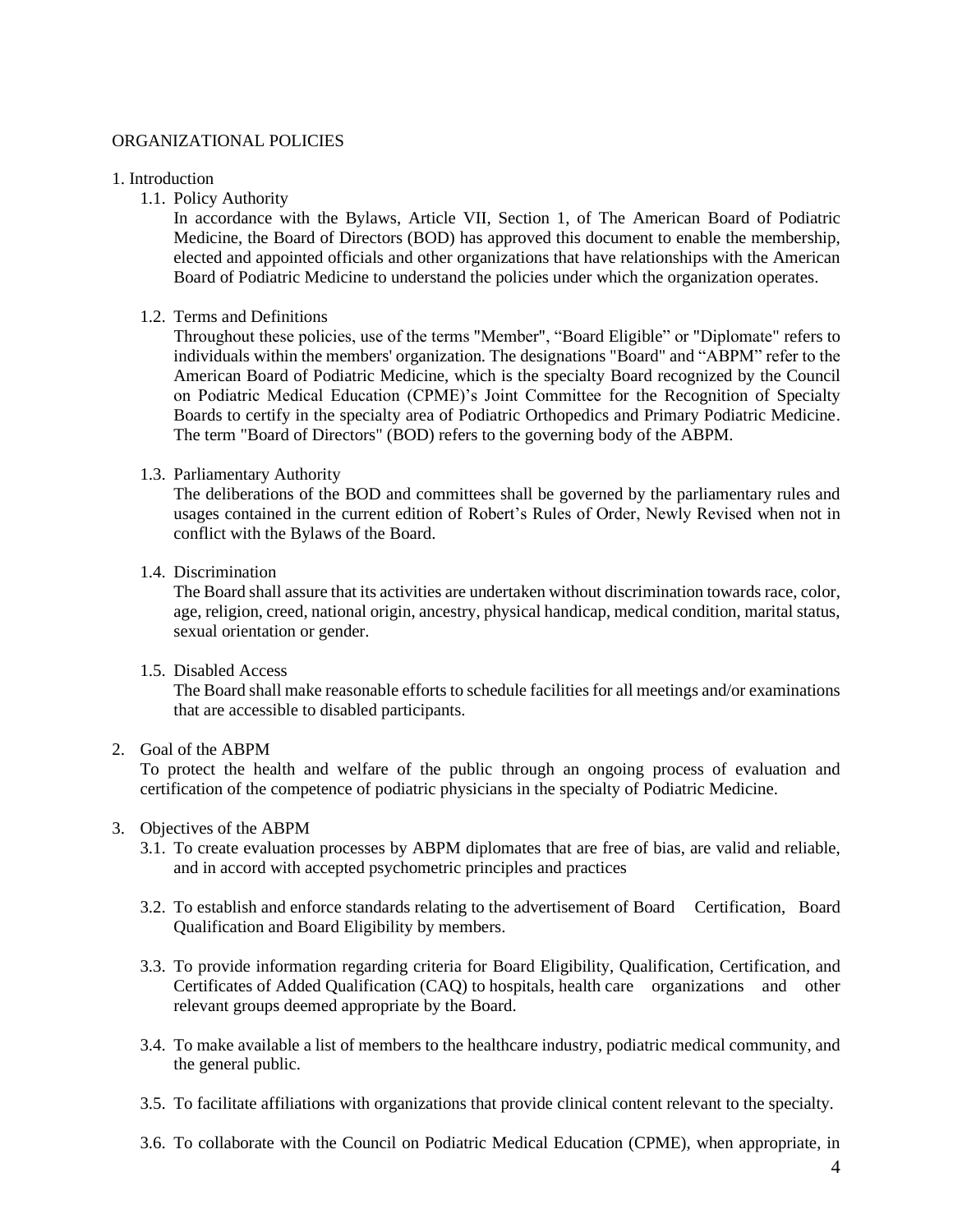ORGANIZATIONAL POLICIES

1. Introduction
    1.1. Policy Authority

        In accordance with the Bylaws, Article VII, Section 1, of The American Board of Podiatric Medicine, the Board of Directors (BOD) has approved this document to enable the membership, elected and appointed officials and other organizations that have relationships with the American Board of Podiatric Medicine to understand the policies under which the organization operates.

    1.2. Terms and Definitions

        Throughout these policies, use of the terms "Member", "Board Eligible" or "Diplomate" refers to individuals within the members' organization. The designations "Board" and "ABPM" refer to the American Board of Podiatric Medicine, which is the specialty Board recognized by the Council on Podiatric Medical Education (CPME)'s Joint Committee for the Recognition of Specialty Boards to certify in the specialty area of Podiatric Orthopedics and Primary Podiatric Medicine. The term "Board of Directors" (BOD) refers to the governing body of the ABPM.

    1.3. Parliamentary Authority

        The deliberations of the BOD and committees shall be governed by the parliamentary rules and usages contained in the current edition of Robert's Rules of Order, Newly Revised when not in conflict with the Bylaws of the Board.

    1.4. Discrimination

        The Board shall assure that its activities are undertaken without discrimination towards race, color, age, religion, creed, national origin, ancestry, physical handicap, medical condition, marital status, sexual orientation or gender.

    1.5. Disabled Access

        The Board shall make reasonable efforts to schedule facilities for all meetings and/or examinations that are accessible to disabled participants.

2. Goal of the ABPM

    To protect the health and welfare of the public through an ongoing process of evaluation and certification of the competence of podiatric physicians in the specialty of Podiatric Medicine.

3. Objectives of the ABPM
    3.1. To create evaluation processes by ABPM diplomates that are free of bias, are valid and reliable, and in accord with accepted psychometric principles and practices

    3.2. To establish and enforce standards relating to the advertisement of Board Certification, Board Qualification and Board Eligibility by members.

    3.3. To provide information regarding criteria for Board Eligibility, Qualification, Certification, and Certificates of Added Qualification (CAQ) to hospitals, health care organizations and other relevant groups deemed appropriate by the Board.

    3.4. To make available a list of members to the healthcare industry, podiatric medical community, and the general public.

    3.5. To facilitate affiliations with organizations that provide clinical content relevant to the specialty.

    3.6. To collaborate with the Council on Podiatric Medical Education (CPME), when appropriate, in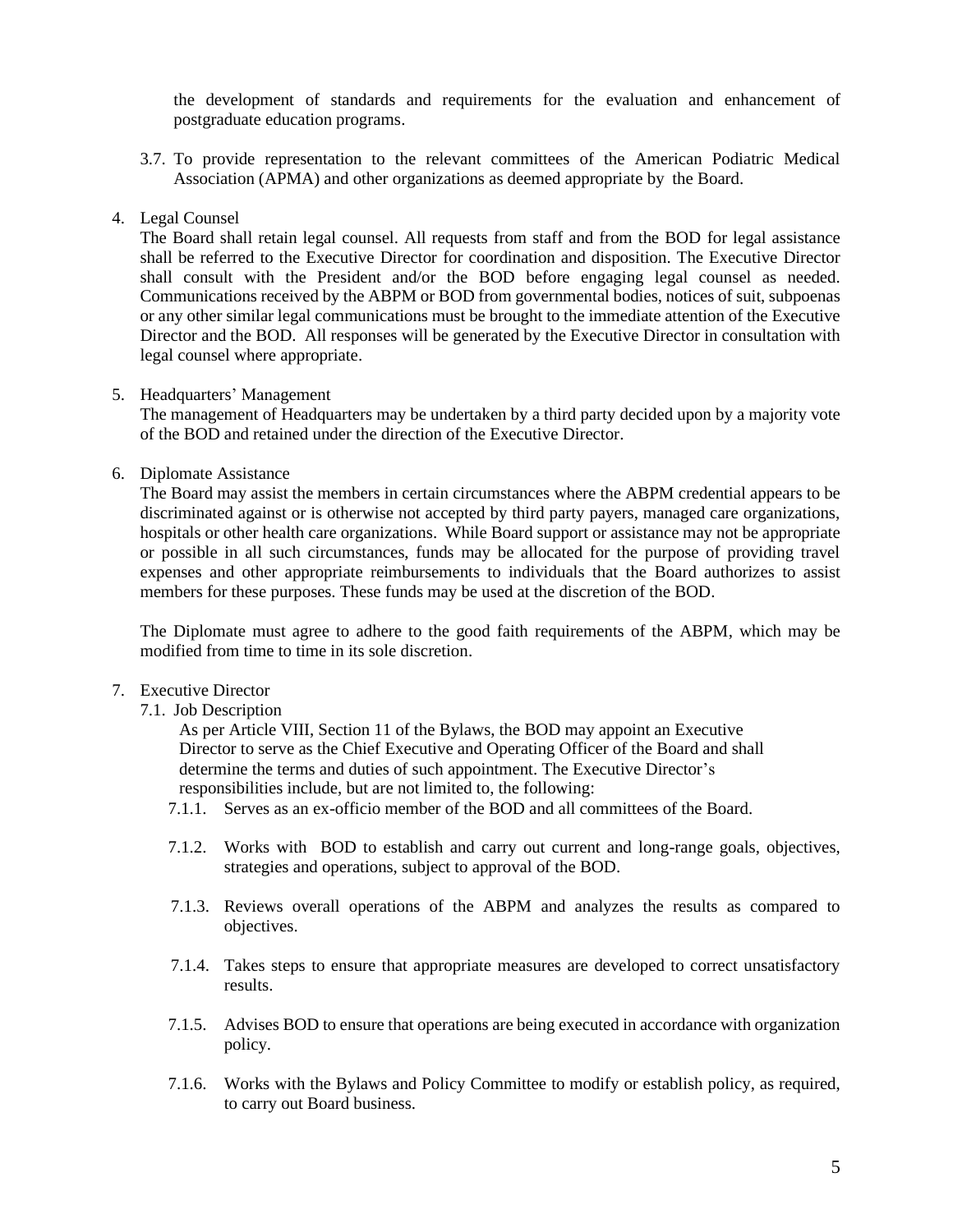the development of standards and requirements for the evaluation and enhancement of postgraduate education programs.

3.7. To provide representation to the relevant committees of the American Podiatric Medical Association (APMA) and other organizations as deemed appropriate by the Board.

4. Legal Counsel

The Board shall retain legal counsel. All requests from staff and from the BOD for legal assistance shall be referred to the Executive Director for coordination and disposition. The Executive Director shall consult with the President and/or the BOD before engaging legal counsel as needed. Communications received by the ABPM or BOD from governmental bodies, notices of suit, subpoenas or any other similar legal communications must be brought to the immediate attention of the Executive Director and the BOD. All responses will be generated by the Executive Director in consultation with legal counsel where appropriate.

5. Headquarters' Management

The management of Headquarters may be undertaken by a third party decided upon by a majority vote of the BOD and retained under the direction of the Executive Director.

6. Diplomate Assistance

The Board may assist the members in certain circumstances where the ABPM credential appears to be discriminated against or is otherwise not accepted by third party payers, managed care organizations, hospitals or other health care organizations. While Board support or assistance may not be appropriate or possible in all such circumstances, funds may be allocated for the purpose of providing travel expenses and other appropriate reimbursements to individuals that the Board authorizes to assist members for these purposes. These funds may be used at the discretion of the BOD.

The Diplomate must agree to adhere to the good faith requirements of the ABPM, which may be modified from time to time in its sole discretion.

7. Executive Director

7.1. Job Description

As per Article VIII, Section 11 of the Bylaws, the BOD may appoint an Executive Director to serve as the Chief Executive and Operating Officer of the Board and shall determine the terms and duties of such appointment. The Executive Director's responsibilities include, but are not limited to, the following:

7.1.1. Serves as an ex-officio member of the BOD and all committees of the Board.

7.1.2. Works with BOD to establish and carry out current and long-range goals, objectives, strategies and operations, subject to approval of the BOD.

7.1.3. Reviews overall operations of the ABPM and analyzes the results as compared to objectives.

7.1.4. Takes steps to ensure that appropriate measures are developed to correct unsatisfactory results.

7.1.5. Advises BOD to ensure that operations are being executed in accordance with organization policy.

7.1.6. Works with the Bylaws and Policy Committee to modify or establish policy, as required, to carry out Board business.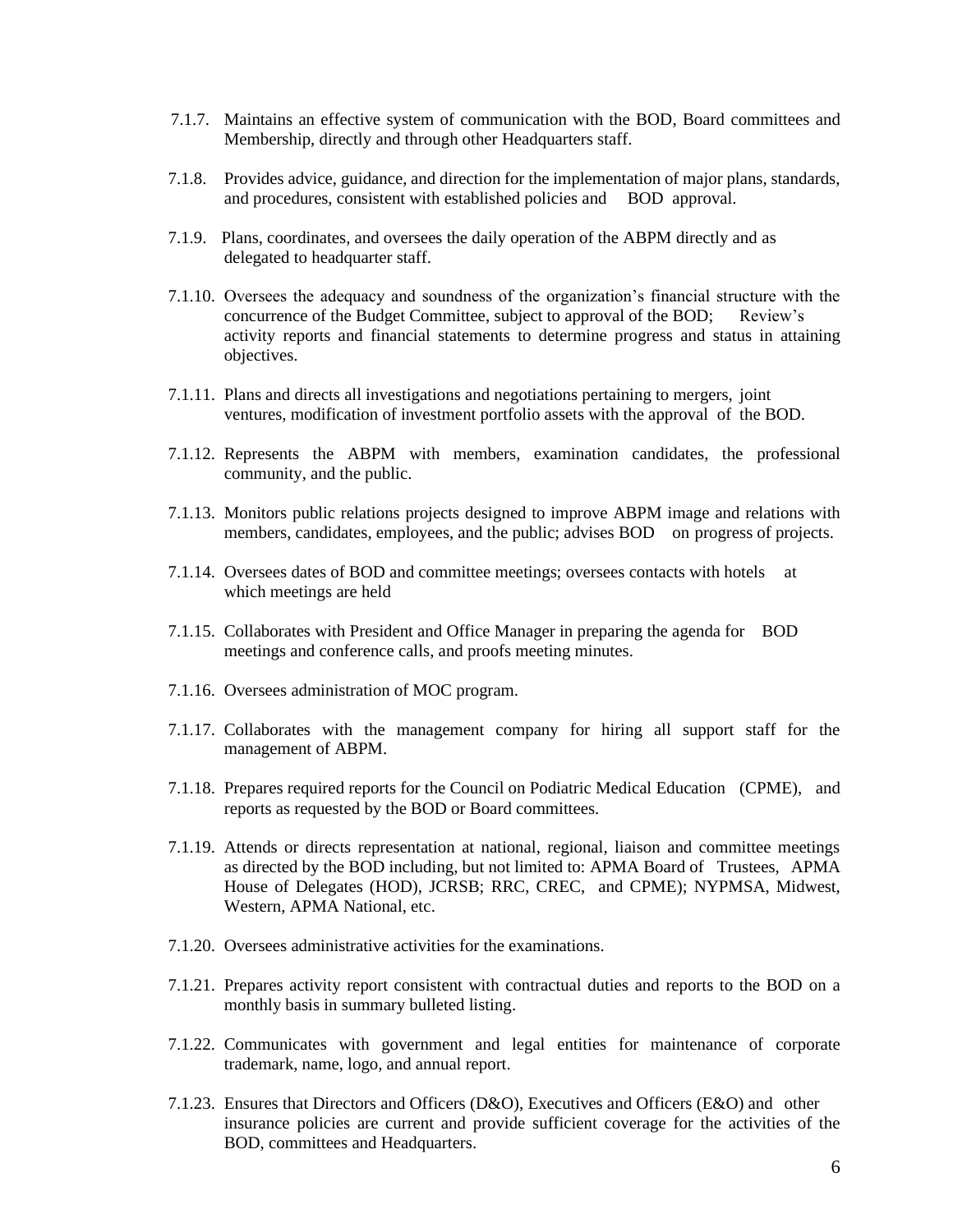7.1.7. Maintains an effective system of communication with the BOD, Board committees and Membership, directly and through other Headquarters staff.

7.1.8. Provides advice, guidance, and direction for the implementation of major plans, standards, and procedures, consistent with established policies and BOD approval.

7.1.9. Plans, coordinates, and oversees the daily operation of the ABPM directly and as delegated to headquarter staff.

7.1.10. Oversees the adequacy and soundness of the organization's financial structure with the concurrence of the Budget Committee, subject to approval of the BOD; Review's activity reports and financial statements to determine progress and status in attaining objectives.

7.1.11. Plans and directs all investigations and negotiations pertaining to mergers, joint ventures, modification of investment portfolio assets with the approval of the BOD.

7.1.12. Represents the ABPM with members, examination candidates, the professional community, and the public.

7.1.13. Monitors public relations projects designed to improve ABPM image and relations with members, candidates, employees, and the public; advises BOD on progress of projects.

7.1.14. Oversees dates of BOD and committee meetings; oversees contacts with hotels at which meetings are held

7.1.15. Collaborates with President and Office Manager in preparing the agenda for BOD meetings and conference calls, and proofs meeting minutes.

7.1.16. Oversees administration of MOC program.

7.1.17. Collaborates with the management company for hiring all support staff for the management of ABPM.

7.1.18. Prepares required reports for the Council on Podiatric Medical Education (CPME), and reports as requested by the BOD or Board committees.

7.1.19. Attends or directs representation at national, regional, liaison and committee meetings as directed by the BOD including, but not limited to: APMA Board of Trustees, APMA House of Delegates (HOD), JCRSB; RRC, CREC, and CPME); NYPMSA, Midwest, Western, APMA National, etc.

7.1.20. Oversees administrative activities for the examinations.

7.1.21. Prepares activity report consistent with contractual duties and reports to the BOD on a monthly basis in summary bulleted listing.

7.1.22. Communicates with government and legal entities for maintenance of corporate trademark, name, logo, and annual report.

7.1.23. Ensures that Directors and Officers (D&O), Executives and Officers (E&O) and other insurance policies are current and provide sufficient coverage for the activities of the BOD, committees and Headquarters.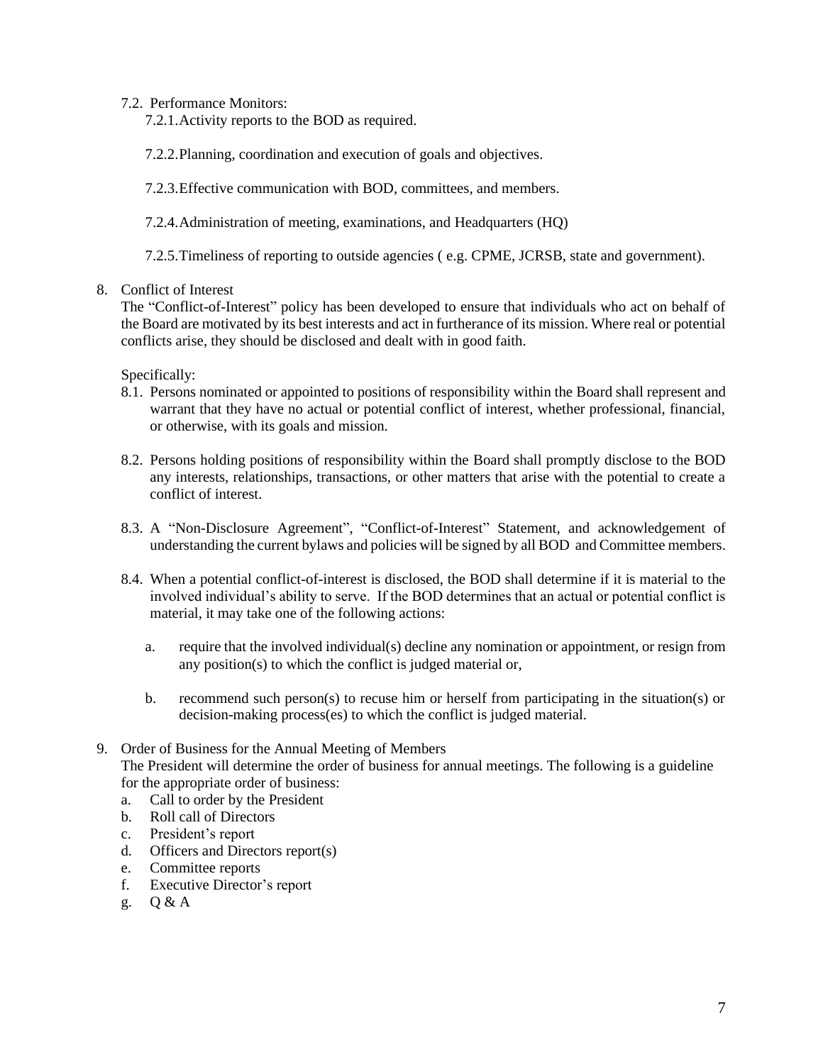7.2. Performance Monitors:

7.2.1. Activity reports to the BOD as required.

7.2.2. Planning, coordination and execution of goals and objectives.

7.2.3. Effective communication with BOD, committees, and members.

7.2.4. Administration of meeting, examinations, and Headquarters (HQ)

7.2.5. Timeliness of reporting to outside agencies ( e.g. CPME, JCRSB, state and government).

8. Conflict of Interest

The "Conflict-of-Interest" policy has been developed to ensure that individuals who act on behalf of the Board are motivated by its best interests and act in furtherance of its mission. Where real or potential conflicts arise, they should be disclosed and dealt with in good faith.

Specifically:

8.1. Persons nominated or appointed to positions of responsibility within the Board shall represent and warrant that they have no actual or potential conflict of interest, whether professional, financial, or otherwise, with its goals and mission.

8.2. Persons holding positions of responsibility within the Board shall promptly disclose to the BOD any interests, relationships, transactions, or other matters that arise with the potential to create a conflict of interest.

8.3. A "Non-Disclosure Agreement", "Conflict-of-Interest" Statement, and acknowledgement of understanding the current bylaws and policies will be signed by all BOD and Committee members.

8.4. When a potential conflict-of-interest is disclosed, the BOD shall determine if it is material to the involved individual's ability to serve. If the BOD determines that an actual or potential conflict is material, it may take one of the following actions:

a. require that the involved individual(s) decline any nomination or appointment, or resign from any position(s) to which the conflict is judged material or,

b. recommend such person(s) to recuse him or herself from participating in the situation(s) or decision-making process(es) to which the conflict is judged material.

9. Order of Business for the Annual Meeting of Members

The President will determine the order of business for annual meetings. The following is a guideline for the appropriate order of business:

a. Call to order by the President
b. Roll call of Directors
c. President's report
d. Officers and Directors report(s)
e. Committee reports
f. Executive Director's report
g. Q & A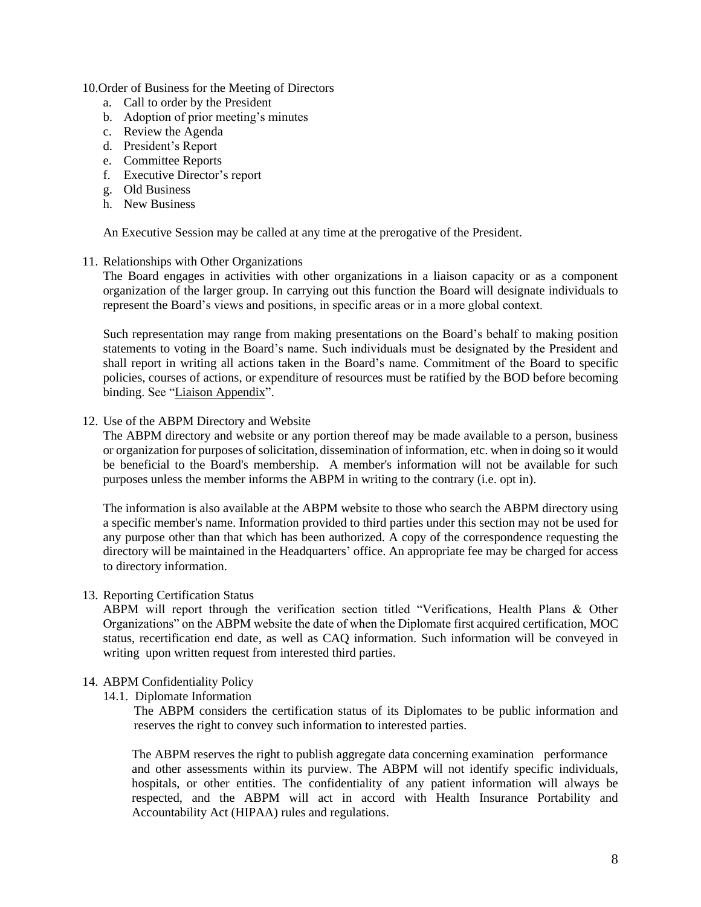10. Order of Business for the Meeting of Directors
    a. Call to order by the President
    b. Adoption of prior meeting's minutes
    c. Review the Agenda
    d. President's Report
    e. Committee Reports
    f. Executive Director's report
    g. Old Business
    h. New Business

    An Executive Session may be called at any time at the prerogative of the President.

11. Relationships with Other Organizations

    The Board engages in activities with other organizations in a liaison capacity or as a component organization of the larger group. In carrying out this function the Board will designate individuals to represent the Board's views and positions, in specific areas or in a more global context.

    Such representation may range from making presentations on the Board's behalf to making position statements to voting in the Board's name. Such individuals must be designated by the President and shall report in writing all actions taken in the Board's name. Commitment of the Board to specific policies, courses of actions, or expenditure of resources must be ratified by the BOD before becoming binding. See "Liaison Appendix".

12. Use of the ABPM Directory and Website

    The ABPM directory and website or any portion thereof may be made available to a person, business or organization for purposes of solicitation, dissemination of information, etc. when in doing so it would be beneficial to the Board's membership. A member's information will not be available for such purposes unless the member informs the ABPM in writing to the contrary (i.e. opt in).

    The information is also available at the ABPM website to those who search the ABPM directory using a specific member's name. Information provided to third parties under this section may not be used for any purpose other than that which has been authorized. A copy of the correspondence requesting the directory will be maintained in the Headquarters' office. An appropriate fee may be charged for access to directory information.

13. Reporting Certification Status

    ABPM will report through the verification section titled "Verifications, Health Plans & Other Organizations" on the ABPM website the date of when the Diplomate first acquired certification, MOC status, recertification end date, as well as CAQ information. Such information will be conveyed in writing upon written request from interested third parties.

14. ABPM Confidentiality Policy

    14.1. Diplomate Information

    The ABPM considers the certification status of its Diplomates to be public information and reserves the right to convey such information to interested parties.

    The ABPM reserves the right to publish aggregate data concerning examination performance and other assessments within its purview. The ABPM will not identify specific individuals, hospitals, or other entities. The confidentiality of any patient information will always be respected, and the ABPM will act in accord with Health Insurance Portability and Accountability Act (HIPAA) rules and regulations.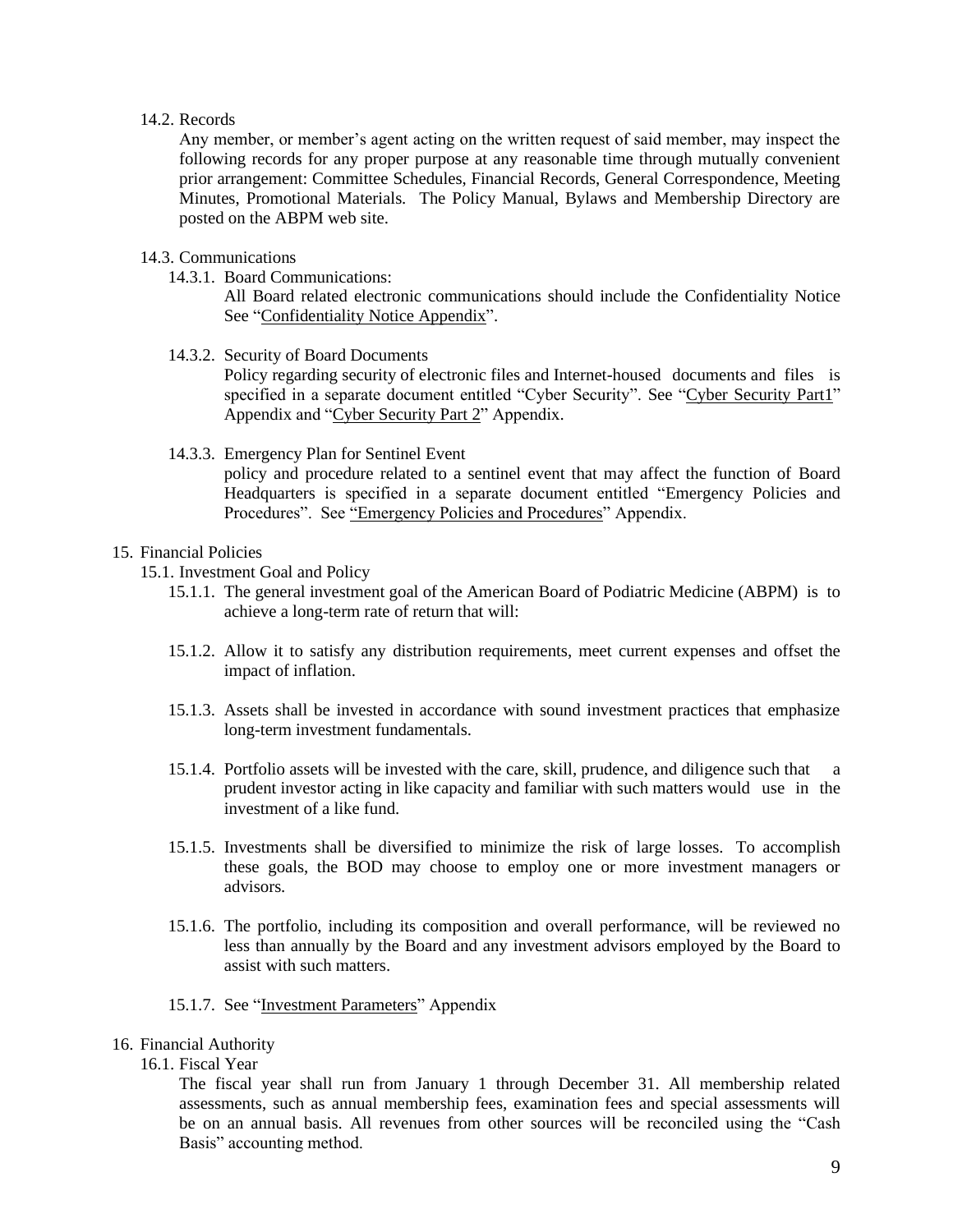14.2. Records

Any member, or member's agent acting on the written request of said member, may inspect the following records for any proper purpose at any reasonable time through mutually convenient prior arrangement: Committee Schedules, Financial Records, General Correspondence, Meeting Minutes, Promotional Materials. The Policy Manual, Bylaws and Membership Directory are posted on the ABPM web site.

14.3. Communications

14.3.1. Board Communications:

All Board related electronic communications should include the Confidentiality Notice See "Confidentiality Notice Appendix".

14.3.2. Security of Board Documents

Policy regarding security of electronic files and Internet-housed documents and files is specified in a separate document entitled "Cyber Security". See "Cyber Security Part1" Appendix and "Cyber Security Part 2" Appendix.

14.3.3. Emergency Plan for Sentinel Event

policy and procedure related to a sentinel event that may affect the function of Board Headquarters is specified in a separate document entitled "Emergency Policies and Procedures". See "Emergency Policies and Procedures" Appendix.

## 15. Financial Policies

15.1. Investment Goal and Policy

15.1.1. The general investment goal of the American Board of Podiatric Medicine (ABPM) is to achieve a long-term rate of return that will:

15.1.2. Allow it to satisfy any distribution requirements, meet current expenses and offset the impact of inflation.

15.1.3. Assets shall be invested in accordance with sound investment practices that emphasize long-term investment fundamentals.

15.1.4. Portfolio assets will be invested with the care, skill, prudence, and diligence such that a prudent investor acting in like capacity and familiar with such matters would use in the investment of a like fund.

15.1.5. Investments shall be diversified to minimize the risk of large losses. To accomplish these goals, the BOD may choose to employ one or more investment managers or advisors.

15.1.6. The portfolio, including its composition and overall performance, will be reviewed no less than annually by the Board and any investment advisors employed by the Board to assist with such matters.

15.1.7. See "Investment Parameters" Appendix

## 16. Financial Authority

16.1. Fiscal Year

The fiscal year shall run from January 1 through December 31. All membership related assessments, such as annual membership fees, examination fees and special assessments will be on an annual basis. All revenues from other sources will be reconciled using the "Cash Basis" accounting method.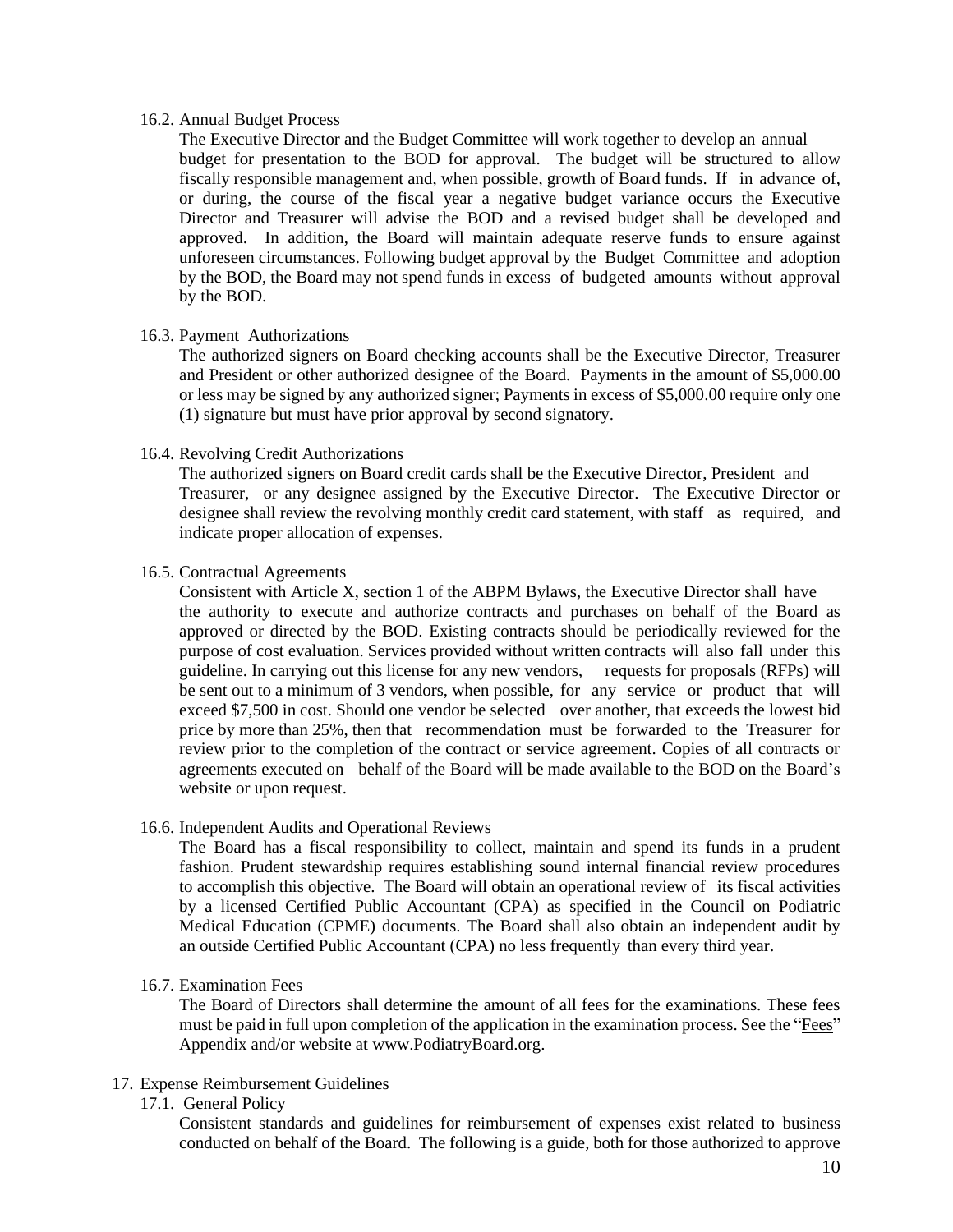16.2. Annual Budget Process

The Executive Director and the Budget Committee will work together to develop an annual budget for presentation to the BOD for approval. The budget will be structured to allow fiscally responsible management and, when possible, growth of Board funds. If in advance of, or during, the course of the fiscal year a negative budget variance occurs the Executive Director and Treasurer will advise the BOD and a revised budget shall be developed and approved. In addition, the Board will maintain adequate reserve funds to ensure against unforeseen circumstances. Following budget approval by the Budget Committee and adoption by the BOD, the Board may not spend funds in excess of budgeted amounts without approval by the BOD.

16.3. Payment Authorizations

The authorized signers on Board checking accounts shall be the Executive Director, Treasurer and President or other authorized designee of the Board. Payments in the amount of $5,000.00 or less may be signed by any authorized signer; Payments in excess of $5,000.00 require only one (1) signature but must have prior approval by second signatory.

16.4. Revolving Credit Authorizations

The authorized signers on Board credit cards shall be the Executive Director, President and Treasurer, or any designee assigned by the Executive Director. The Executive Director or designee shall review the revolving monthly credit card statement, with staff as required, and indicate proper allocation of expenses.

16.5. Contractual Agreements

Consistent with Article X, section 1 of the ABPM Bylaws, the Executive Director shall have the authority to execute and authorize contracts and purchases on behalf of the Board as approved or directed by the BOD. Existing contracts should be periodically reviewed for the purpose of cost evaluation. Services provided without written contracts will also fall under this guideline. In carrying out this license for any new vendors, requests for proposals (RFPs) will be sent out to a minimum of 3 vendors, when possible, for any service or product that will exceed $7,500 in cost. Should one vendor be selected over another, that exceeds the lowest bid price by more than 25%, then that recommendation must be forwarded to the Treasurer for review prior to the completion of the contract or service agreement. Copies of all contracts or agreements executed on behalf of the Board will be made available to the BOD on the Board's website or upon request.

16.6. Independent Audits and Operational Reviews

The Board has a fiscal responsibility to collect, maintain and spend its funds in a prudent fashion. Prudent stewardship requires establishing sound internal financial review procedures to accomplish this objective. The Board will obtain an operational review of its fiscal activities by a licensed Certified Public Accountant (CPA) as specified in the Council on Podiatric Medical Education (CPME) documents. The Board shall also obtain an independent audit by an outside Certified Public Accountant (CPA) no less frequently than every third year.

16.7. Examination Fees

The Board of Directors shall determine the amount of all fees for the examinations. These fees must be paid in full upon completion of the application in the examination process. See the "Fees" Appendix and/or website at www.PodiatryBoard.org.

17. Expense Reimbursement Guidelines

17.1. General Policy

Consistent standards and guidelines for reimbursement of expenses exist related to business conducted on behalf of the Board. The following is a guide, both for those authorized to approve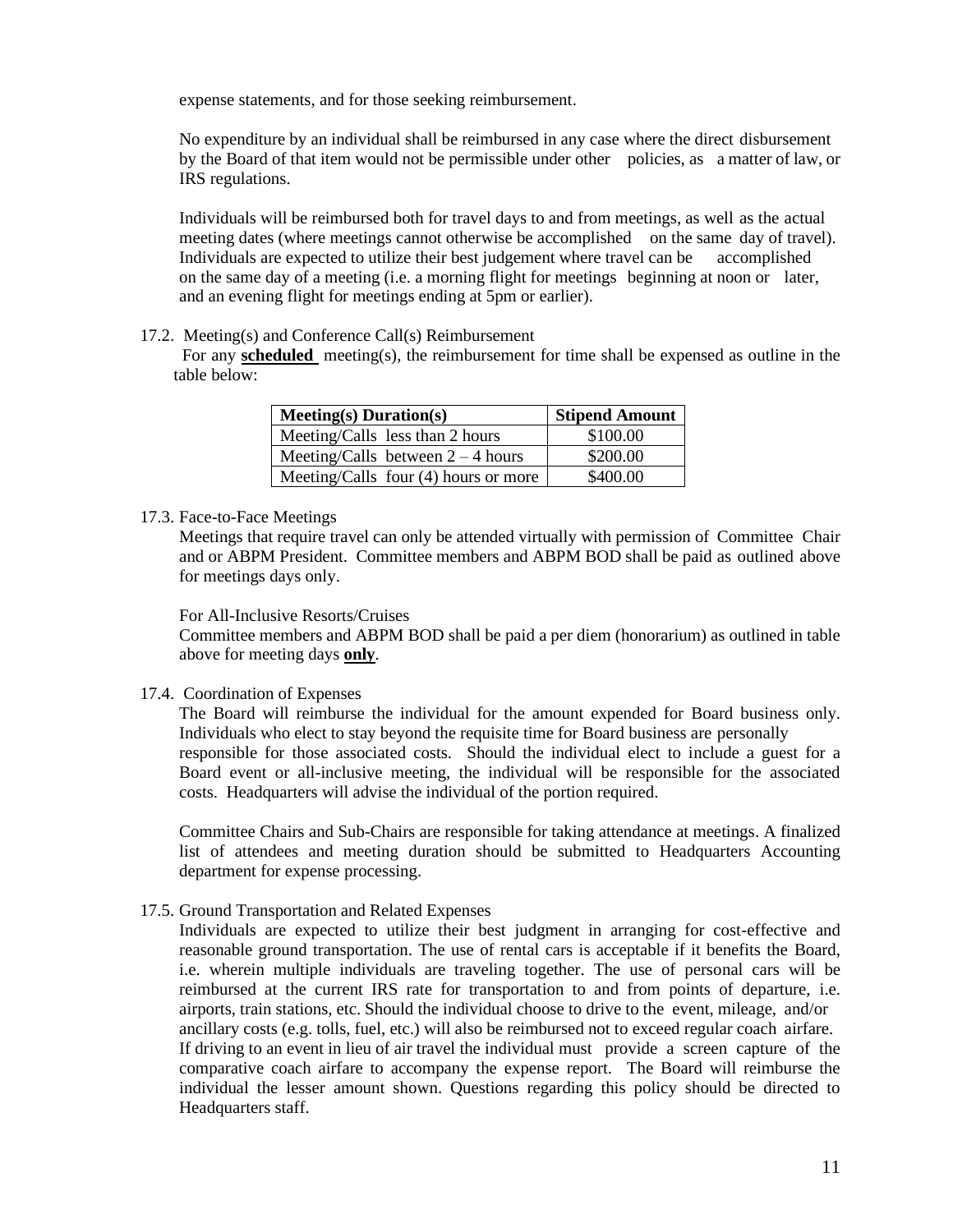expense statements, and for those seeking reimbursement.

No expenditure by an individual shall be reimbursed in any case where the direct disbursement by the Board of that item would not be permissible under other policies, as a matter of law, or IRS regulations.

Individuals will be reimbursed both for travel days to and from meetings, as well as the actual meeting dates (where meetings cannot otherwise be accomplished on the same day of travel). Individuals are expected to utilize their best judgement where travel can be accomplished on the same day of a meeting (i.e. a morning flight for meetings beginning at noon or later, and an evening flight for meetings ending at 5pm or earlier).

17.2. Meeting(s) and Conference Call(s) Reimbursement

For any **scheduled** meeting(s), the reimbursement for time shall be expensed as outline in the table below:

| Meeting(s) Duration(s) | Stipend Amount |
|---|---|
| Meeting/Calls less than 2 hours | $100.00 |
| Meeting/Calls between 2 – 4 hours | $200.00 |
| Meeting/Calls four (4) hours or more | $400.00 |

17.3. Face-to-Face Meetings

Meetings that require travel can only be attended virtually with permission of Committee Chair and or ABPM President. Committee members and ABPM BOD shall be paid as outlined above for meetings days only.

For All-Inclusive Resorts/Cruises

Committee members and ABPM BOD shall be paid a per diem (honorarium) as outlined in table above for meeting days **only**.

17.4. Coordination of Expenses

The Board will reimburse the individual for the amount expended for Board business only. Individuals who elect to stay beyond the requisite time for Board business are personally responsible for those associated costs. Should the individual elect to include a guest for a Board event or all-inclusive meeting, the individual will be responsible for the associated costs. Headquarters will advise the individual of the portion required.

Committee Chairs and Sub-Chairs are responsible for taking attendance at meetings. A finalized list of attendees and meeting duration should be submitted to Headquarters Accounting department for expense processing.

17.5. Ground Transportation and Related Expenses

Individuals are expected to utilize their best judgment in arranging for cost-effective and reasonable ground transportation. The use of rental cars is acceptable if it benefits the Board, i.e. wherein multiple individuals are traveling together. The use of personal cars will be reimbursed at the current IRS rate for transportation to and from points of departure, i.e. airports, train stations, etc. Should the individual choose to drive to the event, mileage, and/or ancillary costs (e.g. tolls, fuel, etc.) will also be reimbursed not to exceed regular coach airfare. If driving to an event in lieu of air travel the individual must provide a screen capture of the comparative coach airfare to accompany the expense report. The Board will reimburse the individual the lesser amount shown. Questions regarding this policy should be directed to Headquarters staff.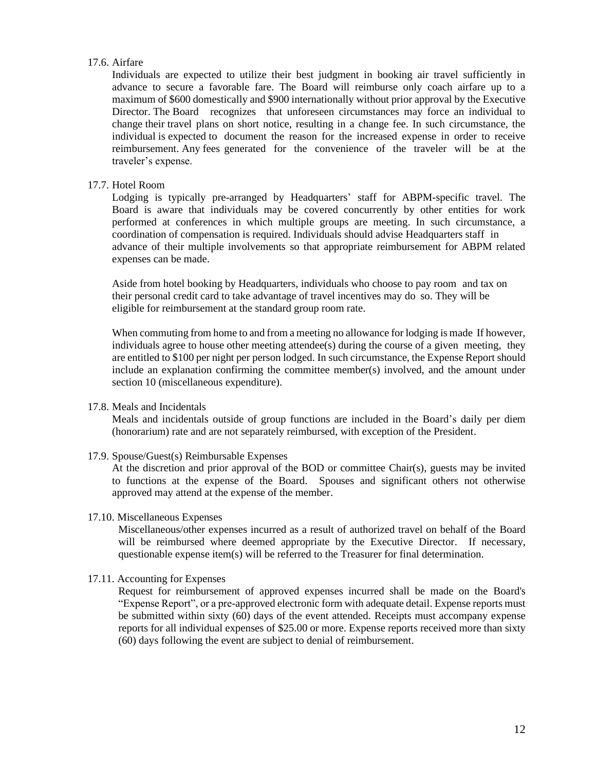### 17.6. Airfare

Individuals are expected to utilize their best judgment in booking air travel sufficiently in advance to secure a favorable fare. The Board will reimburse only coach airfare up to a maximum of $600 domestically and $900 internationally without prior approval by the Executive Director. The Board recognizes that unforeseen circumstances may force an individual to change their travel plans on short notice, resulting in a change fee. In such circumstance, the individual is expected to document the reason for the increased expense in order to receive reimbursement. Any fees generated for the convenience of the traveler will be at the traveler's expense.

### 17.7. Hotel Room

Lodging is typically pre-arranged by Headquarters' staff for ABPM-specific travel. The Board is aware that individuals may be covered concurrently by other entities for work performed at conferences in which multiple groups are meeting. In such circumstance, a coordination of compensation is required. Individuals should advise Headquarters staff in advance of their multiple involvements so that appropriate reimbursement for ABPM related expenses can be made.

Aside from hotel booking by Headquarters, individuals who choose to pay room and tax on their personal credit card to take advantage of travel incentives may do so. They will be eligible for reimbursement at the standard group room rate.

When commuting from home to and from a meeting no allowance for lodging is made If however, individuals agree to house other meeting attendee(s) during the course of a given meeting, they are entitled to $100 per night per person lodged. In such circumstance, the Expense Report should include an explanation confirming the committee member(s) involved, and the amount under section 10 (miscellaneous expenditure).

### 17.8. Meals and Incidentals

Meals and incidentals outside of group functions are included in the Board's daily per diem (honorarium) rate and are not separately reimbursed, with exception of the President.

### 17.9. Spouse/Guest(s) Reimbursable Expenses

At the discretion and prior approval of the BOD or committee Chair(s), guests may be invited to functions at the expense of the Board. Spouses and significant others not otherwise approved may attend at the expense of the member.

### 17.10. Miscellaneous Expenses

Miscellaneous/other expenses incurred as a result of authorized travel on behalf of the Board will be reimbursed where deemed appropriate by the Executive Director. If necessary, questionable expense item(s) will be referred to the Treasurer for final determination.

### 17.11. Accounting for Expenses

Request for reimbursement of approved expenses incurred shall be made on the Board's "Expense Report", or a pre-approved electronic form with adequate detail. Expense reports must be submitted within sixty (60) days of the event attended. Receipts must accompany expense reports for all individual expenses of $25.00 or more. Expense reports received more than sixty (60) days following the event are subject to denial of reimbursement.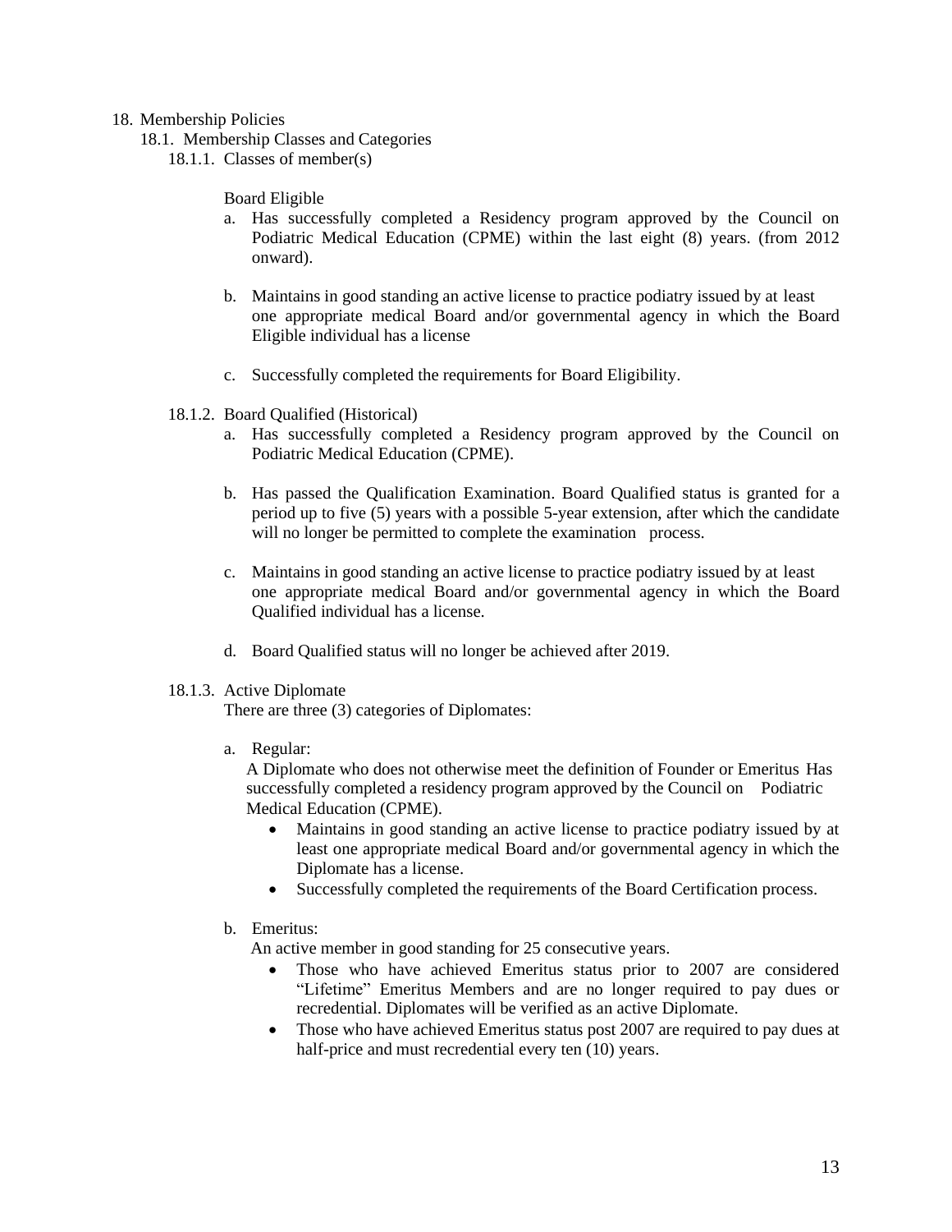18. Membership Policies

18.1. Membership Classes and Categories

18.1.1. Classes of member(s)

Board Eligible

a. Has successfully completed a Residency program approved by the Council on Podiatric Medical Education (CPME) within the last eight (8) years. (from 2012 onward).

b. Maintains in good standing an active license to practice podiatry issued by at least one appropriate medical Board and/or governmental agency in which the Board Eligible individual has a license

c. Successfully completed the requirements for Board Eligibility.

18.1.2. Board Qualified (Historical)

a. Has successfully completed a Residency program approved by the Council on Podiatric Medical Education (CPME).

b. Has passed the Qualification Examination. Board Qualified status is granted for a period up to five (5) years with a possible 5-year extension, after which the candidate will no longer be permitted to complete the examination process.

c. Maintains in good standing an active license to practice podiatry issued by at least one appropriate medical Board and/or governmental agency in which the Board Qualified individual has a license.

d. Board Qualified status will no longer be achieved after 2019.

18.1.3. Active Diplomate

There are three (3) categories of Diplomates:

a. Regular:

A Diplomate who does not otherwise meet the definition of Founder or Emeritus Has successfully completed a residency program approved by the Council on Podiatric Medical Education (CPME).

- Maintains in good standing an active license to practice podiatry issued by at least one appropriate medical Board and/or governmental agency in which the Diplomate has a license.
- Successfully completed the requirements of the Board Certification process.

b. Emeritus:

An active member in good standing for 25 consecutive years.

- Those who have achieved Emeritus status prior to 2007 are considered "Lifetime" Emeritus Members and are no longer required to pay dues or recredential. Diplomates will be verified as an active Diplomate.
- Those who have achieved Emeritus status post 2007 are required to pay dues at half-price and must recredential every ten (10) years.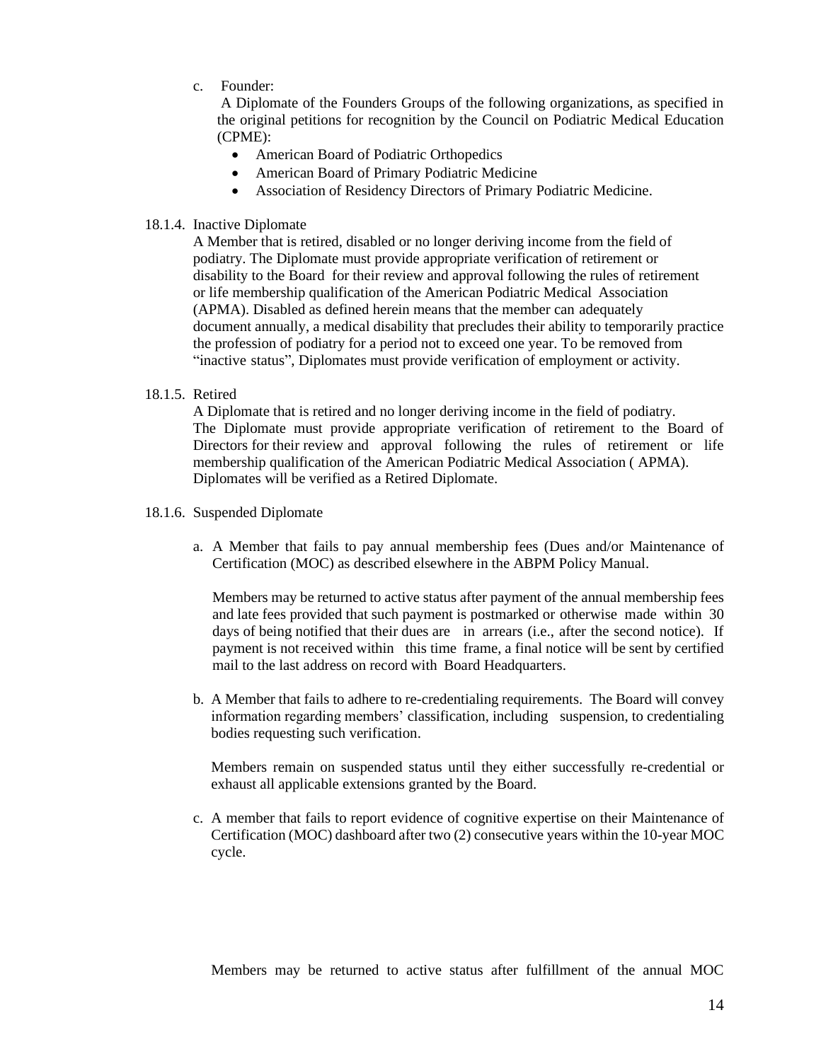c. Founder:

A Diplomate of the Founders Groups of the following organizations, as specified in the original petitions for recognition by the Council on Podiatric Medical Education (CPME):

- American Board of Podiatric Orthopedics
- American Board of Primary Podiatric Medicine
- Association of Residency Directors of Primary Podiatric Medicine.

18.1.4. Inactive Diplomate

A Member that is retired, disabled or no longer deriving income from the field of podiatry. The Diplomate must provide appropriate verification of retirement or disability to the Board for their review and approval following the rules of retirement or life membership qualification of the American Podiatric Medical Association (APMA). Disabled as defined herein means that the member can adequately document annually, a medical disability that precludes their ability to temporarily practice the profession of podiatry for a period not to exceed one year. To be removed from "inactive status", Diplomates must provide verification of employment or activity.

18.1.5. Retired

A Diplomate that is retired and no longer deriving income in the field of podiatry. The Diplomate must provide appropriate verification of retirement to the Board of Directors for their review and approval following the rules of retirement or life membership qualification of the American Podiatric Medical Association ( APMA). Diplomates will be verified as a Retired Diplomate.

18.1.6. Suspended Diplomate

a. A Member that fails to pay annual membership fees (Dues and/or Maintenance of Certification (MOC) as described elsewhere in the ABPM Policy Manual.

   Members may be returned to active status after payment of the annual membership fees and late fees provided that such payment is postmarked or otherwise made within 30 days of being notified that their dues are in arrears (i.e., after the second notice). If payment is not received within this time frame, a final notice will be sent by certified mail to the last address on record with Board Headquarters.

b. A Member that fails to adhere to re-credentialing requirements. The Board will convey information regarding members' classification, including suspension, to credentialing bodies requesting such verification.

   Members remain on suspended status until they either successfully re-credential or exhaust all applicable extensions granted by the Board.

c. A member that fails to report evidence of cognitive expertise on their Maintenance of Certification (MOC) dashboard after two (2) consecutive years within the 10-year MOC cycle.

   Members may be returned to active status after fulfillment of the annual MOC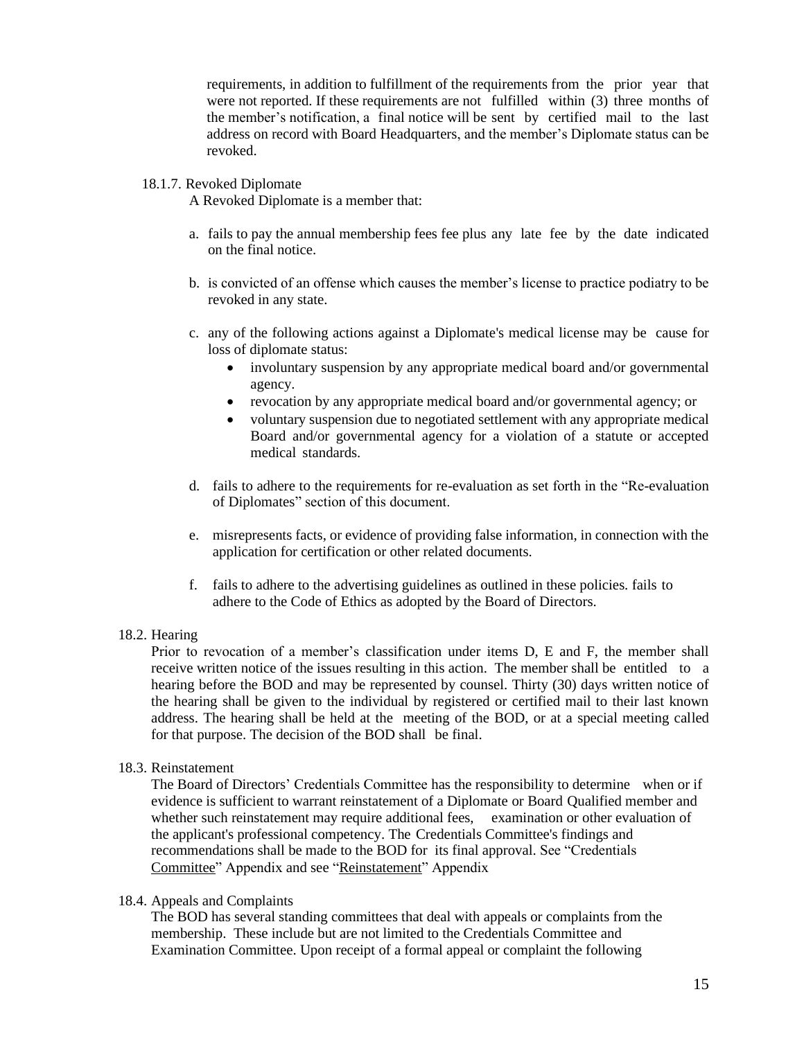requirements, in addition to fulfillment of the requirements from the prior year that were not reported. If these requirements are not fulfilled within (3) three months of the member's notification, a final notice will be sent by certified mail to the last address on record with Board Headquarters, and the member's Diplomate status can be revoked.

18.1.7. Revoked Diplomate

A Revoked Diplomate is a member that:

a. fails to pay the annual membership fees fee plus any late fee by the date indicated on the final notice.

b. is convicted of an offense which causes the member's license to practice podiatry to be revoked in any state.

c. any of the following actions against a Diplomate's medical license may be cause for loss of diplomate status:
   - involuntary suspension by any appropriate medical board and/or governmental agency.
   - revocation by any appropriate medical board and/or governmental agency; or
   - voluntary suspension due to negotiated settlement with any appropriate medical Board and/or governmental agency for a violation of a statute or accepted medical standards.

d. fails to adhere to the requirements for re-evaluation as set forth in the "Re-evaluation of Diplomates" section of this document.

e. misrepresents facts, or evidence of providing false information, in connection with the application for certification or other related documents.

f. fails to adhere to the advertising guidelines as outlined in these policies. fails to adhere to the Code of Ethics as adopted by the Board of Directors.

18.2. Hearing

Prior to revocation of a member's classification under items D, E and F, the member shall receive written notice of the issues resulting in this action. The member shall be entitled to a hearing before the BOD and may be represented by counsel. Thirty (30) days written notice of the hearing shall be given to the individual by registered or certified mail to their last known address. The hearing shall be held at the meeting of the BOD, or at a special meeting called for that purpose. The decision of the BOD shall be final.

18.3. Reinstatement

The Board of Directors' Credentials Committee has the responsibility to determine when or if evidence is sufficient to warrant reinstatement of a Diplomate or Board Qualified member and whether such reinstatement may require additional fees, examination or other evaluation of the applicant's professional competency. The Credentials Committee's findings and recommendations shall be made to the BOD for its final approval. See "Credentials Committee" Appendix and see "Reinstatement" Appendix

18.4. Appeals and Complaints

The BOD has several standing committees that deal with appeals or complaints from the membership. These include but are not limited to the Credentials Committee and Examination Committee. Upon receipt of a formal appeal or complaint the following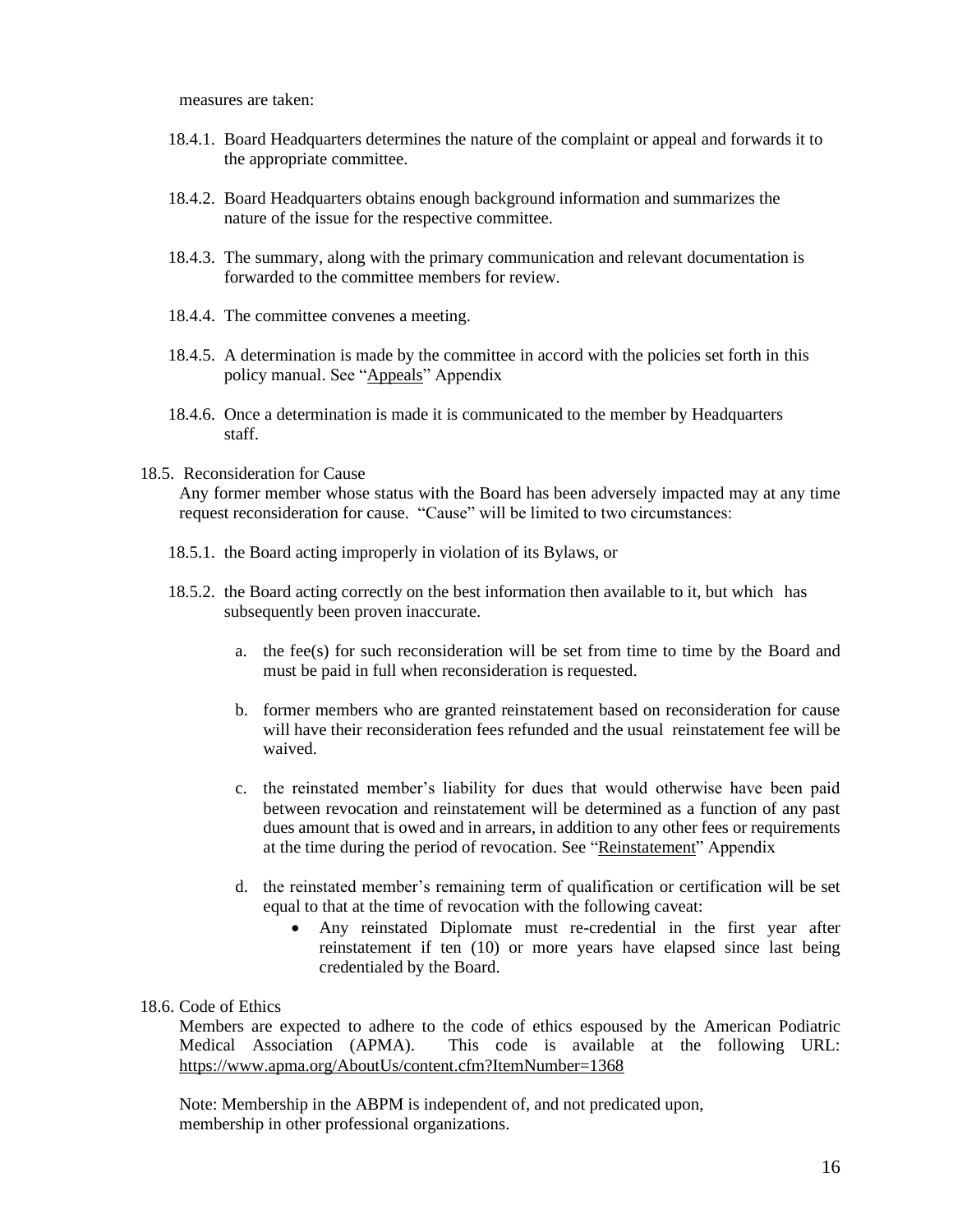measures are taken:

18.4.1. Board Headquarters determines the nature of the complaint or appeal and forwards it to the appropriate committee.

18.4.2. Board Headquarters obtains enough background information and summarizes the nature of the issue for the respective committee.

18.4.3. The summary, along with the primary communication and relevant documentation is forwarded to the committee members for review.

18.4.4. The committee convenes a meeting.

18.4.5. A determination is made by the committee in accord with the policies set forth in this policy manual. See "Appeals" Appendix

18.4.6. Once a determination is made it is communicated to the member by Headquarters staff.

18.5. Reconsideration for Cause

Any former member whose status with the Board has been adversely impacted may at any time request reconsideration for cause. "Cause" will be limited to two circumstances:

18.5.1. the Board acting improperly in violation of its Bylaws, or

18.5.2. the Board acting correctly on the best information then available to it, but which has subsequently been proven inaccurate.

a. the fee(s) for such reconsideration will be set from time to time by the Board and must be paid in full when reconsideration is requested.

b. former members who are granted reinstatement based on reconsideration for cause will have their reconsideration fees refunded and the usual reinstatement fee will be waived.

c. the reinstated member's liability for dues that would otherwise have been paid between revocation and reinstatement will be determined as a function of any past dues amount that is owed and in arrears, in addition to any other fees or requirements at the time during the period of revocation. See "Reinstatement" Appendix

d. the reinstated member's remaining term of qualification or certification will be set equal to that at the time of revocation with the following caveat:

- Any reinstated Diplomate must re-credential in the first year after reinstatement if ten (10) or more years have elapsed since last being credentialed by the Board.

18.6. Code of Ethics

Members are expected to adhere to the code of ethics espoused by the American Podiatric Medical Association (APMA). This code is available at the following URL: https://www.apma.org/AboutUs/content.cfm?ItemNumber=1368

Note: Membership in the ABPM is independent of, and not predicated upon, membership in other professional organizations.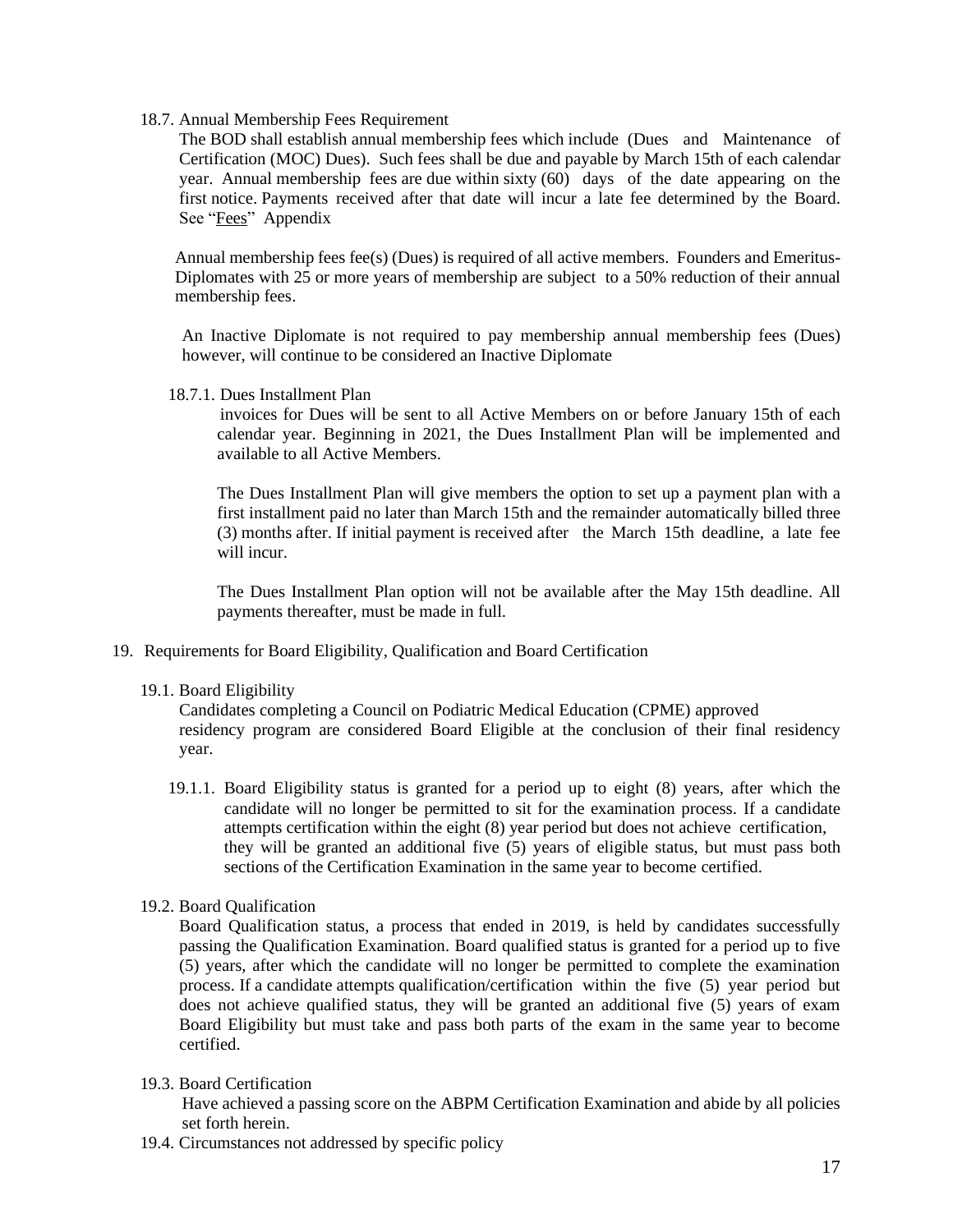### 18.7. Annual Membership Fees Requirement

The BOD shall establish annual membership fees which include (Dues and Maintenance of Certification (MOC) Dues). Such fees shall be due and payable by March 15th of each calendar year. Annual membership fees are due within sixty (60) days of the date appearing on the first notice. Payments received after that date will incur a late fee determined by the Board. See "Fees" Appendix

Annual membership fees fee(s) (Dues) is required of all active members. Founders and Emeritus-Diplomates with 25 or more years of membership are subject to a 50% reduction of their annual membership fees.

An Inactive Diplomate is not required to pay membership annual membership fees (Dues) however, will continue to be considered an Inactive Diplomate

#### 18.7.1. Dues Installment Plan

invoices for Dues will be sent to all Active Members on or before January 15th of each calendar year. Beginning in 2021, the Dues Installment Plan will be implemented and available to all Active Members.

The Dues Installment Plan will give members the option to set up a payment plan with a first installment paid no later than March 15th and the remainder automatically billed three (3) months after. If initial payment is received after the March 15th deadline, a late fee will incur.

The Dues Installment Plan option will not be available after the May 15th deadline. All payments thereafter, must be made in full.

## 19. Requirements for Board Eligibility, Qualification and Board Certification

### 19.1. Board Eligibility

Candidates completing a Council on Podiatric Medical Education (CPME) approved residency program are considered Board Eligible at the conclusion of their final residency year.

19.1.1. Board Eligibility status is granted for a period up to eight (8) years, after which the candidate will no longer be permitted to sit for the examination process. If a candidate attempts certification within the eight (8) year period but does not achieve certification, they will be granted an additional five (5) years of eligible status, but must pass both sections of the Certification Examination in the same year to become certified.

### 19.2. Board Qualification

Board Qualification status, a process that ended in 2019, is held by candidates successfully passing the Qualification Examination. Board qualified status is granted for a period up to five (5) years, after which the candidate will no longer be permitted to complete the examination process. If a candidate attempts qualification/certification within the five (5) year period but does not achieve qualified status, they will be granted an additional five (5) years of exam Board Eligibility but must take and pass both parts of the exam in the same year to become certified.

### 19.3. Board Certification

Have achieved a passing score on the ABPM Certification Examination and abide by all policies set forth herein.

### 19.4. Circumstances not addressed by specific policy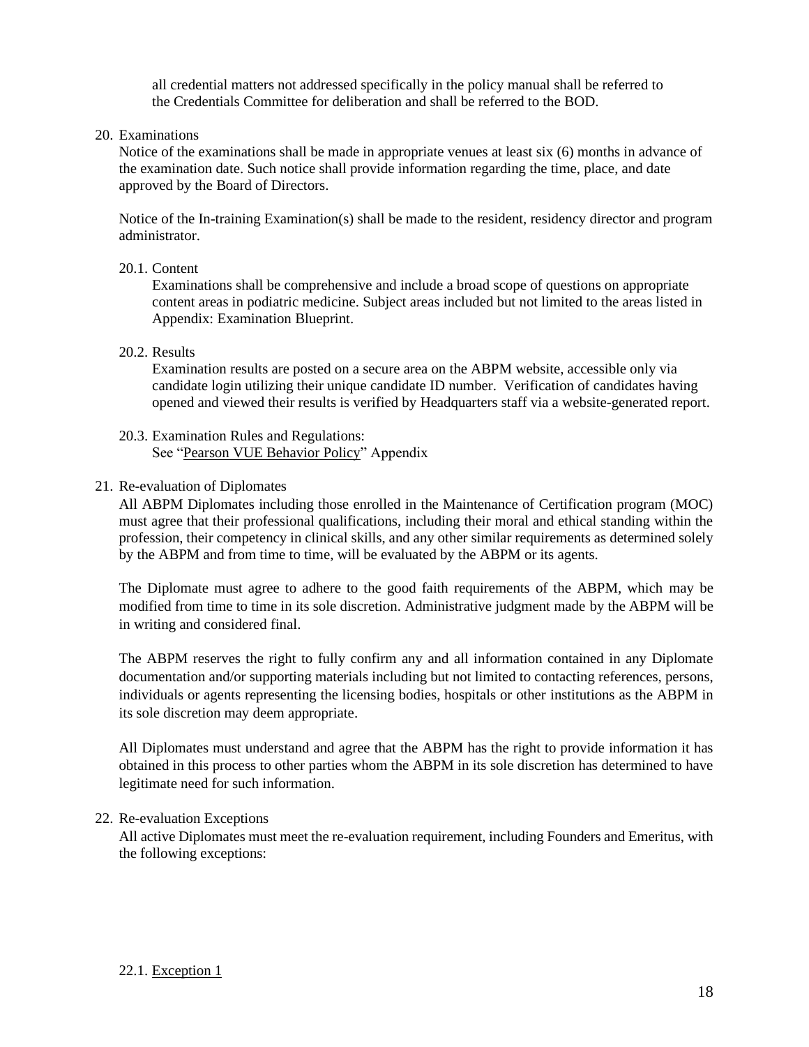all credential matters not addressed specifically in the policy manual shall be referred to the Credentials Committee for deliberation and shall be referred to the BOD.

20. Examinations

Notice of the examinations shall be made in appropriate venues at least six (6) months in advance of the examination date. Such notice shall provide information regarding the time, place, and date approved by the Board of Directors.

Notice of the In-training Examination(s) shall be made to the resident, residency director and program administrator.

20.1. Content

Examinations shall be comprehensive and include a broad scope of questions on appropriate content areas in podiatric medicine. Subject areas included but not limited to the areas listed in Appendix: Examination Blueprint.

20.2. Results

Examination results are posted on a secure area on the ABPM website, accessible only via candidate login utilizing their unique candidate ID number. Verification of candidates having opened and viewed their results is verified by Headquarters staff via a website-generated report.

20.3. Examination Rules and Regulations:

See "<u>Pearson VUE Behavior Policy</u>" Appendix

21. Re-evaluation of Diplomates

All ABPM Diplomates including those enrolled in the Maintenance of Certification program (MOC) must agree that their professional qualifications, including their moral and ethical standing within the profession, their competency in clinical skills, and any other similar requirements as determined solely by the ABPM and from time to time, will be evaluated by the ABPM or its agents.

The Diplomate must agree to adhere to the good faith requirements of the ABPM, which may be modified from time to time in its sole discretion. Administrative judgment made by the ABPM will be in writing and considered final.

The ABPM reserves the right to fully confirm any and all information contained in any Diplomate documentation and/or supporting materials including but not limited to contacting references, persons, individuals or agents representing the licensing bodies, hospitals or other institutions as the ABPM in its sole discretion may deem appropriate.

All Diplomates must understand and agree that the ABPM has the right to provide information it has obtained in this process to other parties whom the ABPM in its sole discretion has determined to have legitimate need for such information.

22. Re-evaluation Exceptions

All active Diplomates must meet the re-evaluation requirement, including Founders and Emeritus, with the following exceptions:

22.1. <u>Exception 1</u>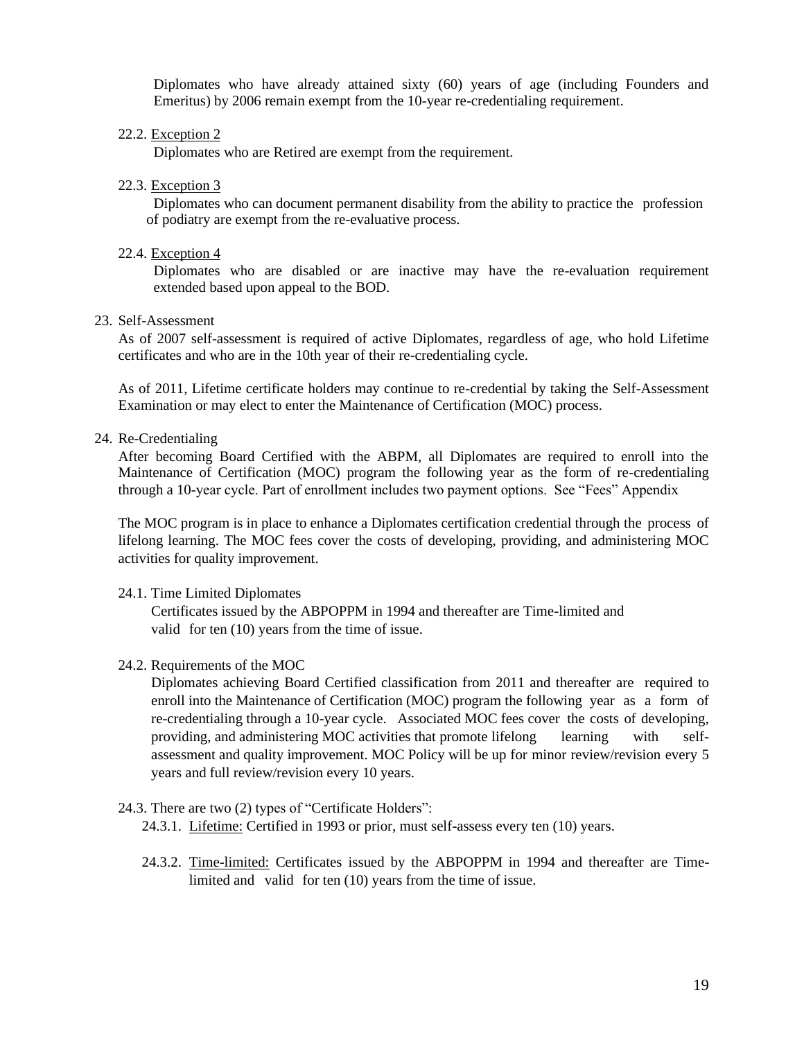Diplomates who have already attained sixty (60) years of age (including Founders and Emeritus) by 2006 remain exempt from the 10-year re-credentialing requirement.

22.2. Exception 2

Diplomates who are Retired are exempt from the requirement.

22.3. Exception 3

Diplomates who can document permanent disability from the ability to practice the profession of podiatry are exempt from the re-evaluative process.

22.4. Exception 4

Diplomates who are disabled or are inactive may have the re-evaluation requirement extended based upon appeal to the BOD.

23. Self-Assessment

As of 2007 self-assessment is required of active Diplomates, regardless of age, who hold Lifetime certificates and who are in the 10th year of their re-credentialing cycle.

As of 2011, Lifetime certificate holders may continue to re-credential by taking the Self-Assessment Examination or may elect to enter the Maintenance of Certification (MOC) process.

24. Re-Credentialing

After becoming Board Certified with the ABPM, all Diplomates are required to enroll into the Maintenance of Certification (MOC) program the following year as the form of re-credentialing through a 10-year cycle. Part of enrollment includes two payment options. See "Fees" Appendix

The MOC program is in place to enhance a Diplomates certification credential through the process of lifelong learning. The MOC fees cover the costs of developing, providing, and administering MOC activities for quality improvement.

24.1. Time Limited Diplomates

Certificates issued by the ABPOPPM in 1994 and thereafter are Time-limited and valid for ten (10) years from the time of issue.

24.2. Requirements of the MOC

Diplomates achieving Board Certified classification from 2011 and thereafter are required to enroll into the Maintenance of Certification (MOC) program the following year as a form of re-credentialing through a 10-year cycle. Associated MOC fees cover the costs of developing, providing, and administering MOC activities that promote lifelong learning with self-assessment and quality improvement. MOC Policy will be up for minor review/revision every 5 years and full review/revision every 10 years.

24.3. There are two (2) types of "Certificate Holders":

24.3.1. Lifetime: Certified in 1993 or prior, must self-assess every ten (10) years.

24.3.2. Time-limited: Certificates issued by the ABPOPPM in 1994 and thereafter are Time-limited and valid for ten (10) years from the time of issue.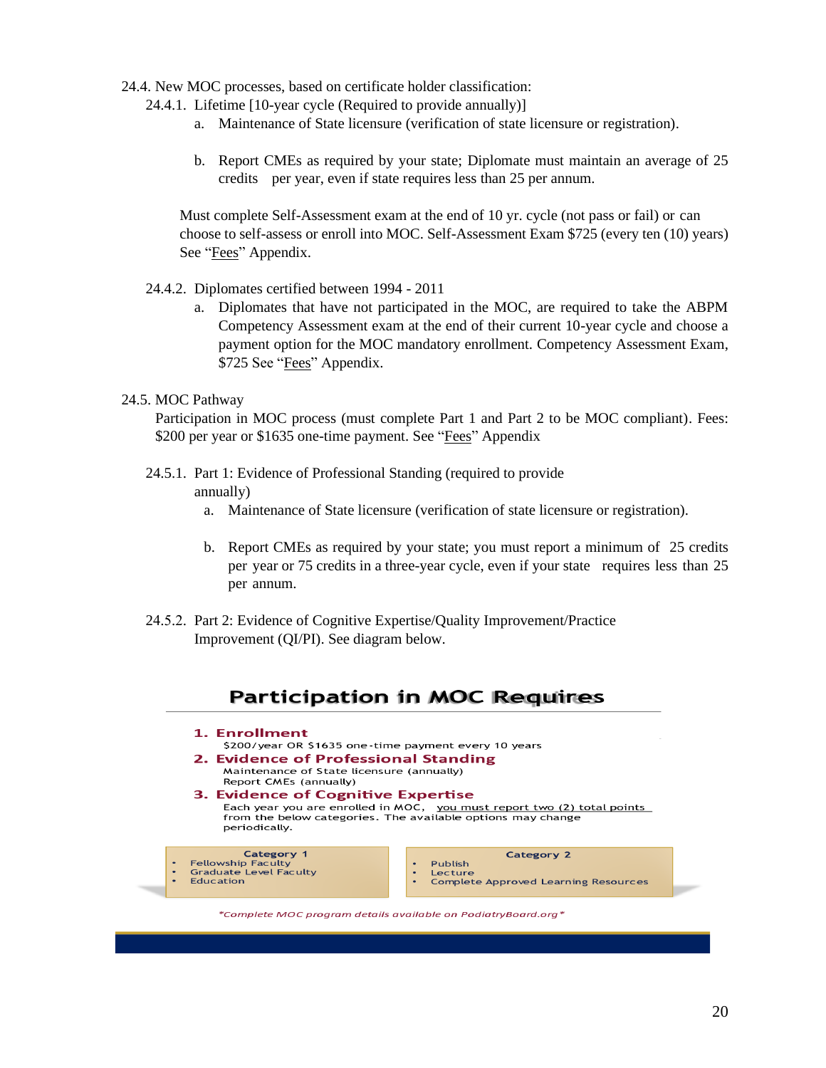24.4. New MOC processes, based on certificate holder classification:

24.4.1. Lifetime [10-year cycle (Required to provide annually)]

a. Maintenance of State licensure (verification of state licensure or registration).

b. Report CMEs as required by your state; Diplomate must maintain an average of 25 credits per year, even if state requires less than 25 per annum.

Must complete Self-Assessment exam at the end of 10 yr. cycle (not pass or fail) or can choose to self-assess or enroll into MOC. Self-Assessment Exam $725 (every ten (10) years) See "Fees" Appendix.

24.4.2. Diplomates certified between 1994 - 2011

a. Diplomates that have not participated in the MOC, are required to take the ABPM Competency Assessment exam at the end of their current 10-year cycle and choose a payment option for the MOC mandatory enrollment. Competency Assessment Exam, $725 See "Fees" Appendix.

24.5. MOC Pathway

Participation in MOC process (must complete Part 1 and Part 2 to be MOC compliant). Fees: $200 per year or $1635 one-time payment. See "Fees" Appendix

24.5.1. Part 1: Evidence of Professional Standing (required to provide annually)

a. Maintenance of State licensure (verification of state licensure or registration).

b. Report CMEs as required by your state; you must report a minimum of 25 credits per year or 75 credits in a three-year cycle, even if your state requires less than 25 per annum.

24.5.2. Part 2: Evidence of Cognitive Expertise/Quality Improvement/Practice Improvement (QI/PI). See diagram below.

## Participation in MOC Requires

**1. Enrollment**
$200/year OR $1635 one-time payment every 10 years

**2. Evidence of Professional Standing**
Maintenance of State licensure (annually)
Report CMEs (annually)

**3. Evidence of Cognitive Expertise**
Each year you are enrolled in MOC, you must report two (2) total points from the below categories. The available options may change periodically.

| Category 1 | Category 2 |
|---|---|
| • Fellowship Faculty<br>• Graduate Level Faculty<br>• Education | • Publish<br>• Lecture<br>• Complete Approved Learning Resources |

*\*Complete MOC program details available on PodiatryBoard.org\**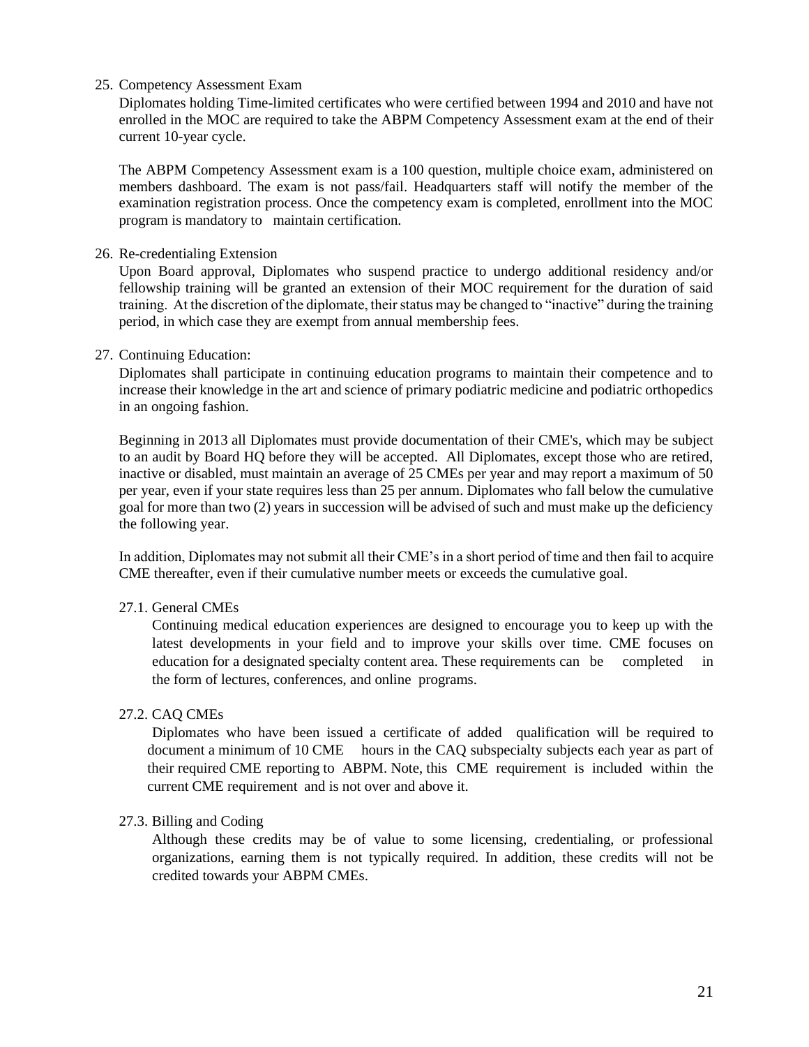25. Competency Assessment Exam

Diplomates holding Time-limited certificates who were certified between 1994 and 2010 and have not enrolled in the MOC are required to take the ABPM Competency Assessment exam at the end of their current 10-year cycle.

The ABPM Competency Assessment exam is a 100 question, multiple choice exam, administered on members dashboard. The exam is not pass/fail. Headquarters staff will notify the member of the examination registration process. Once the competency exam is completed, enrollment into the MOC program is mandatory to maintain certification.

26. Re-credentialing Extension

Upon Board approval, Diplomates who suspend practice to undergo additional residency and/or fellowship training will be granted an extension of their MOC requirement for the duration of said training. At the discretion of the diplomate, their status may be changed to "inactive" during the training period, in which case they are exempt from annual membership fees.

27. Continuing Education:

Diplomates shall participate in continuing education programs to maintain their competence and to increase their knowledge in the art and science of primary podiatric medicine and podiatric orthopedics in an ongoing fashion.

Beginning in 2013 all Diplomates must provide documentation of their CME's, which may be subject to an audit by Board HQ before they will be accepted. All Diplomates, except those who are retired, inactive or disabled, must maintain an average of 25 CMEs per year and may report a maximum of 50 per year, even if your state requires less than 25 per annum. Diplomates who fall below the cumulative goal for more than two (2) years in succession will be advised of such and must make up the deficiency the following year.

In addition, Diplomates may not submit all their CME's in a short period of time and then fail to acquire CME thereafter, even if their cumulative number meets or exceeds the cumulative goal.

27.1. General CMEs

Continuing medical education experiences are designed to encourage you to keep up with the latest developments in your field and to improve your skills over time. CME focuses on education for a designated specialty content area. These requirements can be completed in the form of lectures, conferences, and online programs.

27.2. CAQ CMEs

Diplomates who have been issued a certificate of added qualification will be required to document a minimum of 10 CME hours in the CAQ subspecialty subjects each year as part of their required CME reporting to ABPM. Note, this CME requirement is included within the current CME requirement and is not over and above it.

27.3. Billing and Coding

Although these credits may be of value to some licensing, credentialing, or professional organizations, earning them is not typically required. In addition, these credits will not be credited towards your ABPM CMEs.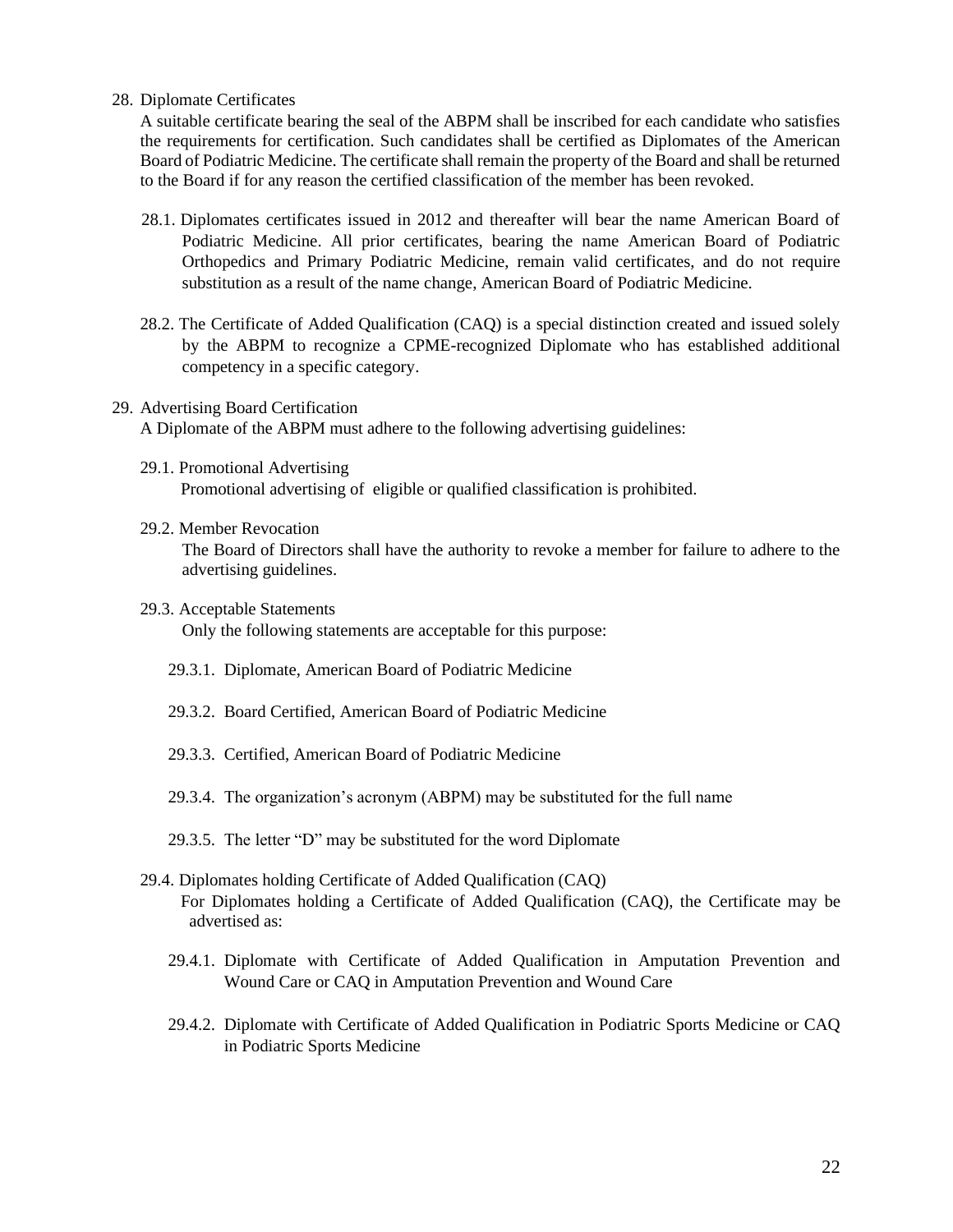28. Diplomate Certificates

A suitable certificate bearing the seal of the ABPM shall be inscribed for each candidate who satisfies the requirements for certification. Such candidates shall be certified as Diplomates of the American Board of Podiatric Medicine. The certificate shall remain the property of the Board and shall be returned to the Board if for any reason the certified classification of the member has been revoked.

28.1. Diplomates certificates issued in 2012 and thereafter will bear the name American Board of Podiatric Medicine. All prior certificates, bearing the name American Board of Podiatric Orthopedics and Primary Podiatric Medicine, remain valid certificates, and do not require substitution as a result of the name change, American Board of Podiatric Medicine.

28.2. The Certificate of Added Qualification (CAQ) is a special distinction created and issued solely by the ABPM to recognize a CPME-recognized Diplomate who has established additional competency in a specific category.

29. Advertising Board Certification

A Diplomate of the ABPM must adhere to the following advertising guidelines:

29.1. Promotional Advertising

Promotional advertising of eligible or qualified classification is prohibited.

29.2. Member Revocation

The Board of Directors shall have the authority to revoke a member for failure to adhere to the advertising guidelines.

29.3. Acceptable Statements

Only the following statements are acceptable for this purpose:

29.3.1. Diplomate, American Board of Podiatric Medicine

29.3.2. Board Certified, American Board of Podiatric Medicine

29.3.3. Certified, American Board of Podiatric Medicine

29.3.4. The organization's acronym (ABPM) may be substituted for the full name

29.3.5. The letter "D" may be substituted for the word Diplomate

29.4. Diplomates holding Certificate of Added Qualification (CAQ)

For Diplomates holding a Certificate of Added Qualification (CAQ), the Certificate may be advertised as:

29.4.1. Diplomate with Certificate of Added Qualification in Amputation Prevention and Wound Care or CAQ in Amputation Prevention and Wound Care

29.4.2. Diplomate with Certificate of Added Qualification in Podiatric Sports Medicine or CAQ in Podiatric Sports Medicine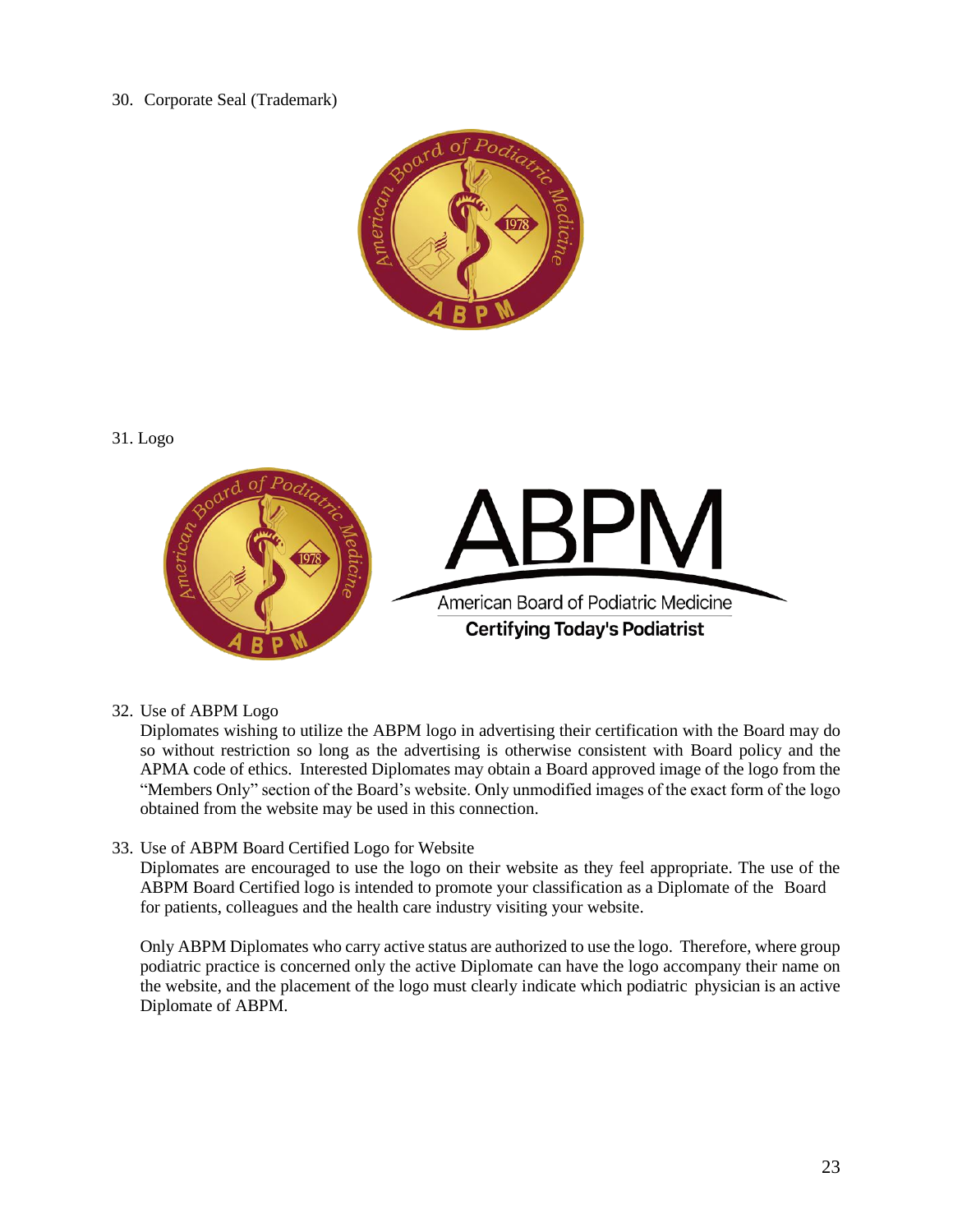30. Corporate Seal (Trademark)

31. Logo

32. Use of ABPM Logo
    Diplomates wishing to utilize the ABPM logo in advertising their certification with the Board may do so without restriction so long as the advertising is otherwise consistent with Board policy and the APMA code of ethics. Interested Diplomates may obtain a Board approved image of the logo from the "Members Only" section of the Board's website. Only unmodified images of the exact form of the logo obtained from the website may be used in this connection.

33. Use of ABPM Board Certified Logo for Website
    Diplomates are encouraged to use the logo on their website as they feel appropriate. The use of the ABPM Board Certified logo is intended to promote your classification as a Diplomate of the Board for patients, colleagues and the health care industry visiting your website.

    Only ABPM Diplomates who carry active status are authorized to use the logo. Therefore, where group podiatric practice is concerned only the active Diplomate can have the logo accompany their name on the website, and the placement of the logo must clearly indicate which podiatric physician is an active Diplomate of ABPM.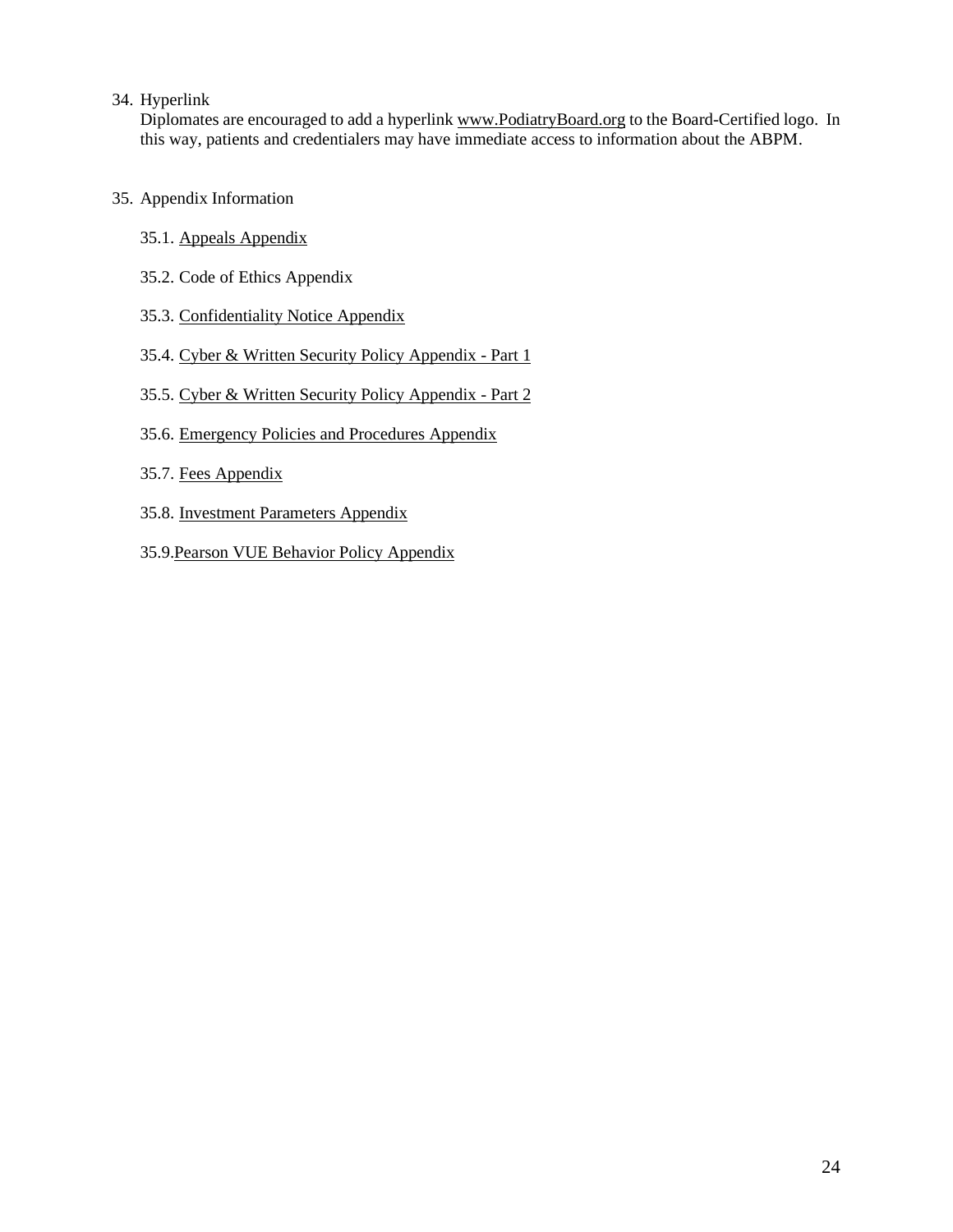34. Hyperlink

    Diplomates are encouraged to add a hyperlink www.PodiatryBoard.org to the Board-Certified logo. In this way, patients and credentialers may have immediate access to information about the ABPM.

35. Appendix Information

    35.1. Appeals Appendix

    35.2. Code of Ethics Appendix

    35.3. Confidentiality Notice Appendix

    35.4. Cyber & Written Security Policy Appendix - Part 1

    35.5. Cyber & Written Security Policy Appendix - Part 2

    35.6. Emergency Policies and Procedures Appendix

    35.7. Fees Appendix

    35.8. Investment Parameters Appendix

    35.9. Pearson VUE Behavior Policy Appendix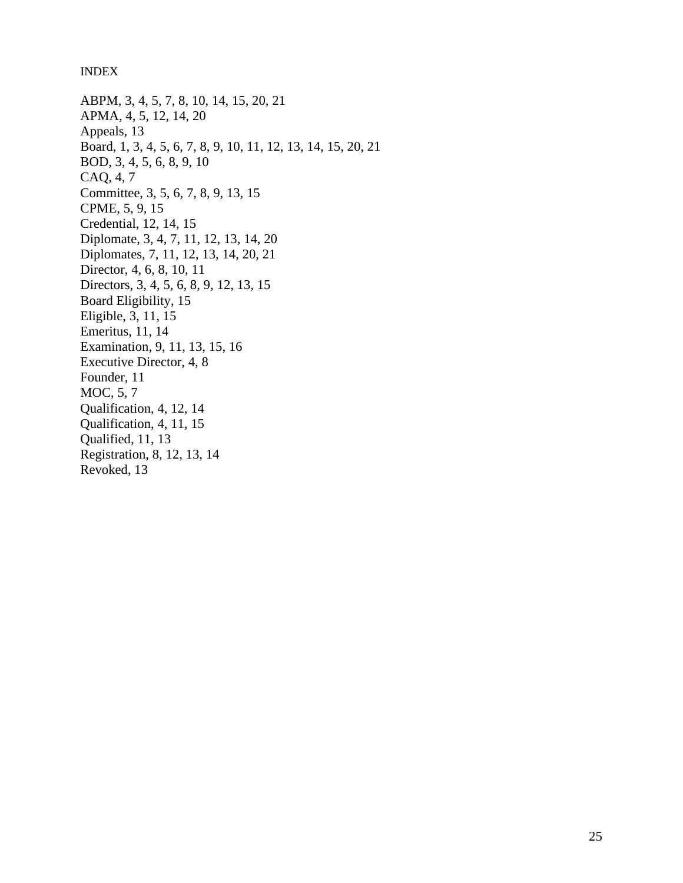# INDEX

ABPM, 3, 4, 5, 7, 8, 10, 14, 15, 20, 21
APMA, 4, 5, 12, 14, 20
Appeals, 13
Board, 1, 3, 4, 5, 6, 7, 8, 9, 10, 11, 12, 13, 14, 15, 20, 21
BOD, 3, 4, 5, 6, 8, 9, 10
CAQ, 4, 7
Committee, 3, 5, 6, 7, 8, 9, 13, 15
CPME, 5, 9, 15
Credential, 12, 14, 15
Diplomate, 3, 4, 7, 11, 12, 13, 14, 20
Diplomates, 7, 11, 12, 13, 14, 20, 21
Director, 4, 6, 8, 10, 11
Directors, 3, 4, 5, 6, 8, 9, 12, 13, 15
Board Eligibility, 15
Eligible, 3, 11, 15
Emeritus, 11, 14
Examination, 9, 11, 13, 15, 16
Executive Director, 4, 8
Founder, 11
MOC, 5, 7
Qualification, 4, 12, 14
Qualification, 4, 11, 15
Qualified, 11, 13
Registration, 8, 12, 13, 14
Revoked, 13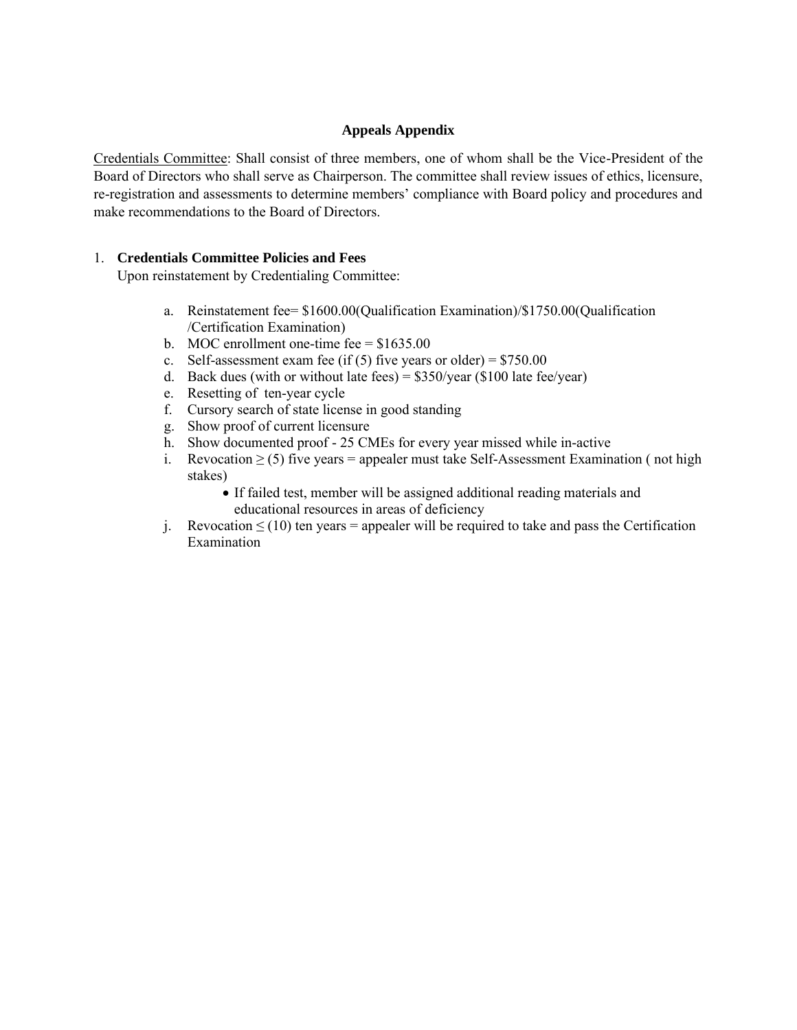## Appeals Appendix

Credentials Committee: Shall consist of three members, one of whom shall be the Vice-President of the Board of Directors who shall serve as Chairperson. The committee shall review issues of ethics, licensure, re-registration and assessments to determine members' compliance with Board policy and procedures and make recommendations to the Board of Directors.

1. **Credentials Committee Policies and Fees**

   Upon reinstatement by Credentialing Committee:

   a. Reinstatement fee= $1600.00(Qualification Examination)/$1750.00(Qualification /Certification Examination)
   b. MOC enrollment one-time fee = $1635.00
   c. Self-assessment exam fee (if (5) five years or older) = $750.00
   d. Back dues (with or without late fees) = $350/year ($100 late fee/year)
   e. Resetting of ten-year cycle
   f. Cursory search of state license in good standing
   g. Show proof of current licensure
   h. Show documented proof - 25 CMEs for every year missed while in-active
   i. Revocation ≥ (5) five years = appealer must take Self-Assessment Examination ( not high stakes)
      - If failed test, member will be assigned additional reading materials and educational resources in areas of deficiency
   j. Revocation ≤ (10) ten years = appealer will be required to take and pass the Certification Examination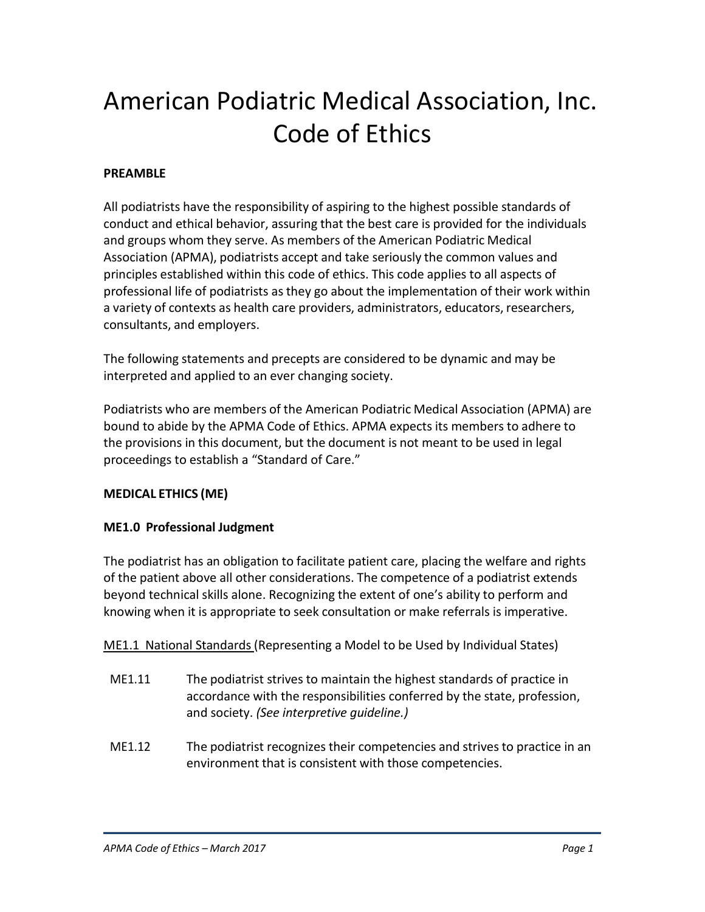# American Podiatric Medical Association, Inc. Code of Ethics

**PREAMBLE**

All podiatrists have the responsibility of aspiring to the highest possible standards of conduct and ethical behavior, assuring that the best care is provided for the individuals and groups whom they serve. As members of the American Podiatric Medical Association (APMA), podiatrists accept and take seriously the common values and principles established within this code of ethics. This code applies to all aspects of professional life of podiatrists as they go about the implementation of their work within a variety of contexts as health care providers, administrators, educators, researchers, consultants, and employers.

The following statements and precepts are considered to be dynamic and may be interpreted and applied to an ever changing society.

Podiatrists who are members of the American Podiatric Medical Association (APMA) are bound to abide by the APMA Code of Ethics. APMA expects its members to adhere to the provisions in this document, but the document is not meant to be used in legal proceedings to establish a "Standard of Care."

**MEDICAL ETHICS (ME)**

**ME1.0 Professional Judgment**

The podiatrist has an obligation to facilitate patient care, placing the welfare and rights of the patient above all other considerations. The competence of a podiatrist extends beyond technical skills alone. Recognizing the extent of one's ability to perform and knowing when it is appropriate to seek consultation or make referrals is imperative.

<u>ME1.1 National Standards</u> (Representing a Model to be Used by Individual States)

- ME1.11 The podiatrist strives to maintain the highest standards of practice in accordance with the responsibilities conferred by the state, profession, and society. *(See interpretive guideline.)*

- ME1.12 The podiatrist recognizes their competencies and strives to practice in an environment that is consistent with those competencies.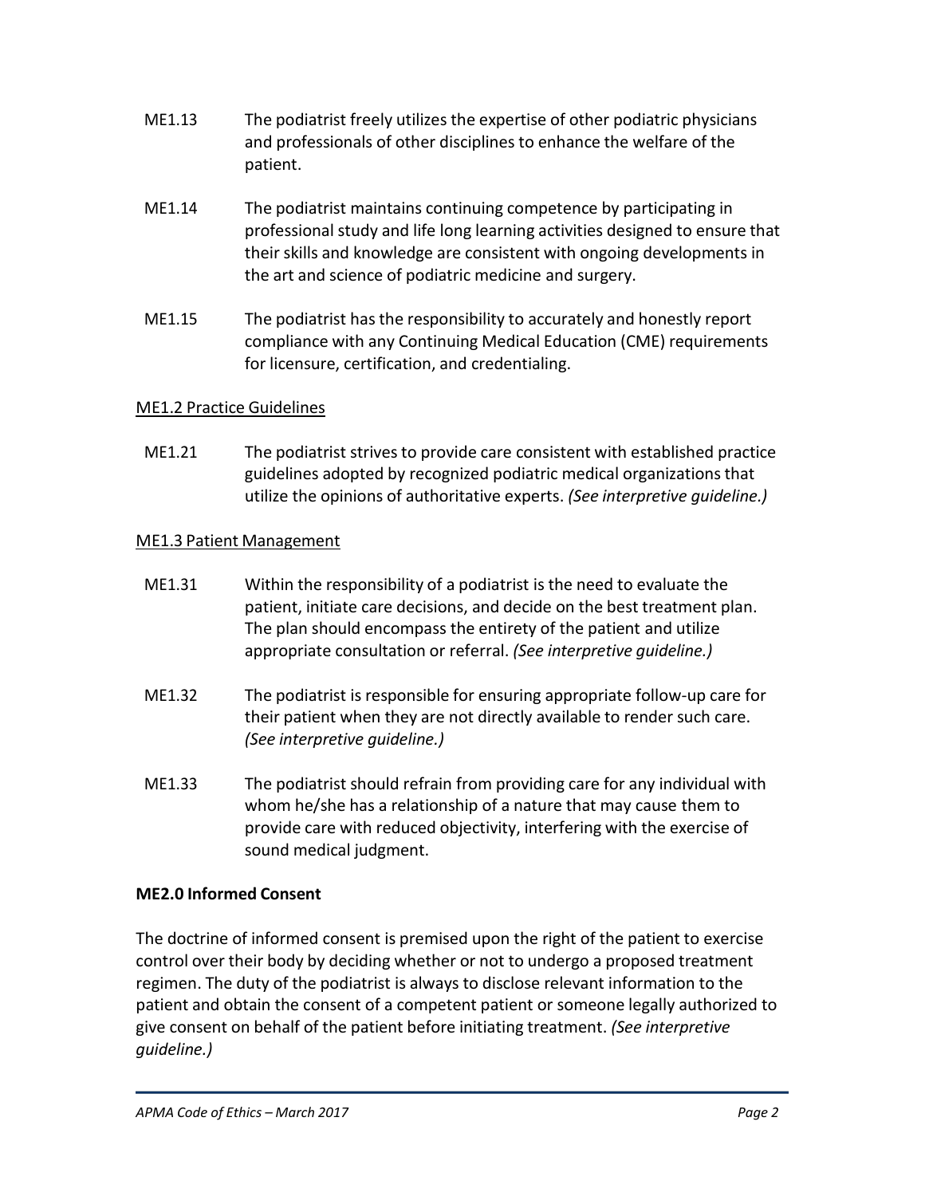ME1.13 The podiatrist freely utilizes the expertise of other podiatric physicians and professionals of other disciplines to enhance the welfare of the patient.

ME1.14 The podiatrist maintains continuing competence by participating in professional study and life long learning activities designed to ensure that their skills and knowledge are consistent with ongoing developments in the art and science of podiatric medicine and surgery.

ME1.15 The podiatrist has the responsibility to accurately and honestly report compliance with any Continuing Medical Education (CME) requirements for licensure, certification, and credentialing.

<u>ME1.2 Practice Guidelines</u>

ME1.21 The podiatrist strives to provide care consistent with established practice guidelines adopted by recognized podiatric medical organizations that utilize the opinions of authoritative experts. *(See interpretive guideline.)*

<u>ME1.3 Patient Management</u>

ME1.31 Within the responsibility of a podiatrist is the need to evaluate the patient, initiate care decisions, and decide on the best treatment plan. The plan should encompass the entirety of the patient and utilize appropriate consultation or referral. *(See interpretive guideline.)*

ME1.32 The podiatrist is responsible for ensuring appropriate follow-up care for their patient when they are not directly available to render such care. *(See interpretive guideline.)*

ME1.33 The podiatrist should refrain from providing care for any individual with whom he/she has a relationship of a nature that may cause them to provide care with reduced objectivity, interfering with the exercise of sound medical judgment.

**ME2.0 Informed Consent**

The doctrine of informed consent is premised upon the right of the patient to exercise control over their body by deciding whether or not to undergo a proposed treatment regimen. The duty of the podiatrist is always to disclose relevant information to the patient and obtain the consent of a competent patient or someone legally authorized to give consent on behalf of the patient before initiating treatment. *(See interpretive guideline.)*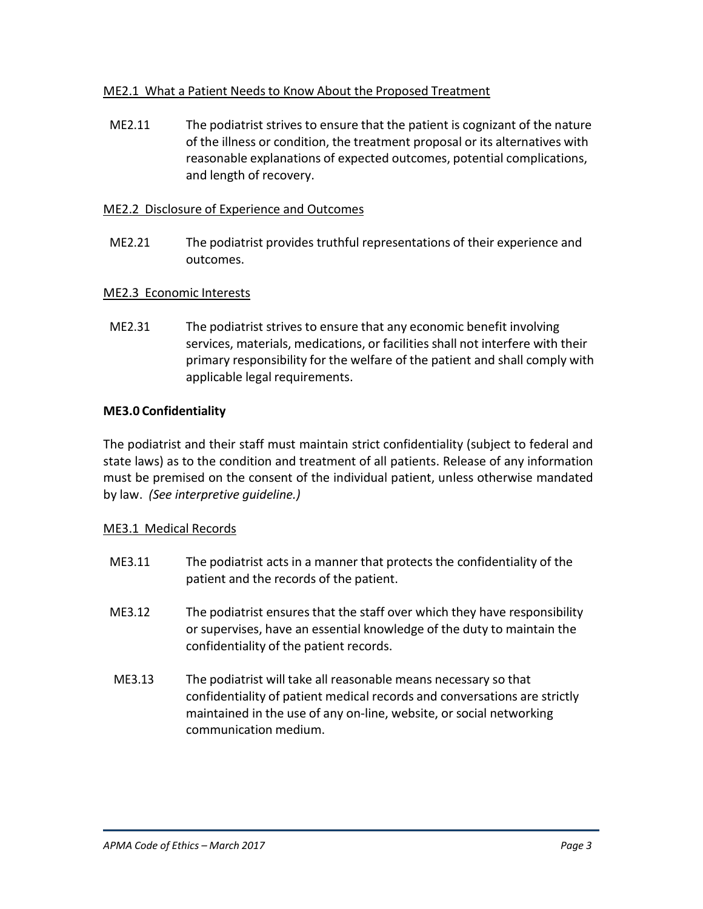ME2.1 What a Patient Needs to Know About the Proposed Treatment

ME2.11 The podiatrist strives to ensure that the patient is cognizant of the nature of the illness or condition, the treatment proposal or its alternatives with reasonable explanations of expected outcomes, potential complications, and length of recovery.

ME2.2 Disclosure of Experience and Outcomes

ME2.21 The podiatrist provides truthful representations of their experience and outcomes.

ME2.3 Economic Interests

ME2.31 The podiatrist strives to ensure that any economic benefit involving services, materials, medications, or facilities shall not interfere with their primary responsibility for the welfare of the patient and shall comply with applicable legal requirements.

## ME3.0 Confidentiality

The podiatrist and their staff must maintain strict confidentiality (subject to federal and state laws) as to the condition and treatment of all patients. Release of any information must be premised on the consent of the individual patient, unless otherwise mandated by law. *(See interpretive guideline.)*

ME3.1 Medical Records

ME3.11 The podiatrist acts in a manner that protects the confidentiality of the patient and the records of the patient.

ME3.12 The podiatrist ensures that the staff over which they have responsibility or supervises, have an essential knowledge of the duty to maintain the confidentiality of the patient records.

ME3.13 The podiatrist will take all reasonable means necessary so that confidentiality of patient medical records and conversations are strictly maintained in the use of any on-line, website, or social networking communication medium.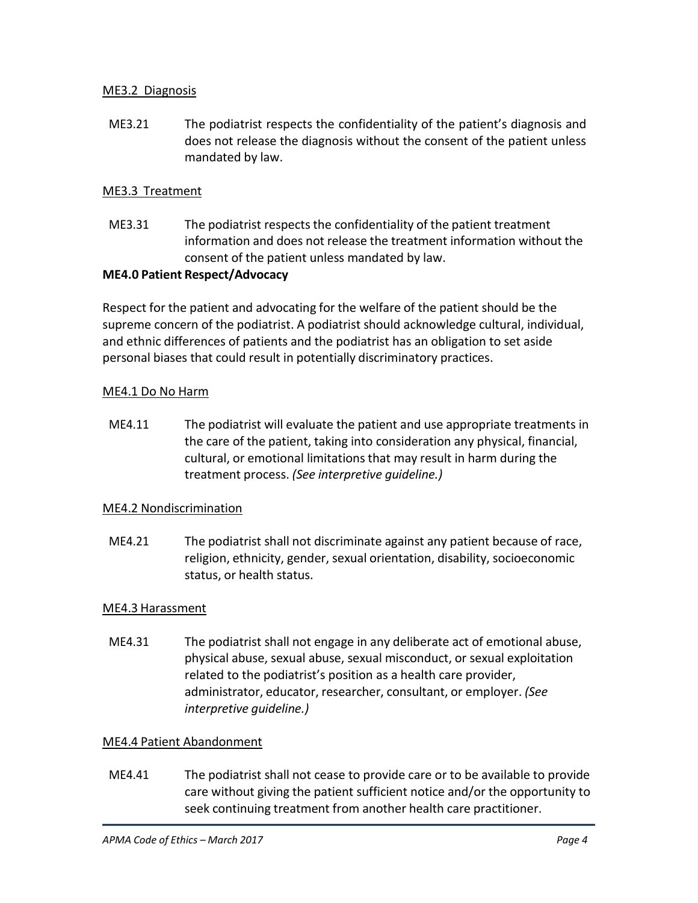#### ME3.2 Diagnosis

ME3.21 The podiatrist respects the confidentiality of the patient's diagnosis and does not release the diagnosis without the consent of the patient unless mandated by law.

#### ME3.3 Treatment

ME3.31 The podiatrist respects the confidentiality of the patient treatment information and does not release the treatment information without the consent of the patient unless mandated by law.

### ME4.0 Patient Respect/Advocacy

Respect for the patient and advocating for the welfare of the patient should be the supreme concern of the podiatrist. A podiatrist should acknowledge cultural, individual, and ethnic differences of patients and the podiatrist has an obligation to set aside personal biases that could result in potentially discriminatory practices.

#### ME4.1 Do No Harm

ME4.11 The podiatrist will evaluate the patient and use appropriate treatments in the care of the patient, taking into consideration any physical, financial, cultural, or emotional limitations that may result in harm during the treatment process. *(See interpretive guideline.)*

#### ME4.2 Nondiscrimination

ME4.21 The podiatrist shall not discriminate against any patient because of race, religion, ethnicity, gender, sexual orientation, disability, socioeconomic status, or health status.

#### ME4.3 Harassment

ME4.31 The podiatrist shall not engage in any deliberate act of emotional abuse, physical abuse, sexual abuse, sexual misconduct, or sexual exploitation related to the podiatrist's position as a health care provider, administrator, educator, researcher, consultant, or employer. *(See interpretive guideline.)*

#### ME4.4 Patient Abandonment

ME4.41 The podiatrist shall not cease to provide care or to be available to provide care without giving the patient sufficient notice and/or the opportunity to seek continuing treatment from another health care practitioner.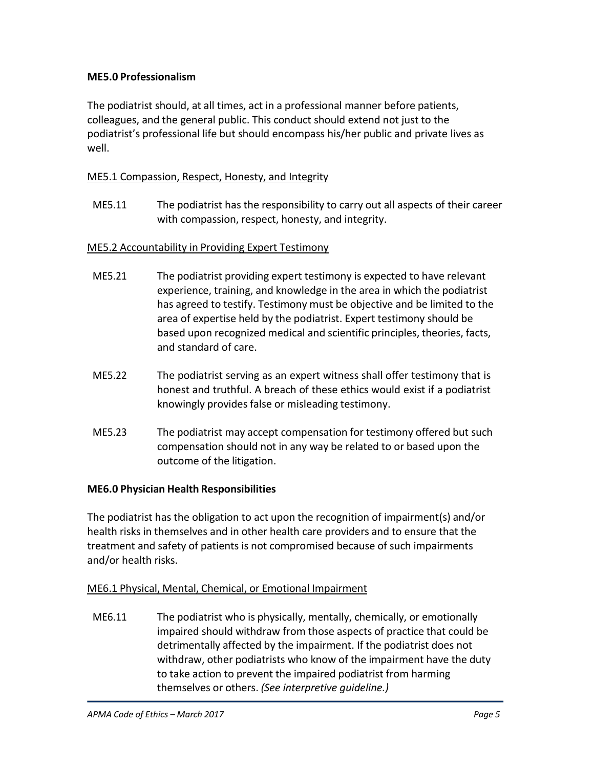**ME5.0 Professionalism**

The podiatrist should, at all times, act in a professional manner before patients, colleagues, and the general public. This conduct should extend not just to the podiatrist's professional life but should encompass his/her public and private lives as well.

ME5.1 Compassion, Respect, Honesty, and Integrity

ME5.11 The podiatrist has the responsibility to carry out all aspects of their career with compassion, respect, honesty, and integrity.

ME5.2 Accountability in Providing Expert Testimony

ME5.21 The podiatrist providing expert testimony is expected to have relevant experience, training, and knowledge in the area in which the podiatrist has agreed to testify. Testimony must be objective and be limited to the area of expertise held by the podiatrist. Expert testimony should be based upon recognized medical and scientific principles, theories, facts, and standard of care.

ME5.22 The podiatrist serving as an expert witness shall offer testimony that is honest and truthful. A breach of these ethics would exist if a podiatrist knowingly provides false or misleading testimony.

ME5.23 The podiatrist may accept compensation for testimony offered but such compensation should not in any way be related to or based upon the outcome of the litigation.

**ME6.0 Physician Health Responsibilities**

The podiatrist has the obligation to act upon the recognition of impairment(s) and/or health risks in themselves and in other health care providers and to ensure that the treatment and safety of patients is not compromised because of such impairments and/or health risks.

ME6.1 Physical, Mental, Chemical, or Emotional Impairment

ME6.11 The podiatrist who is physically, mentally, chemically, or emotionally impaired should withdraw from those aspects of practice that could be detrimentally affected by the impairment. If the podiatrist does not withdraw, other podiatrists who know of the impairment have the duty to take action to prevent the impaired podiatrist from harming themselves or others. *(See interpretive guideline.)*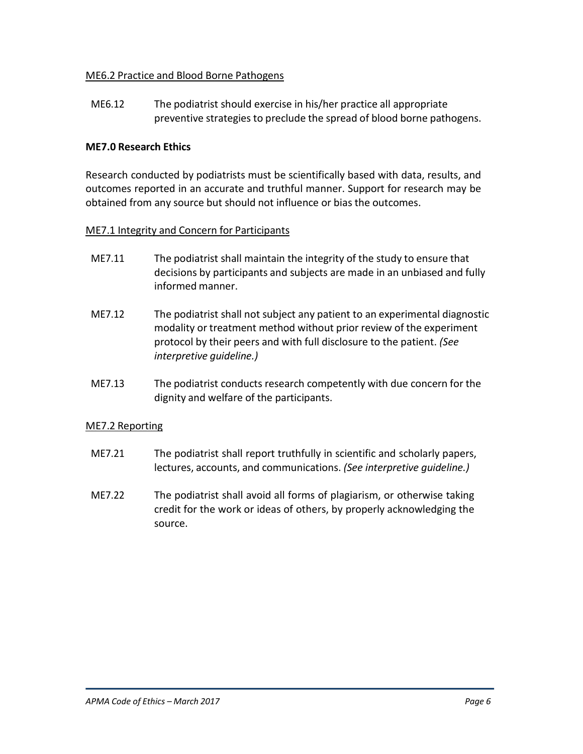ME6.2 Practice and Blood Borne Pathogens

ME6.12 The podiatrist should exercise in his/her practice all appropriate preventive strategies to preclude the spread of blood borne pathogens.

## ME7.0 Research Ethics

Research conducted by podiatrists must be scientifically based with data, results, and outcomes reported in an accurate and truthful manner. Support for research may be obtained from any source but should not influence or bias the outcomes.

ME7.1 Integrity and Concern for Participants

ME7.11 The podiatrist shall maintain the integrity of the study to ensure that decisions by participants and subjects are made in an unbiased and fully informed manner.

ME7.12 The podiatrist shall not subject any patient to an experimental diagnostic modality or treatment method without prior review of the experiment protocol by their peers and with full disclosure to the patient. *(See interpretive guideline.)*

ME7.13 The podiatrist conducts research competently with due concern for the dignity and welfare of the participants.

ME7.2 Reporting

ME7.21 The podiatrist shall report truthfully in scientific and scholarly papers, lectures, accounts, and communications. *(See interpretive guideline.)*

ME7.22 The podiatrist shall avoid all forms of plagiarism, or otherwise taking credit for the work or ideas of others, by properly acknowledging the source.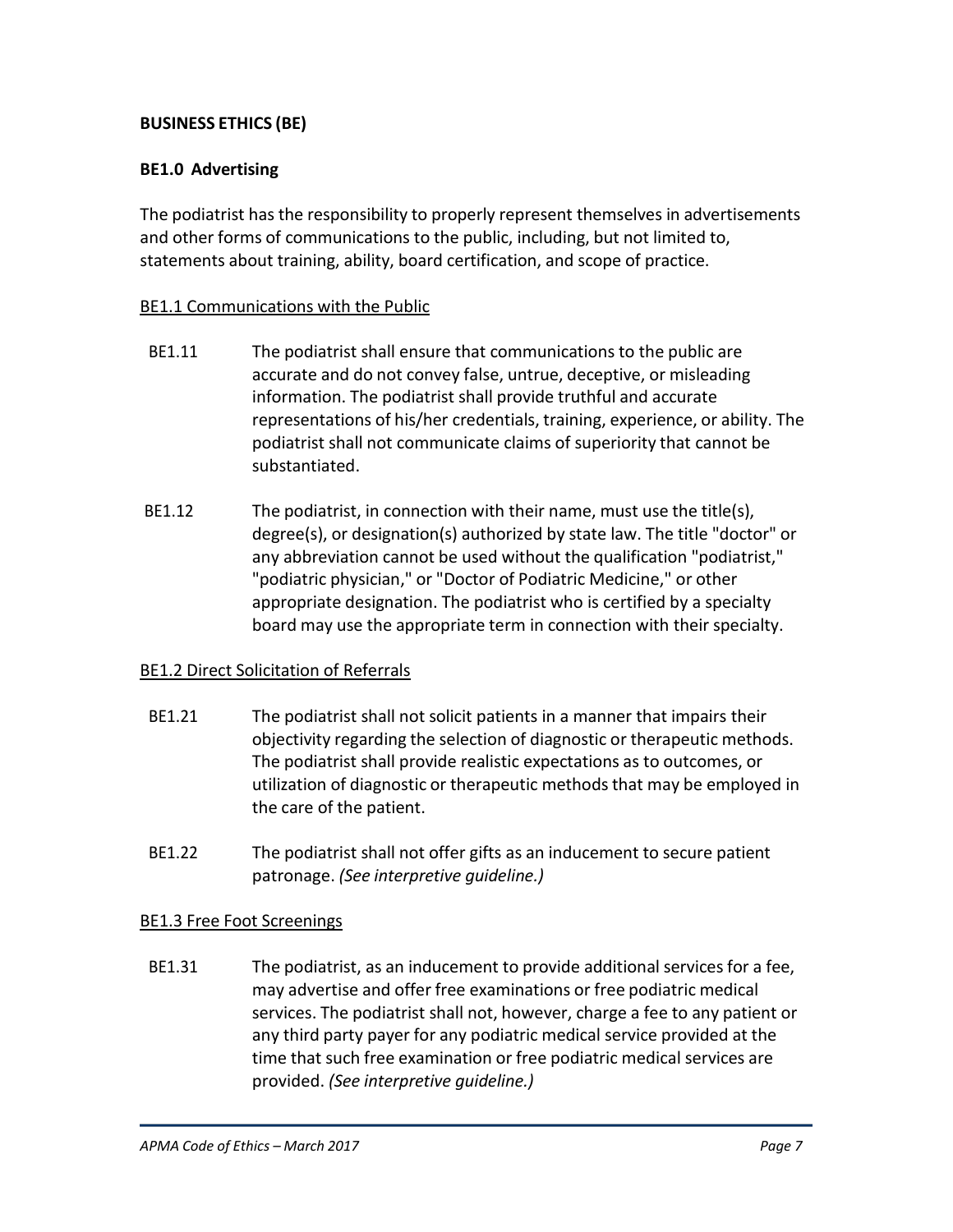## BUSINESS ETHICS (BE)

### BE1.0 Advertising

The podiatrist has the responsibility to properly represent themselves in advertisements and other forms of communications to the public, including, but not limited to, statements about training, ability, board certification, and scope of practice.

#### BE1.1 Communications with the Public

BE1.11 The podiatrist shall ensure that communications to the public are accurate and do not convey false, untrue, deceptive, or misleading information. The podiatrist shall provide truthful and accurate representations of his/her credentials, training, experience, or ability. The podiatrist shall not communicate claims of superiority that cannot be substantiated.

BE1.12 The podiatrist, in connection with their name, must use the title(s), degree(s), or designation(s) authorized by state law. The title "doctor" or any abbreviation cannot be used without the qualification "podiatrist," "podiatric physician," or "Doctor of Podiatric Medicine," or other appropriate designation. The podiatrist who is certified by a specialty board may use the appropriate term in connection with their specialty.

#### BE1.2 Direct Solicitation of Referrals

BE1.21 The podiatrist shall not solicit patients in a manner that impairs their objectivity regarding the selection of diagnostic or therapeutic methods. The podiatrist shall provide realistic expectations as to outcomes, or utilization of diagnostic or therapeutic methods that may be employed in the care of the patient.

BE1.22 The podiatrist shall not offer gifts as an inducement to secure patient patronage. *(See interpretive guideline.)*

#### BE1.3 Free Foot Screenings

BE1.31 The podiatrist, as an inducement to provide additional services for a fee, may advertise and offer free examinations or free podiatric medical services. The podiatrist shall not, however, charge a fee to any patient or any third party payer for any podiatric medical service provided at the time that such free examination or free podiatric medical services are provided. *(See interpretive guideline.)*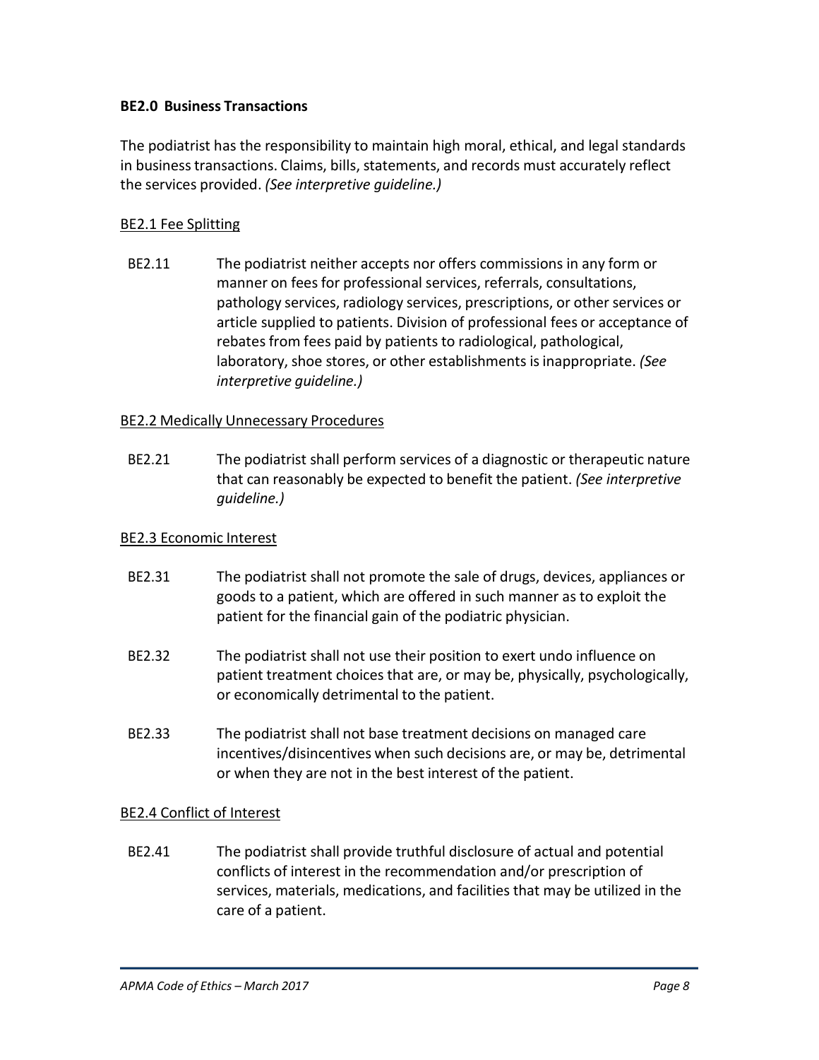**BE2.0 Business Transactions**

The podiatrist has the responsibility to maintain high moral, ethical, and legal standards in business transactions. Claims, bills, statements, and records must accurately reflect the services provided. *(See interpretive guideline.)*

BE2.1 Fee Splitting

BE2.11 The podiatrist neither accepts nor offers commissions in any form or manner on fees for professional services, referrals, consultations, pathology services, radiology services, prescriptions, or other services or article supplied to patients. Division of professional fees or acceptance of rebates from fees paid by patients to radiological, pathological, laboratory, shoe stores, or other establishments is inappropriate. *(See interpretive guideline.)*

BE2.2 Medically Unnecessary Procedures

BE2.21 The podiatrist shall perform services of a diagnostic or therapeutic nature that can reasonably be expected to benefit the patient. *(See interpretive guideline.)*

BE2.3 Economic Interest

BE2.31 The podiatrist shall not promote the sale of drugs, devices, appliances or goods to a patient, which are offered in such manner as to exploit the patient for the financial gain of the podiatric physician.

BE2.32 The podiatrist shall not use their position to exert undo influence on patient treatment choices that are, or may be, physically, psychologically, or economically detrimental to the patient.

BE2.33 The podiatrist shall not base treatment decisions on managed care incentives/disincentives when such decisions are, or may be, detrimental or when they are not in the best interest of the patient.

BE2.4 Conflict of Interest

BE2.41 The podiatrist shall provide truthful disclosure of actual and potential conflicts of interest in the recommendation and/or prescription of services, materials, medications, and facilities that may be utilized in the care of a patient.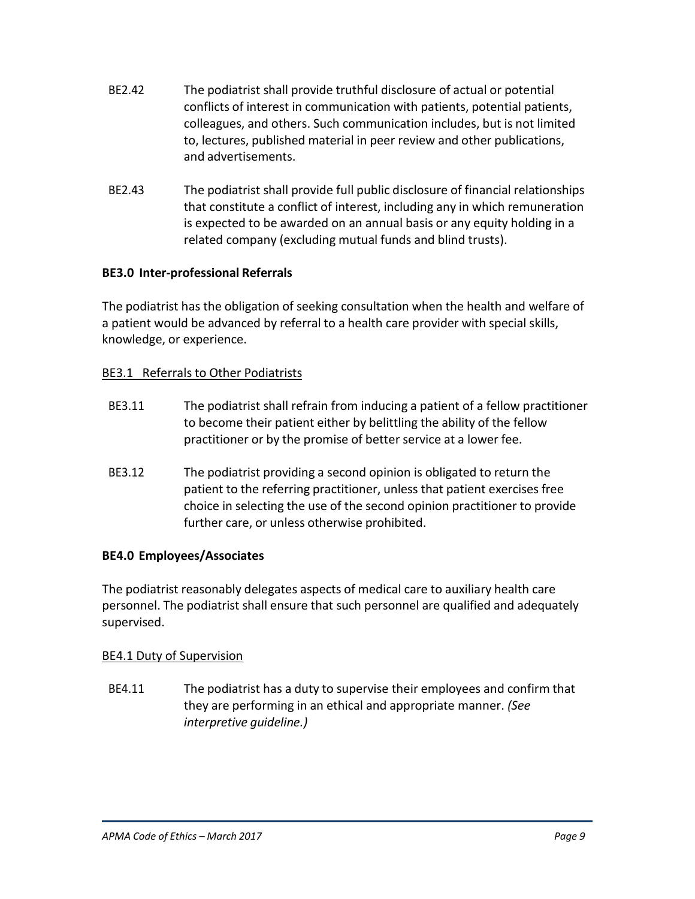BE2.42 The podiatrist shall provide truthful disclosure of actual or potential conflicts of interest in communication with patients, potential patients, colleagues, and others. Such communication includes, but is not limited to, lectures, published material in peer review and other publications, and advertisements.

BE2.43 The podiatrist shall provide full public disclosure of financial relationships that constitute a conflict of interest, including any in which remuneration is expected to be awarded on an annual basis or any equity holding in a related company (excluding mutual funds and blind trusts).

**BE3.0 Inter-professional Referrals**

The podiatrist has the obligation of seeking consultation when the health and welfare of a patient would be advanced by referral to a health care provider with special skills, knowledge, or experience.

<u>BE3.1 Referrals to Other Podiatrists</u>

BE3.11 The podiatrist shall refrain from inducing a patient of a fellow practitioner to become their patient either by belittling the ability of the fellow practitioner or by the promise of better service at a lower fee.

BE3.12 The podiatrist providing a second opinion is obligated to return the patient to the referring practitioner, unless that patient exercises free choice in selecting the use of the second opinion practitioner to provide further care, or unless otherwise prohibited.

**BE4.0 Employees/Associates**

The podiatrist reasonably delegates aspects of medical care to auxiliary health care personnel. The podiatrist shall ensure that such personnel are qualified and adequately supervised.

<u>BE4.1 Duty of Supervision</u>

BE4.11 The podiatrist has a duty to supervise their employees and confirm that they are performing in an ethical and appropriate manner. *(See interpretive guideline.)*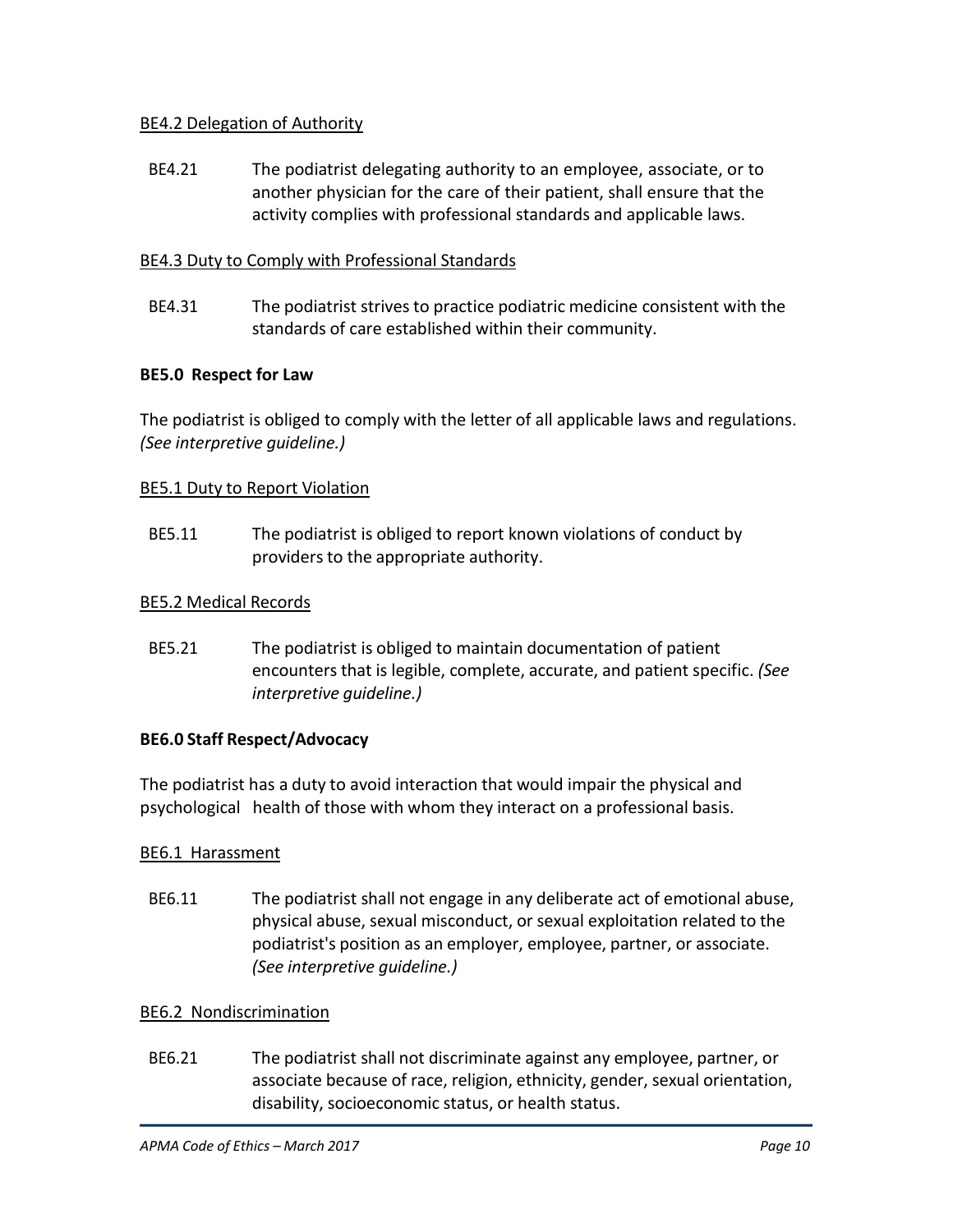<u>BE4.2 Delegation of Authority</u>

BE4.21 The podiatrist delegating authority to an employee, associate, or to another physician for the care of their patient, shall ensure that the activity complies with professional standards and applicable laws.

<u>BE4.3 Duty to Comply with Professional Standards</u>

BE4.31 The podiatrist strives to practice podiatric medicine consistent with the standards of care established within their community.

**BE5.0 Respect for Law**

The podiatrist is obliged to comply with the letter of all applicable laws and regulations. *(See interpretive guideline.)*

<u>BE5.1 Duty to Report Violation</u>

BE5.11 The podiatrist is obliged to report known violations of conduct by providers to the appropriate authority.

<u>BE5.2 Medical Records</u>

BE5.21 The podiatrist is obliged to maintain documentation of patient encounters that is legible, complete, accurate, and patient specific. *(See interpretive guideline.)*

**BE6.0 Staff Respect/Advocacy**

The podiatrist has a duty to avoid interaction that would impair the physical and psychological health of those with whom they interact on a professional basis.

<u>BE6.1 Harassment</u>

BE6.11 The podiatrist shall not engage in any deliberate act of emotional abuse, physical abuse, sexual misconduct, or sexual exploitation related to the podiatrist's position as an employer, employee, partner, or associate. *(See interpretive guideline.)*

<u>BE6.2 Nondiscrimination</u>

BE6.21 The podiatrist shall not discriminate against any employee, partner, or associate because of race, religion, ethnicity, gender, sexual orientation, disability, socioeconomic status, or health status.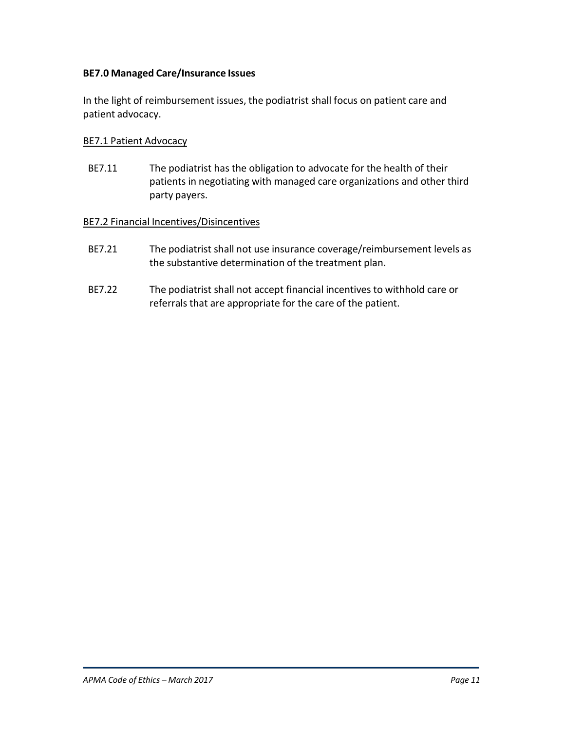**BE7.0 Managed Care/Insurance Issues**

In the light of reimbursement issues, the podiatrist shall focus on patient care and patient advocacy.

<u>BE7.1 Patient Advocacy</u>

BE7.11 The podiatrist has the obligation to advocate for the health of their patients in negotiating with managed care organizations and other third party payers.

<u>BE7.2 Financial Incentives/Disincentives</u>

BE7.21 The podiatrist shall not use insurance coverage/reimbursement levels as the substantive determination of the treatment plan.

BE7.22 The podiatrist shall not accept financial incentives to withhold care or referrals that are appropriate for the care of the patient.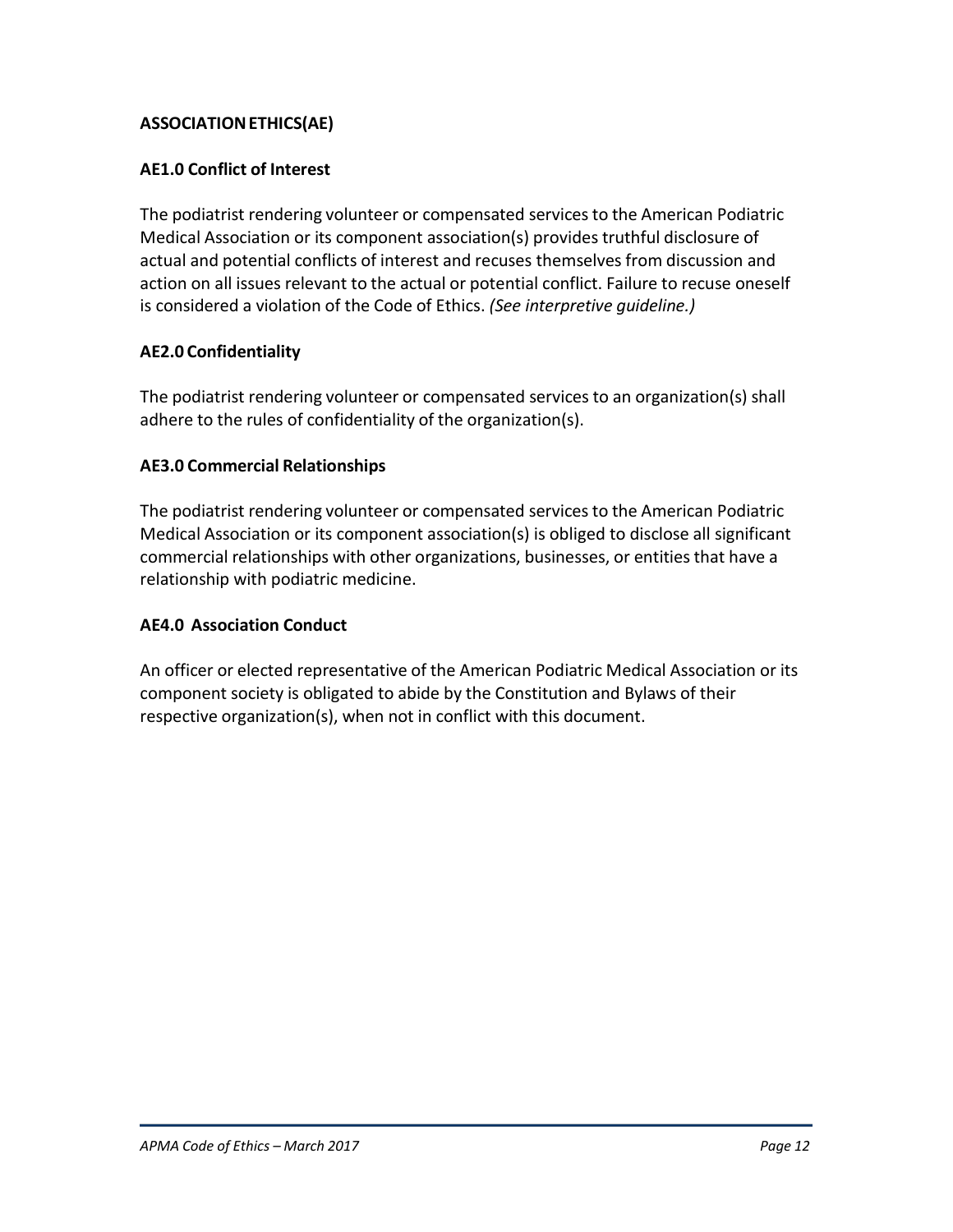## ASSOCIATION ETHICS (AE)

### AE1.0 Conflict of Interest

The podiatrist rendering volunteer or compensated services to the American Podiatric Medical Association or its component association(s) provides truthful disclosure of actual and potential conflicts of interest and recuses themselves from discussion and action on all issues relevant to the actual or potential conflict. Failure to recuse oneself is considered a violation of the Code of Ethics. *(See interpretive guideline.)*

### AE2.0 Confidentiality

The podiatrist rendering volunteer or compensated services to an organization(s) shall adhere to the rules of confidentiality of the organization(s).

### AE3.0 Commercial Relationships

The podiatrist rendering volunteer or compensated services to the American Podiatric Medical Association or its component association(s) is obliged to disclose all significant commercial relationships with other organizations, businesses, or entities that have a relationship with podiatric medicine.

### AE4.0 Association Conduct

An officer or elected representative of the American Podiatric Medical Association or its component society is obligated to abide by the Constitution and Bylaws of their respective organization(s), when not in conflict with this document.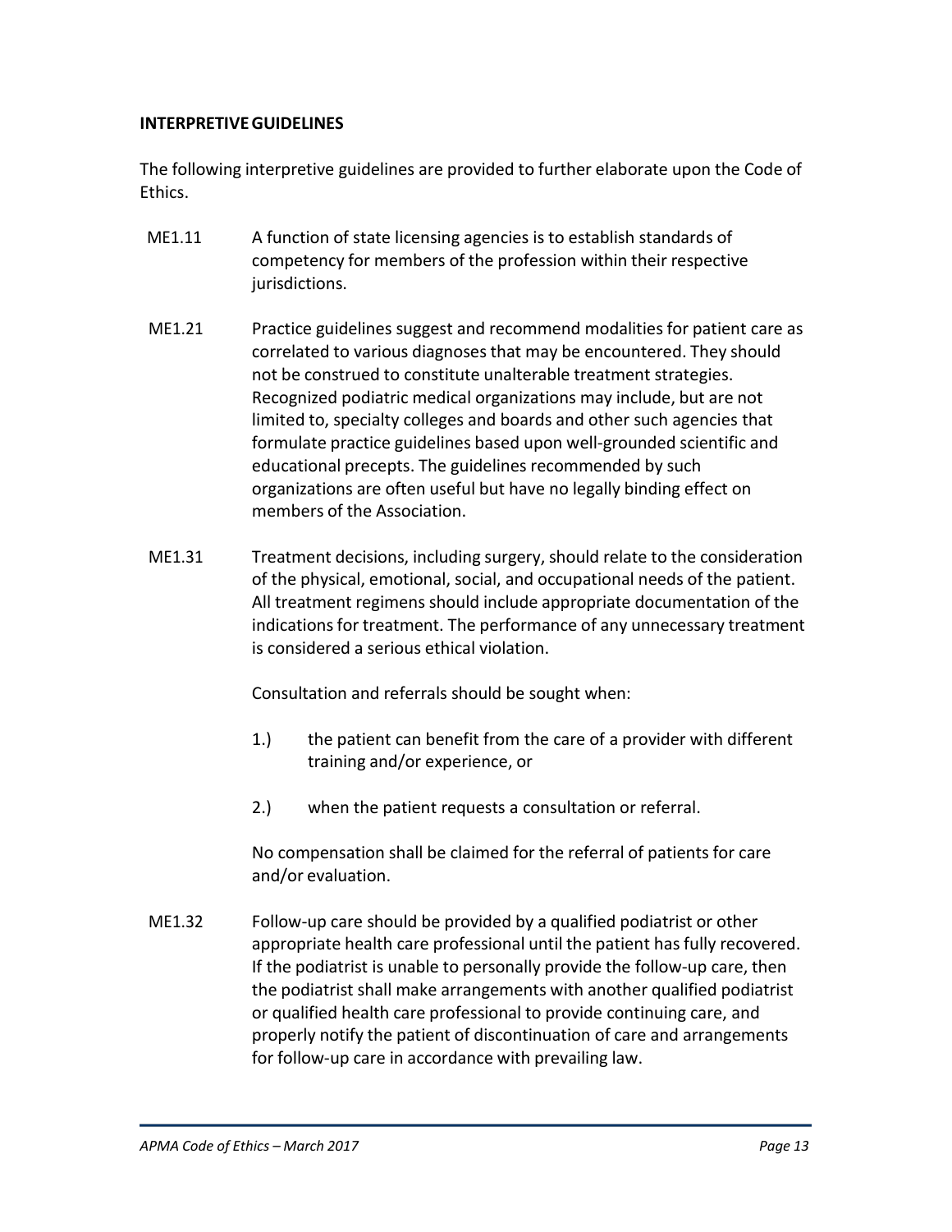**INTERPRETIVE GUIDELINES**

The following interpretive guidelines are provided to further elaborate upon the Code of Ethics.

ME1.11 A function of state licensing agencies is to establish standards of competency for members of the profession within their respective jurisdictions.

ME1.21 Practice guidelines suggest and recommend modalities for patient care as correlated to various diagnoses that may be encountered. They should not be construed to constitute unalterable treatment strategies. Recognized podiatric medical organizations may include, but are not limited to, specialty colleges and boards and other such agencies that formulate practice guidelines based upon well-grounded scientific and educational precepts. The guidelines recommended by such organizations are often useful but have no legally binding effect on members of the Association.

ME1.31 Treatment decisions, including surgery, should relate to the consideration of the physical, emotional, social, and occupational needs of the patient. All treatment regimens should include appropriate documentation of the indications for treatment. The performance of any unnecessary treatment is considered a serious ethical violation.

Consultation and referrals should be sought when:

1.) the patient can benefit from the care of a provider with different training and/or experience, or

2.) when the patient requests a consultation or referral.

No compensation shall be claimed for the referral of patients for care and/or evaluation.

ME1.32 Follow-up care should be provided by a qualified podiatrist or other appropriate health care professional until the patient has fully recovered. If the podiatrist is unable to personally provide the follow-up care, then the podiatrist shall make arrangements with another qualified podiatrist or qualified health care professional to provide continuing care, and properly notify the patient of discontinuation of care and arrangements for follow-up care in accordance with prevailing law.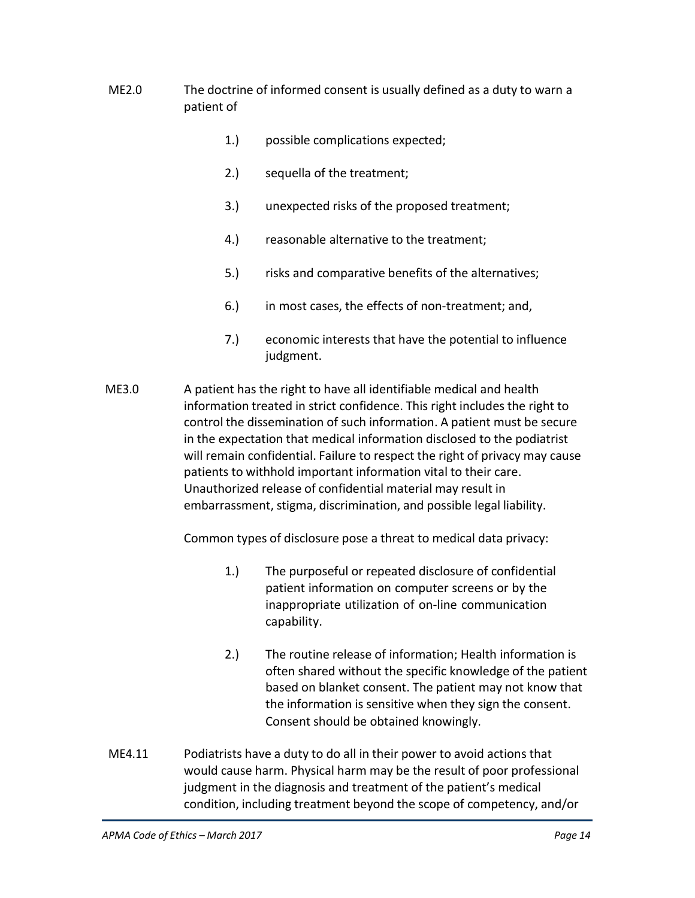ME2.0 The doctrine of informed consent is usually defined as a duty to warn a patient of

1.) possible complications expected;

2.) sequella of the treatment;

3.) unexpected risks of the proposed treatment;

4.) reasonable alternative to the treatment;

5.) risks and comparative benefits of the alternatives;

6.) in most cases, the effects of non-treatment; and,

7.) economic interests that have the potential to influence judgment.

ME3.0 A patient has the right to have all identifiable medical and health information treated in strict confidence. This right includes the right to control the dissemination of such information. A patient must be secure in the expectation that medical information disclosed to the podiatrist will remain confidential. Failure to respect the right of privacy may cause patients to withhold important information vital to their care. Unauthorized release of confidential material may result in embarrassment, stigma, discrimination, and possible legal liability.

Common types of disclosure pose a threat to medical data privacy:

1.) The purposeful or repeated disclosure of confidential patient information on computer screens or by the inappropriate utilization of on-line communication capability.

2.) The routine release of information; Health information is often shared without the specific knowledge of the patient based on blanket consent. The patient may not know that the information is sensitive when they sign the consent. Consent should be obtained knowingly.

ME4.11 Podiatrists have a duty to do all in their power to avoid actions that would cause harm. Physical harm may be the result of poor professional judgment in the diagnosis and treatment of the patient's medical condition, including treatment beyond the scope of competency, and/or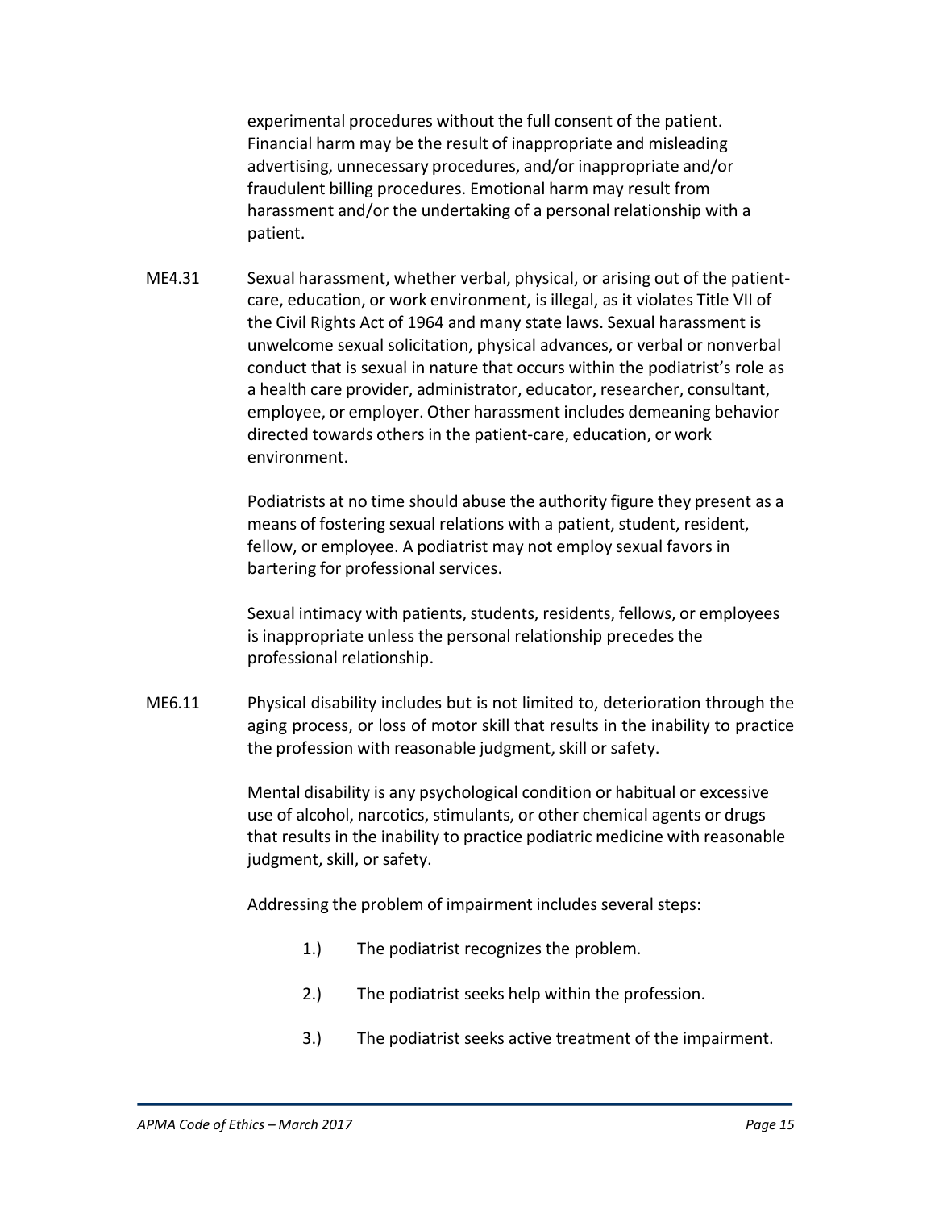experimental procedures without the full consent of the patient. Financial harm may be the result of inappropriate and misleading advertising, unnecessary procedures, and/or inappropriate and/or fraudulent billing procedures. Emotional harm may result from harassment and/or the undertaking of a personal relationship with a patient.

ME4.31 Sexual harassment, whether verbal, physical, or arising out of the patient-care, education, or work environment, is illegal, as it violates Title VII of the Civil Rights Act of 1964 and many state laws. Sexual harassment is unwelcome sexual solicitation, physical advances, or verbal or nonverbal conduct that is sexual in nature that occurs within the podiatrist's role as a health care provider, administrator, educator, researcher, consultant, employee, or employer. Other harassment includes demeaning behavior directed towards others in the patient-care, education, or work environment.

Podiatrists at no time should abuse the authority figure they present as a means of fostering sexual relations with a patient, student, resident, fellow, or employee. A podiatrist may not employ sexual favors in bartering for professional services.

Sexual intimacy with patients, students, residents, fellows, or employees is inappropriate unless the personal relationship precedes the professional relationship.

ME6.11 Physical disability includes but is not limited to, deterioration through the aging process, or loss of motor skill that results in the inability to practice the profession with reasonable judgment, skill or safety.

Mental disability is any psychological condition or habitual or excessive use of alcohol, narcotics, stimulants, or other chemical agents or drugs that results in the inability to practice podiatric medicine with reasonable judgment, skill, or safety.

Addressing the problem of impairment includes several steps:

1.) The podiatrist recognizes the problem.

2.) The podiatrist seeks help within the profession.

3.) The podiatrist seeks active treatment of the impairment.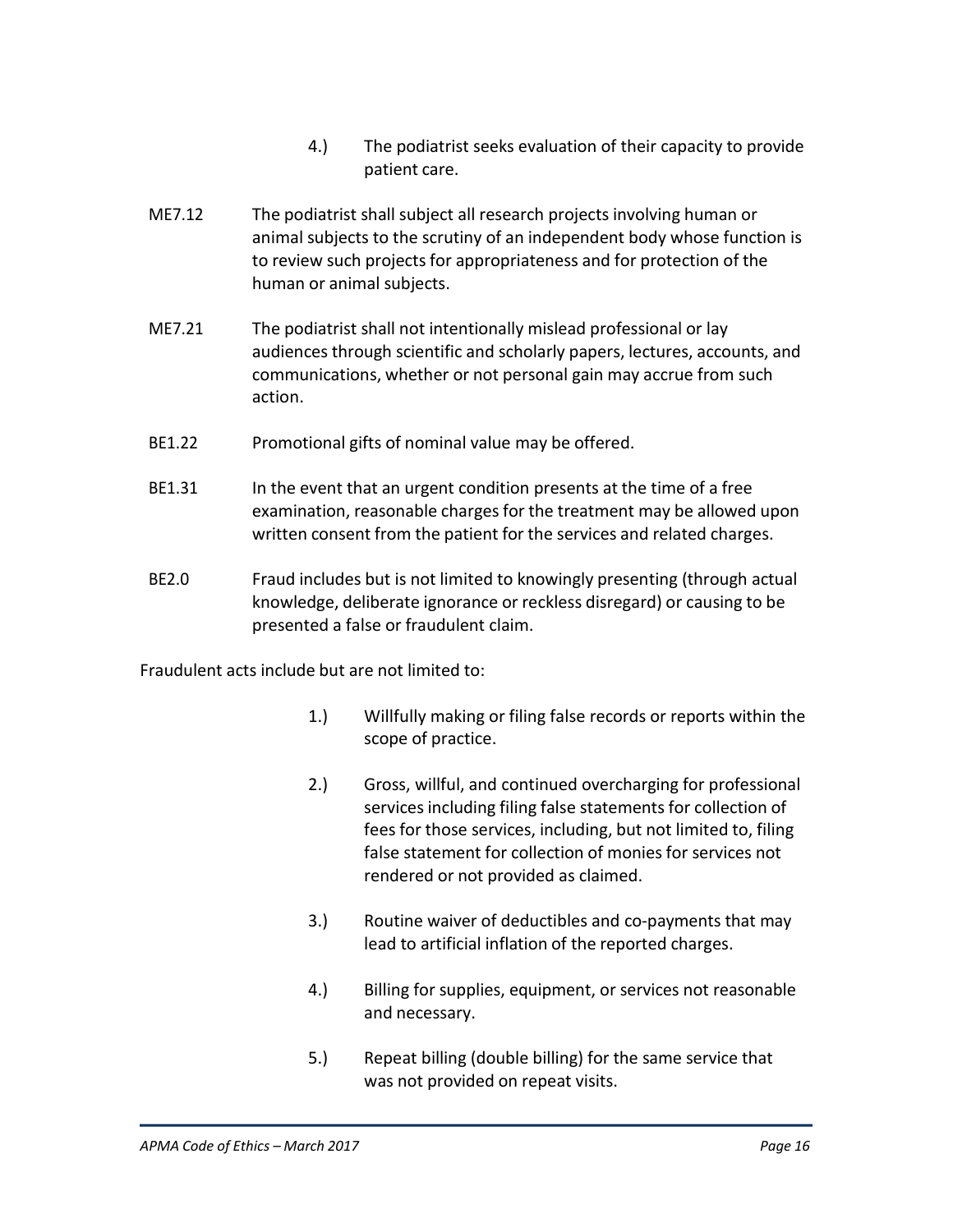4.) The podiatrist seeks evaluation of their capacity to provide patient care.

ME7.12 The podiatrist shall subject all research projects involving human or animal subjects to the scrutiny of an independent body whose function is to review such projects for appropriateness and for protection of the human or animal subjects.

ME7.21 The podiatrist shall not intentionally mislead professional or lay audiences through scientific and scholarly papers, lectures, accounts, and communications, whether or not personal gain may accrue from such action.

BE1.22 Promotional gifts of nominal value may be offered.

BE1.31 In the event that an urgent condition presents at the time of a free examination, reasonable charges for the treatment may be allowed upon written consent from the patient for the services and related charges.

BE2.0 Fraud includes but is not limited to knowingly presenting (through actual knowledge, deliberate ignorance or reckless disregard) or causing to be presented a false or fraudulent claim.

Fraudulent acts include but are not limited to:

1.) Willfully making or filing false records or reports within the scope of practice.

2.) Gross, willful, and continued overcharging for professional services including filing false statements for collection of fees for those services, including, but not limited to, filing false statement for collection of monies for services not rendered or not provided as claimed.

3.) Routine waiver of deductibles and co-payments that may lead to artificial inflation of the reported charges.

4.) Billing for supplies, equipment, or services not reasonable and necessary.

5.) Repeat billing (double billing) for the same service that was not provided on repeat visits.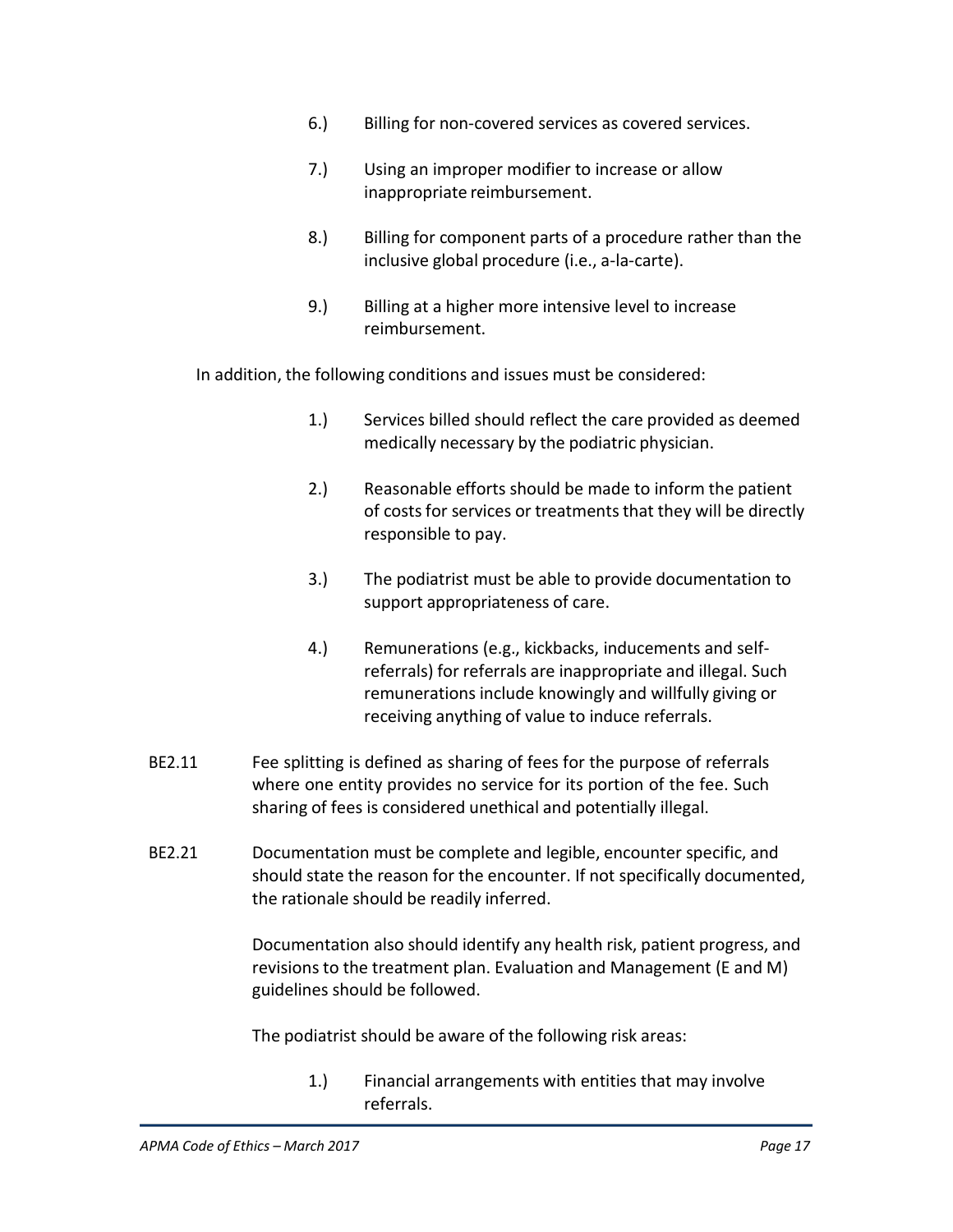6.) Billing for non-covered services as covered services.

7.) Using an improper modifier to increase or allow inappropriate reimbursement.

8.) Billing for component parts of a procedure rather than the inclusive global procedure (i.e., a-la-carte).

9.) Billing at a higher more intensive level to increase reimbursement.

In addition, the following conditions and issues must be considered:

1.) Services billed should reflect the care provided as deemed medically necessary by the podiatric physician.

2.) Reasonable efforts should be made to inform the patient of costs for services or treatments that they will be directly responsible to pay.

3.) The podiatrist must be able to provide documentation to support appropriateness of care.

4.) Remunerations (e.g., kickbacks, inducements and self-referrals) for referrals are inappropriate and illegal. Such remunerations include knowingly and willfully giving or receiving anything of value to induce referrals.

BE2.11 Fee splitting is defined as sharing of fees for the purpose of referrals where one entity provides no service for its portion of the fee. Such sharing of fees is considered unethical and potentially illegal.

BE2.21 Documentation must be complete and legible, encounter specific, and should state the reason for the encounter. If not specifically documented, the rationale should be readily inferred.

Documentation also should identify any health risk, patient progress, and revisions to the treatment plan. Evaluation and Management (E and M) guidelines should be followed.

The podiatrist should be aware of the following risk areas:

1.) Financial arrangements with entities that may involve referrals.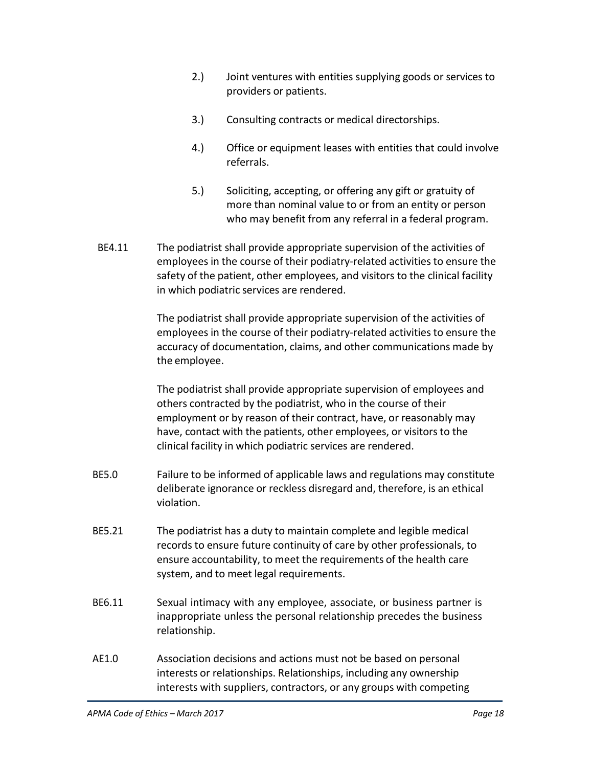2.) Joint ventures with entities supplying goods or services to providers or patients.

3.) Consulting contracts or medical directorships.

4.) Office or equipment leases with entities that could involve referrals.

5.) Soliciting, accepting, or offering any gift or gratuity of more than nominal value to or from an entity or person who may benefit from any referral in a federal program.

BE4.11 The podiatrist shall provide appropriate supervision of the activities of employees in the course of their podiatry-related activities to ensure the safety of the patient, other employees, and visitors to the clinical facility in which podiatric services are rendered.

The podiatrist shall provide appropriate supervision of the activities of employees in the course of their podiatry-related activities to ensure the accuracy of documentation, claims, and other communications made by the employee.

The podiatrist shall provide appropriate supervision of employees and others contracted by the podiatrist, who in the course of their employment or by reason of their contract, have, or reasonably may have, contact with the patients, other employees, or visitors to the clinical facility in which podiatric services are rendered.

BE5.0 Failure to be informed of applicable laws and regulations may constitute deliberate ignorance or reckless disregard and, therefore, is an ethical violation.

BE5.21 The podiatrist has a duty to maintain complete and legible medical records to ensure future continuity of care by other professionals, to ensure accountability, to meet the requirements of the health care system, and to meet legal requirements.

BE6.11 Sexual intimacy with any employee, associate, or business partner is inappropriate unless the personal relationship precedes the business relationship.

AE1.0 Association decisions and actions must not be based on personal interests or relationships. Relationships, including any ownership interests with suppliers, contractors, or any groups with competing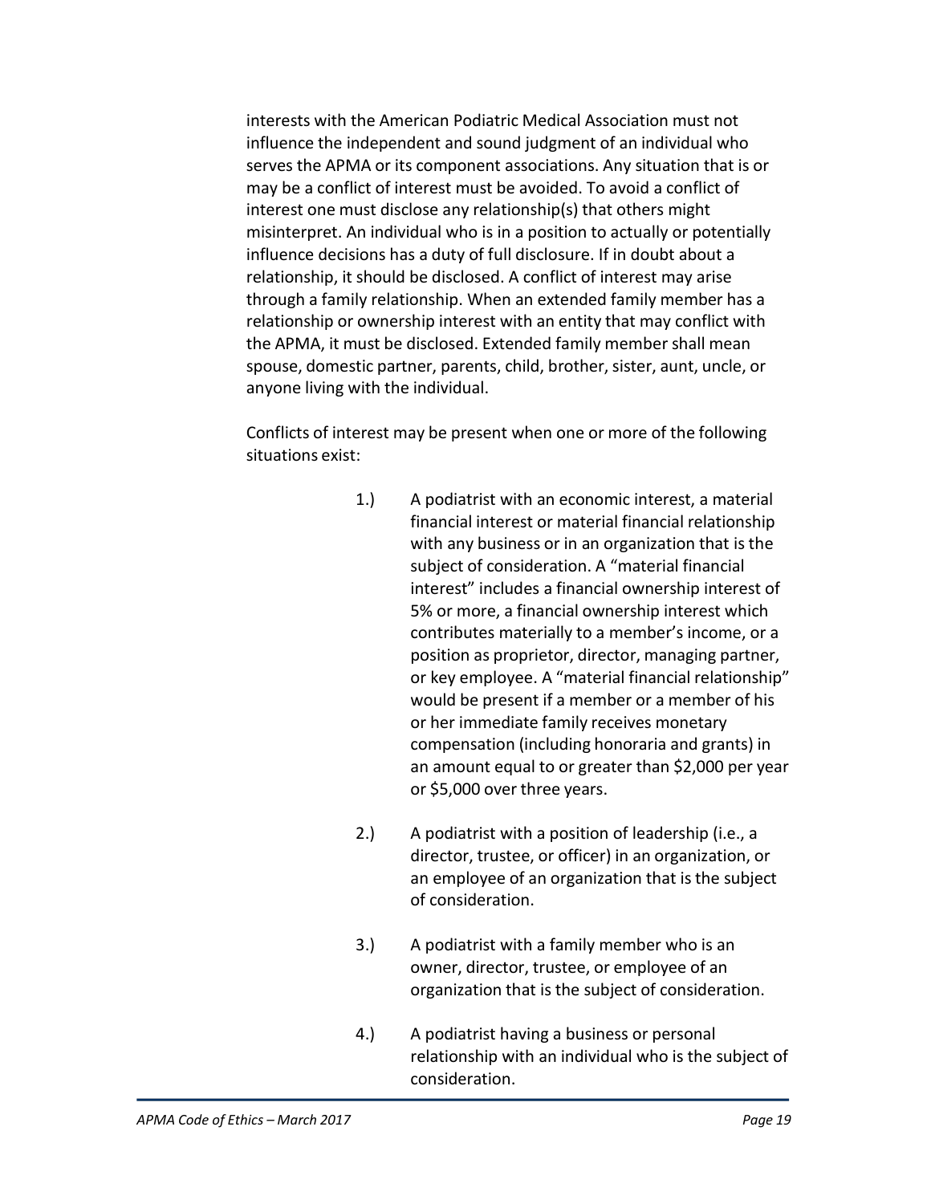interests with the American Podiatric Medical Association must not influence the independent and sound judgment of an individual who serves the APMA or its component associations. Any situation that is or may be a conflict of interest must be avoided. To avoid a conflict of interest one must disclose any relationship(s) that others might misinterpret. An individual who is in a position to actually or potentially influence decisions has a duty of full disclosure. If in doubt about a relationship, it should be disclosed. A conflict of interest may arise through a family relationship. When an extended family member has a relationship or ownership interest with an entity that may conflict with the APMA, it must be disclosed. Extended family member shall mean spouse, domestic partner, parents, child, brother, sister, aunt, uncle, or anyone living with the individual.

Conflicts of interest may be present when one or more of the following situations exist:

1.) A podiatrist with an economic interest, a material financial interest or material financial relationship with any business or in an organization that is the subject of consideration. A "material financial interest" includes a financial ownership interest of 5% or more, a financial ownership interest which contributes materially to a member's income, or a position as proprietor, director, managing partner, or key employee. A "material financial relationship" would be present if a member or a member of his or her immediate family receives monetary compensation (including honoraria and grants) in an amount equal to or greater than $2,000 per year or $5,000 over three years.

2.) A podiatrist with a position of leadership (i.e., a director, trustee, or officer) in an organization, or an employee of an organization that is the subject of consideration.

3.) A podiatrist with a family member who is an owner, director, trustee, or employee of an organization that is the subject of consideration.

4.) A podiatrist having a business or personal relationship with an individual who is the subject of consideration.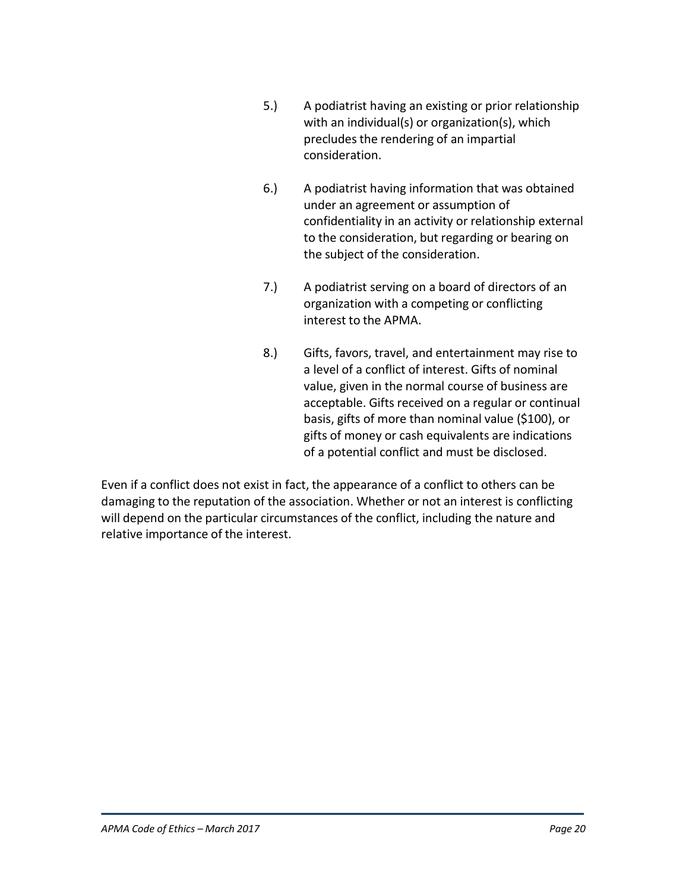5.) A podiatrist having an existing or prior relationship with an individual(s) or organization(s), which precludes the rendering of an impartial consideration.

6.) A podiatrist having information that was obtained under an agreement or assumption of confidentiality in an activity or relationship external to the consideration, but regarding or bearing on the subject of the consideration.

7.) A podiatrist serving on a board of directors of an organization with a competing or conflicting interest to the APMA.

8.) Gifts, favors, travel, and entertainment may rise to a level of a conflict of interest. Gifts of nominal value, given in the normal course of business are acceptable. Gifts received on a regular or continual basis, gifts of more than nominal value ($100), or gifts of money or cash equivalents are indications of a potential conflict and must be disclosed.

Even if a conflict does not exist in fact, the appearance of a conflict to others can be damaging to the reputation of the association. Whether or not an interest is conflicting will depend on the particular circumstances of the conflict, including the nature and relative importance of the interest.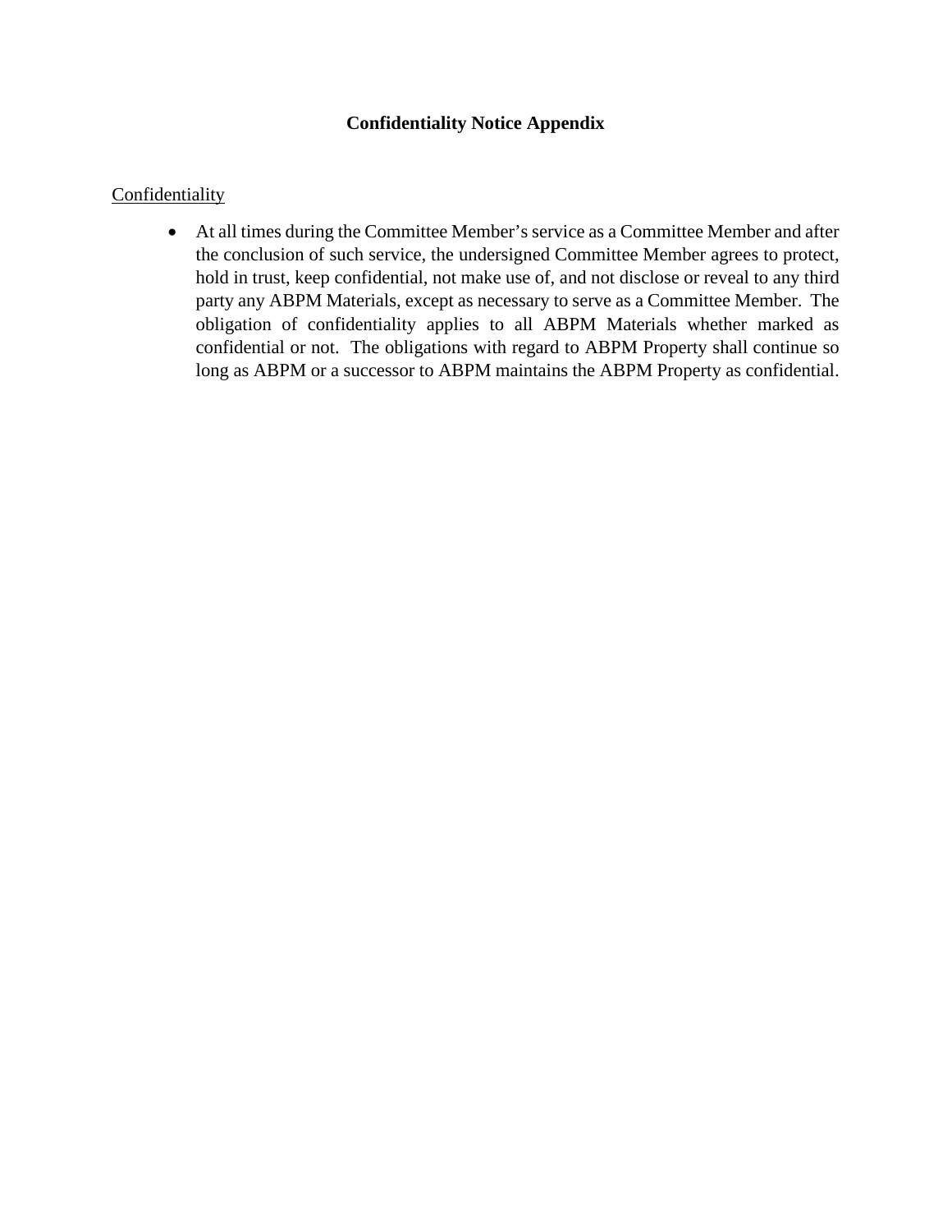**Confidentiality Notice Appendix**

<u>Confidentiality</u>

- At all times during the Committee Member's service as a Committee Member and after the conclusion of such service, the undersigned Committee Member agrees to protect, hold in trust, keep confidential, not make use of, and not disclose or reveal to any third party any ABPM Materials, except as necessary to serve as a Committee Member. The obligation of confidentiality applies to all ABPM Materials whether marked as confidential or not. The obligations with regard to ABPM Property shall continue so long as ABPM or a successor to ABPM maintains the ABPM Property as confidential.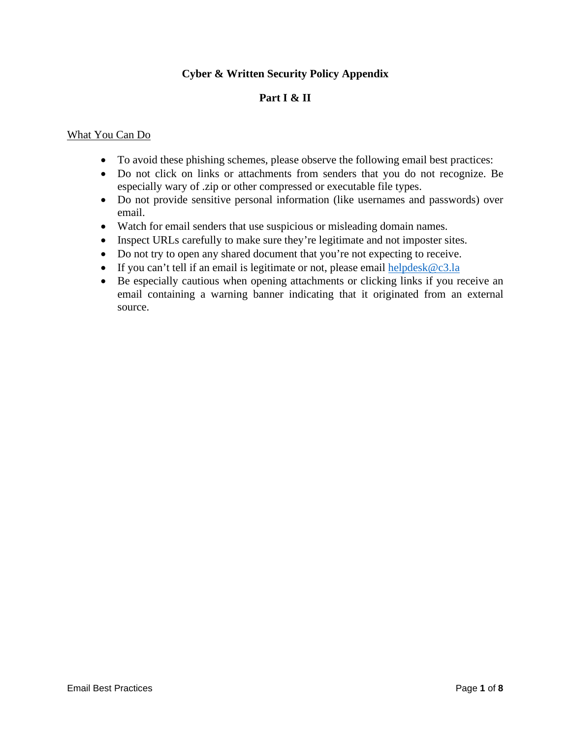**Cyber & Written Security Policy Appendix**

**Part I & II**

What You Can Do

- To avoid these phishing schemes, please observe the following email best practices:
- Do not click on links or attachments from senders that you do not recognize. Be especially wary of .zip or other compressed or executable file types.
- Do not provide sensitive personal information (like usernames and passwords) over email.
- Watch for email senders that use suspicious or misleading domain names.
- Inspect URLs carefully to make sure they're legitimate and not imposter sites.
- Do not try to open any shared document that you're not expecting to receive.
- If you can't tell if an email is legitimate or not, please email helpdesk@c3.la
- Be especially cautious when opening attachments or clicking links if you receive an email containing a warning banner indicating that it originated from an external source.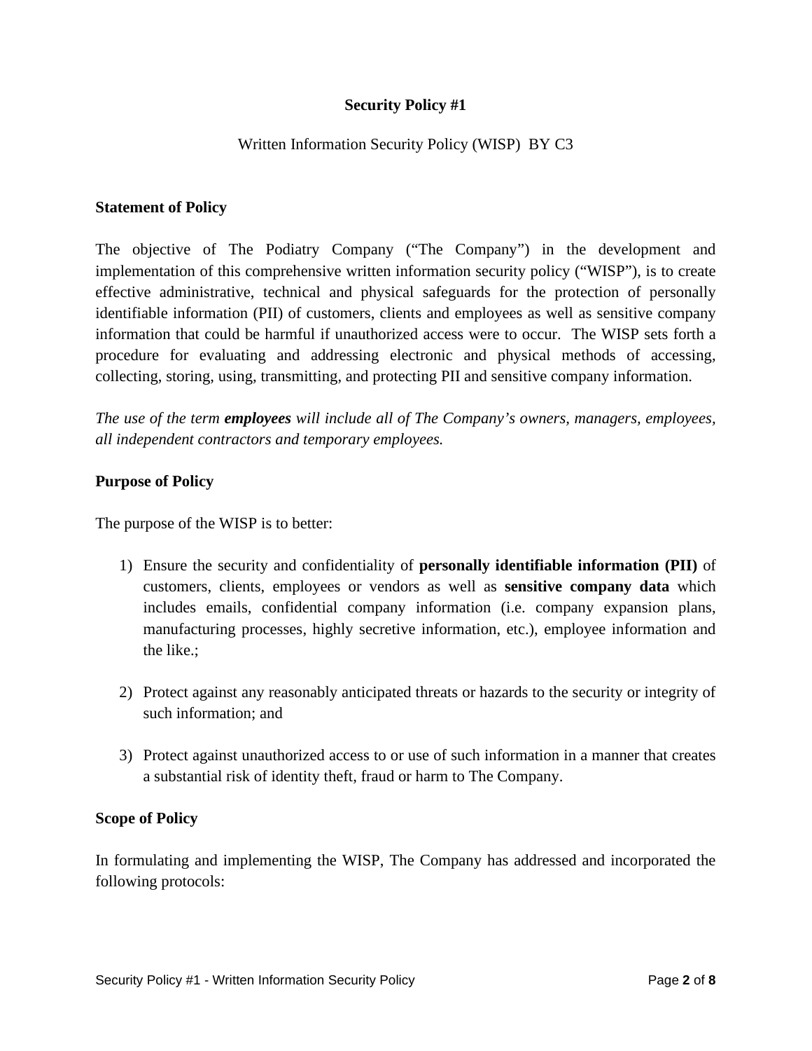**Security Policy #1**

Written Information Security Policy (WISP) BY C3

**Statement of Policy**

The objective of The Podiatry Company ("The Company") in the development and implementation of this comprehensive written information security policy ("WISP"), is to create effective administrative, technical and physical safeguards for the protection of personally identifiable information (PII) of customers, clients and employees as well as sensitive company information that could be harmful if unauthorized access were to occur. The WISP sets forth a procedure for evaluating and addressing electronic and physical methods of accessing, collecting, storing, using, transmitting, and protecting PII and sensitive company information.

*The use of the term **employees** will include all of The Company's owners, managers, employees, all independent contractors and temporary employees.*

**Purpose of Policy**

The purpose of the WISP is to better:

1) Ensure the security and confidentiality of **personally identifiable information (PII)** of customers, clients, employees or vendors as well as **sensitive company data** which includes emails, confidential company information (i.e. company expansion plans, manufacturing processes, highly secretive information, etc.), employee information and the like.;

2) Protect against any reasonably anticipated threats or hazards to the security or integrity of such information; and

3) Protect against unauthorized access to or use of such information in a manner that creates a substantial risk of identity theft, fraud or harm to The Company.

**Scope of Policy**

In formulating and implementing the WISP, The Company has addressed and incorporated the following protocols: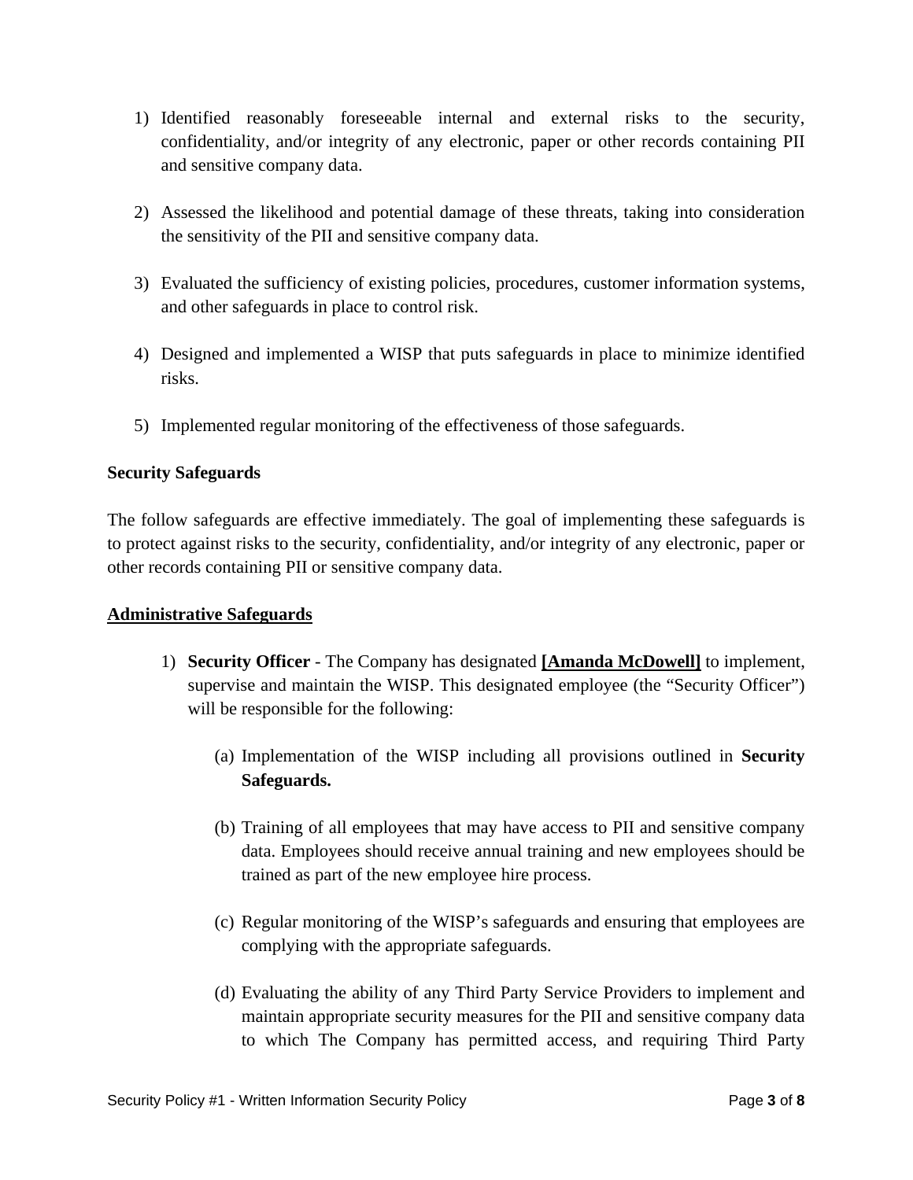1) Identified reasonably foreseeable internal and external risks to the security, confidentiality, and/or integrity of any electronic, paper or other records containing PII and sensitive company data.

2) Assessed the likelihood and potential damage of these threats, taking into consideration the sensitivity of the PII and sensitive company data.

3) Evaluated the sufficiency of existing policies, procedures, customer information systems, and other safeguards in place to control risk.

4) Designed and implemented a WISP that puts safeguards in place to minimize identified risks.

5) Implemented regular monitoring of the effectiveness of those safeguards.

**Security Safeguards**

The follow safeguards are effective immediately. The goal of implementing these safeguards is to protect against risks to the security, confidentiality, and/or integrity of any electronic, paper or other records containing PII or sensitive company data.

**<u>Administrative Safeguards</u>**

1) **Security Officer** - The Company has designated **<u>[Amanda McDowell]</u>** to implement, supervise and maintain the WISP. This designated employee (the "Security Officer") will be responsible for the following:

   (a) Implementation of the WISP including all provisions outlined in **Security Safeguards.**

   (b) Training of all employees that may have access to PII and sensitive company data. Employees should receive annual training and new employees should be trained as part of the new employee hire process.

   (c) Regular monitoring of the WISP's safeguards and ensuring that employees are complying with the appropriate safeguards.

   (d) Evaluating the ability of any Third Party Service Providers to implement and maintain appropriate security measures for the PII and sensitive company data to which The Company has permitted access, and requiring Third Party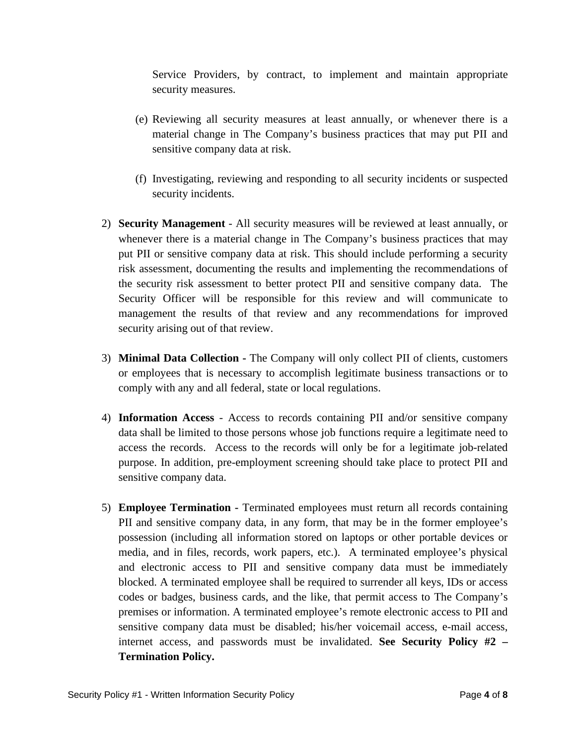Service Providers, by contract, to implement and maintain appropriate security measures.

(e) Reviewing all security measures at least annually, or whenever there is a material change in The Company's business practices that may put PII and sensitive company data at risk.

(f) Investigating, reviewing and responding to all security incidents or suspected security incidents.

2) **Security Management** - All security measures will be reviewed at least annually, or whenever there is a material change in The Company's business practices that may put PII or sensitive company data at risk. This should include performing a security risk assessment, documenting the results and implementing the recommendations of the security risk assessment to better protect PII and sensitive company data. The Security Officer will be responsible for this review and will communicate to management the results of that review and any recommendations for improved security arising out of that review.

3) **Minimal Data Collection -** The Company will only collect PII of clients, customers or employees that is necessary to accomplish legitimate business transactions or to comply with any and all federal, state or local regulations.

4) **Information Access** - Access to records containing PII and/or sensitive company data shall be limited to those persons whose job functions require a legitimate need to access the records. Access to the records will only be for a legitimate job-related purpose. In addition, pre-employment screening should take place to protect PII and sensitive company data.

5) **Employee Termination -** Terminated employees must return all records containing PII and sensitive company data, in any form, that may be in the former employee's possession (including all information stored on laptops or other portable devices or media, and in files, records, work papers, etc.). A terminated employee's physical and electronic access to PII and sensitive company data must be immediately blocked. A terminated employee shall be required to surrender all keys, IDs or access codes or badges, business cards, and the like, that permit access to The Company's premises or information. A terminated employee's remote electronic access to PII and sensitive company data must be disabled; his/her voicemail access, e-mail access, internet access, and passwords must be invalidated. **See Security Policy #2 – Termination Policy.**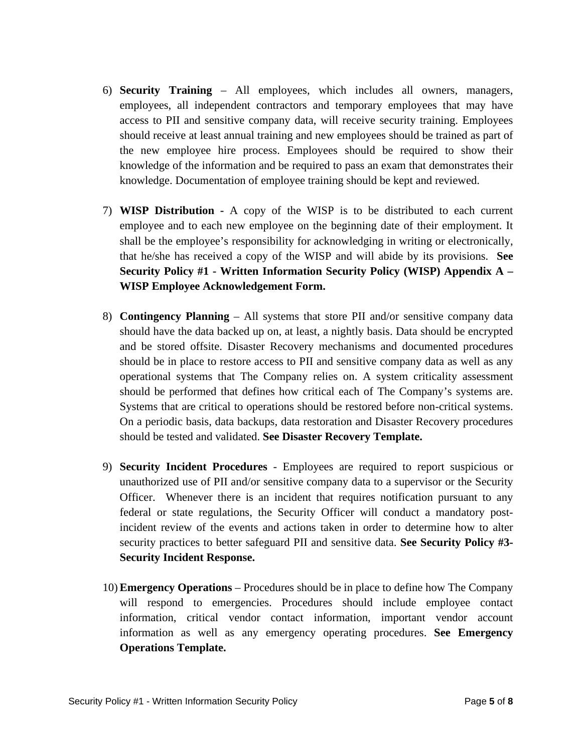6) **Security Training** – All employees, which includes all owners, managers, employees, all independent contractors and temporary employees that may have access to PII and sensitive company data, will receive security training. Employees should receive at least annual training and new employees should be trained as part of the new employee hire process. Employees should be required to show their knowledge of the information and be required to pass an exam that demonstrates their knowledge. Documentation of employee training should be kept and reviewed.

7) **WISP Distribution -** A copy of the WISP is to be distributed to each current employee and to each new employee on the beginning date of their employment. It shall be the employee's responsibility for acknowledging in writing or electronically, that he/she has received a copy of the WISP and will abide by its provisions. **See Security Policy #1 - Written Information Security Policy (WISP) Appendix A – WISP Employee Acknowledgement Form.**

8) **Contingency Planning** – All systems that store PII and/or sensitive company data should have the data backed up on, at least, a nightly basis. Data should be encrypted and be stored offsite. Disaster Recovery mechanisms and documented procedures should be in place to restore access to PII and sensitive company data as well as any operational systems that The Company relies on. A system criticality assessment should be performed that defines how critical each of The Company's systems are. Systems that are critical to operations should be restored before non-critical systems. On a periodic basis, data backups, data restoration and Disaster Recovery procedures should be tested and validated. **See Disaster Recovery Template.**

9) **Security Incident Procedures** - Employees are required to report suspicious or unauthorized use of PII and/or sensitive company data to a supervisor or the Security Officer. Whenever there is an incident that requires notification pursuant to any federal or state regulations, the Security Officer will conduct a mandatory post-incident review of the events and actions taken in order to determine how to alter security practices to better safeguard PII and sensitive data. **See Security Policy #3- Security Incident Response.**

10) **Emergency Operations** – Procedures should be in place to define how The Company will respond to emergencies. Procedures should include employee contact information, critical vendor contact information, important vendor account information as well as any emergency operating procedures. **See Emergency Operations Template.**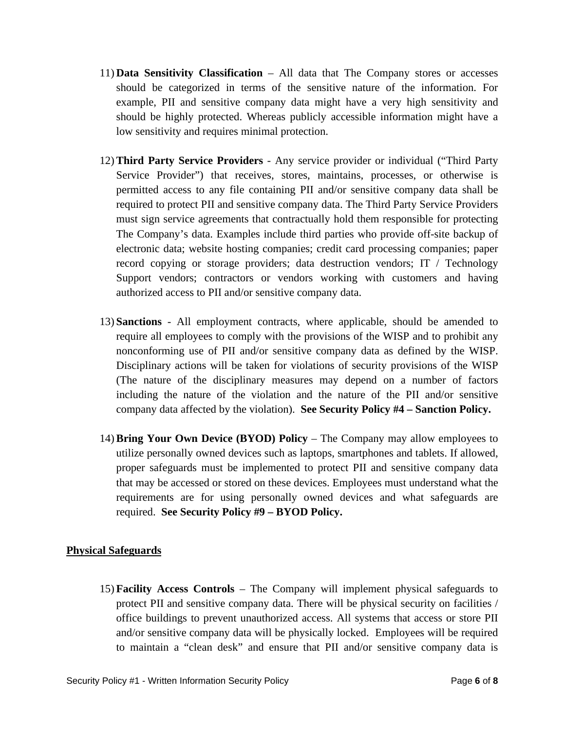11) **Data Sensitivity Classification** – All data that The Company stores or accesses should be categorized in terms of the sensitive nature of the information. For example, PII and sensitive company data might have a very high sensitivity and should be highly protected. Whereas publicly accessible information might have a low sensitivity and requires minimal protection.

12) **Third Party Service Providers** - Any service provider or individual ("Third Party Service Provider") that receives, stores, maintains, processes, or otherwise is permitted access to any file containing PII and/or sensitive company data shall be required to protect PII and sensitive company data. The Third Party Service Providers must sign service agreements that contractually hold them responsible for protecting The Company's data. Examples include third parties who provide off-site backup of electronic data; website hosting companies; credit card processing companies; paper record copying or storage providers; data destruction vendors; IT / Technology Support vendors; contractors or vendors working with customers and having authorized access to PII and/or sensitive company data.

13) **Sanctions** - All employment contracts, where applicable, should be amended to require all employees to comply with the provisions of the WISP and to prohibit any nonconforming use of PII and/or sensitive company data as defined by the WISP. Disciplinary actions will be taken for violations of security provisions of the WISP (The nature of the disciplinary measures may depend on a number of factors including the nature of the violation and the nature of the PII and/or sensitive company data affected by the violation). **See Security Policy #4 – Sanction Policy.**

14) **Bring Your Own Device (BYOD) Policy** – The Company may allow employees to utilize personally owned devices such as laptops, smartphones and tablets. If allowed, proper safeguards must be implemented to protect PII and sensitive company data that may be accessed or stored on these devices. Employees must understand what the requirements are for using personally owned devices and what safeguards are required. **See Security Policy #9 – BYOD Policy.**

**Physical Safeguards**

15) **Facility Access Controls** – The Company will implement physical safeguards to protect PII and sensitive company data. There will be physical security on facilities / office buildings to prevent unauthorized access. All systems that access or store PII and/or sensitive company data will be physically locked. Employees will be required to maintain a "clean desk" and ensure that PII and/or sensitive company data is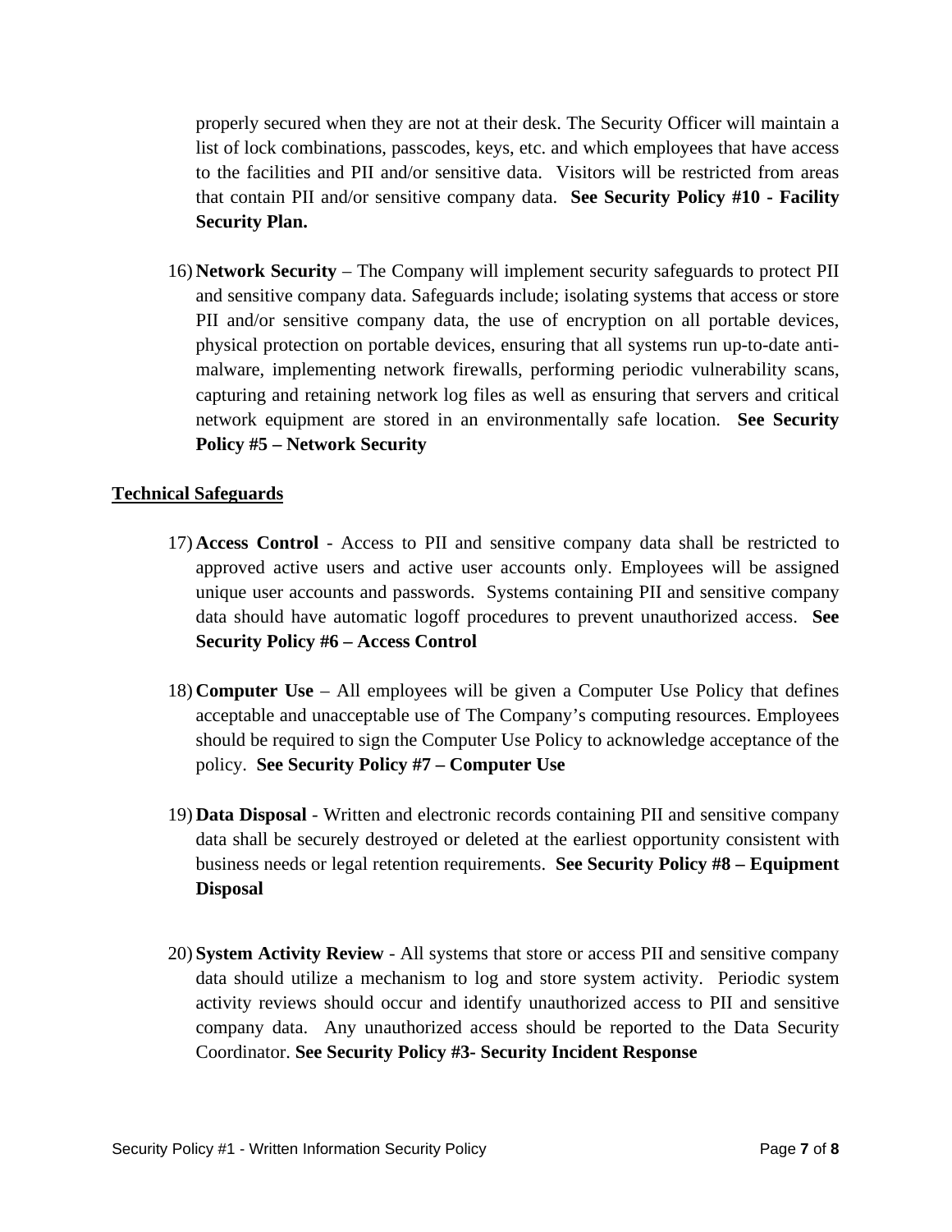properly secured when they are not at their desk. The Security Officer will maintain a list of lock combinations, passcodes, keys, etc. and which employees that have access to the facilities and PII and/or sensitive data. Visitors will be restricted from areas that contain PII and/or sensitive company data. **See Security Policy #10 - Facility Security Plan.**

16) **Network Security** – The Company will implement security safeguards to protect PII and sensitive company data. Safeguards include; isolating systems that access or store PII and/or sensitive company data, the use of encryption on all portable devices, physical protection on portable devices, ensuring that all systems run up-to-date anti-malware, implementing network firewalls, performing periodic vulnerability scans, capturing and retaining network log files as well as ensuring that servers and critical network equipment are stored in an environmentally safe location. **See Security Policy #5 – Network Security**

<u>**Technical Safeguards**</u>

17) **Access Control** - Access to PII and sensitive company data shall be restricted to approved active users and active user accounts only. Employees will be assigned unique user accounts and passwords. Systems containing PII and sensitive company data should have automatic logoff procedures to prevent unauthorized access. **See Security Policy #6 – Access Control**

18) **Computer Use** – All employees will be given a Computer Use Policy that defines acceptable and unacceptable use of The Company's computing resources. Employees should be required to sign the Computer Use Policy to acknowledge acceptance of the policy. **See Security Policy #7 – Computer Use**

19) **Data Disposal** - Written and electronic records containing PII and sensitive company data shall be securely destroyed or deleted at the earliest opportunity consistent with business needs or legal retention requirements. **See Security Policy #8 – Equipment Disposal**

20) **System Activity Review** - All systems that store or access PII and sensitive company data should utilize a mechanism to log and store system activity. Periodic system activity reviews should occur and identify unauthorized access to PII and sensitive company data. Any unauthorized access should be reported to the Data Security Coordinator. **See Security Policy #3- Security Incident Response**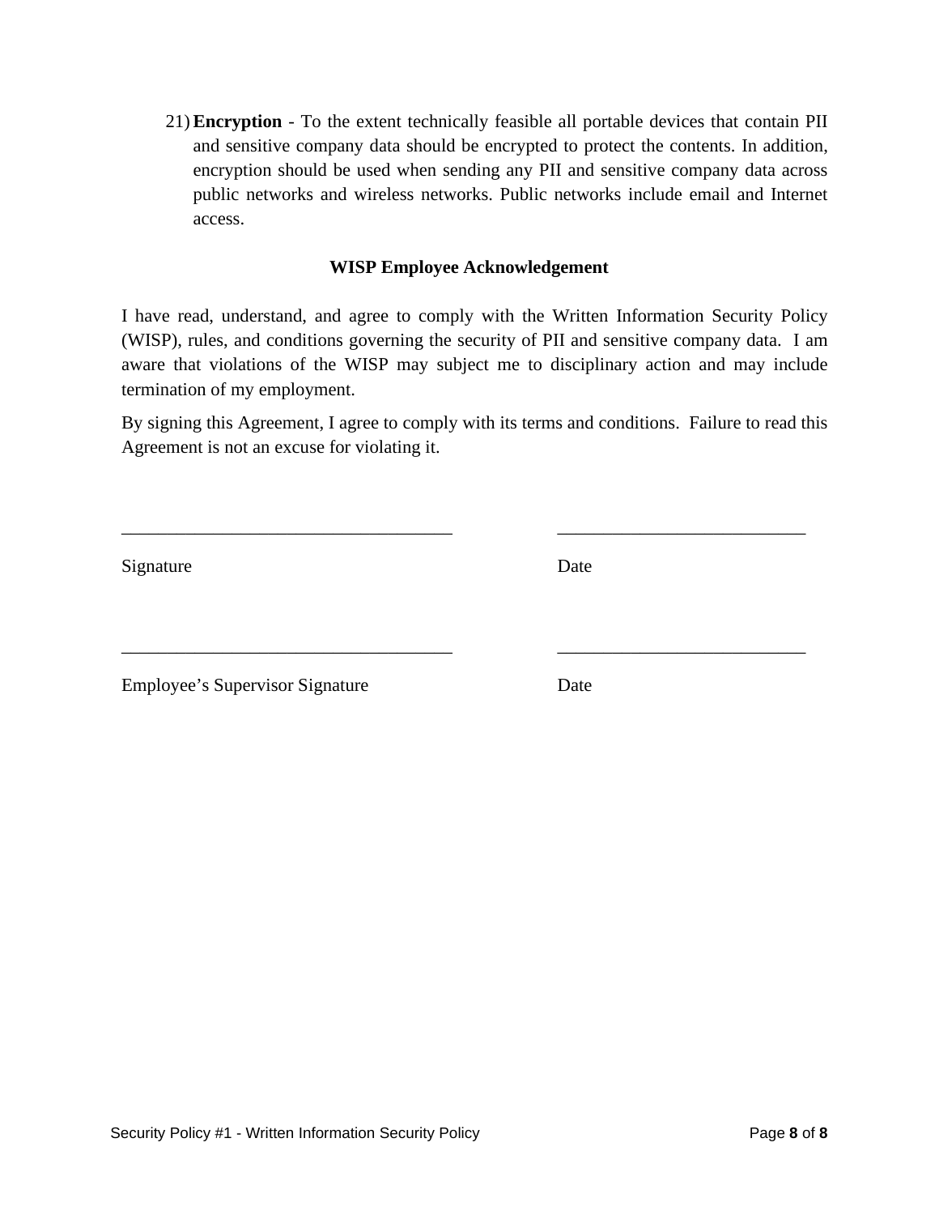21) **Encryption** - To the extent technically feasible all portable devices that contain PII and sensitive company data should be encrypted to protect the contents. In addition, encryption should be used when sending any PII and sensitive company data across public networks and wireless networks. Public networks include email and Internet access.

### WISP Employee Acknowledgement

I have read, understand, and agree to comply with the Written Information Security Policy (WISP), rules, and conditions governing the security of PII and sensitive company data. I am aware that violations of the WISP may subject me to disciplinary action and may include termination of my employment.

By signing this Agreement, I agree to comply with its terms and conditions. Failure to read this Agreement is not an excuse for violating it.

\_\_\_\_\_\_\_\_\_\_\_\_\_\_\_\_\_\_\_\_\_\_\_\_\_\_\_\_\_\_\_\_\_\_\_\_ \_\_\_\_\_\_\_\_\_\_\_\_\_\_\_\_\_\_\_\_\_\_\_\_\_\_\_

Signature Date

\_\_\_\_\_\_\_\_\_\_\_\_\_\_\_\_\_\_\_\_\_\_\_\_\_\_\_\_\_\_\_\_\_\_\_\_ \_\_\_\_\_\_\_\_\_\_\_\_\_\_\_\_\_\_\_\_\_\_\_\_\_\_\_

Employee's Supervisor Signature Date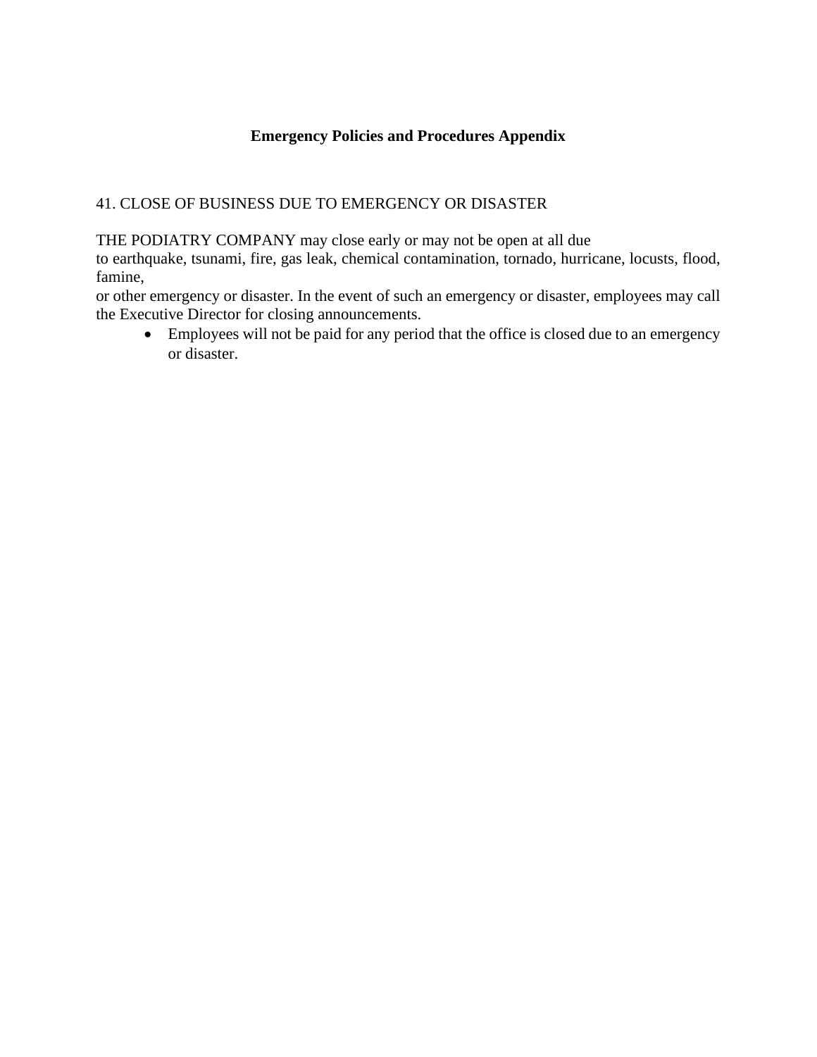## Emergency Policies and Procedures Appendix

41. CLOSE OF BUSINESS DUE TO EMERGENCY OR DISASTER

THE PODIATRY COMPANY may close early or may not be open at all due to earthquake, tsunami, fire, gas leak, chemical contamination, tornado, hurricane, locusts, flood, famine, or other emergency or disaster. In the event of such an emergency or disaster, employees may call the Executive Director for closing announcements.

- Employees will not be paid for any period that the office is closed due to an emergency or disaster.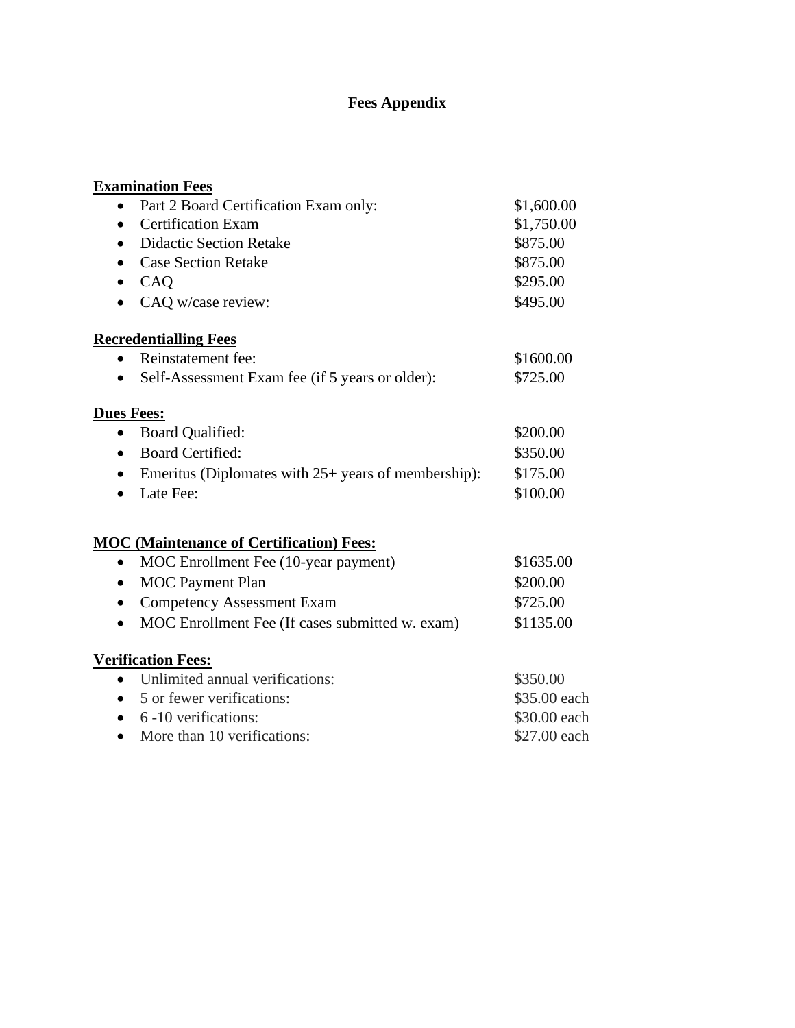# Fees Appendix

**Examination Fees**

- Part 2 Board Certification Exam only: $1,600.00
- Certification Exam $1,750.00
- Didactic Section Retake $875.00
- Case Section Retake $875.00
- CAQ $295.00
- CAQ w/case review: $495.00

**Recredentialling Fees**

- Reinstatement fee: $1600.00
- Self-Assessment Exam fee (if 5 years or older): $725.00

**Dues Fees:**

- Board Qualified: $200.00
- Board Certified: $350.00
- Emeritus (Diplomates with 25+ years of membership): $175.00
- Late Fee: $100.00

**MOC (Maintenance of Certification) Fees:**

- MOC Enrollment Fee (10-year payment) $1635.00
- MOC Payment Plan $200.00
- Competency Assessment Exam $725.00
- MOC Enrollment Fee (If cases submitted w. exam) $1135.00

**Verification Fees:**

- Unlimited annual verifications: $350.00
- 5 or fewer verifications: $35.00 each
- 6 -10 verifications: $30.00 each
- More than 10 verifications: $27.00 each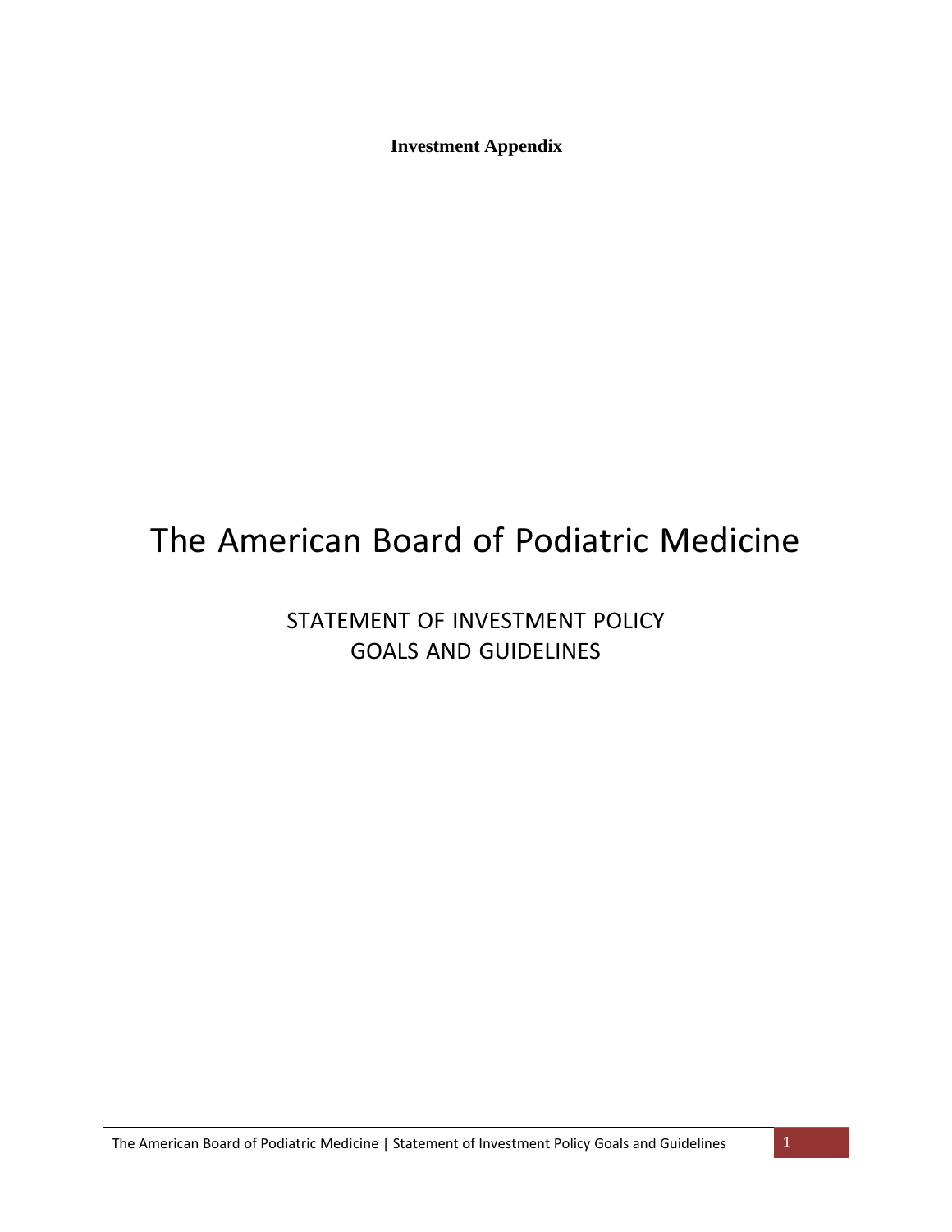**Investment Appendix**

# The American Board of Podiatric Medicine

## STATEMENT OF INVESTMENT POLICY GOALS AND GUIDELINES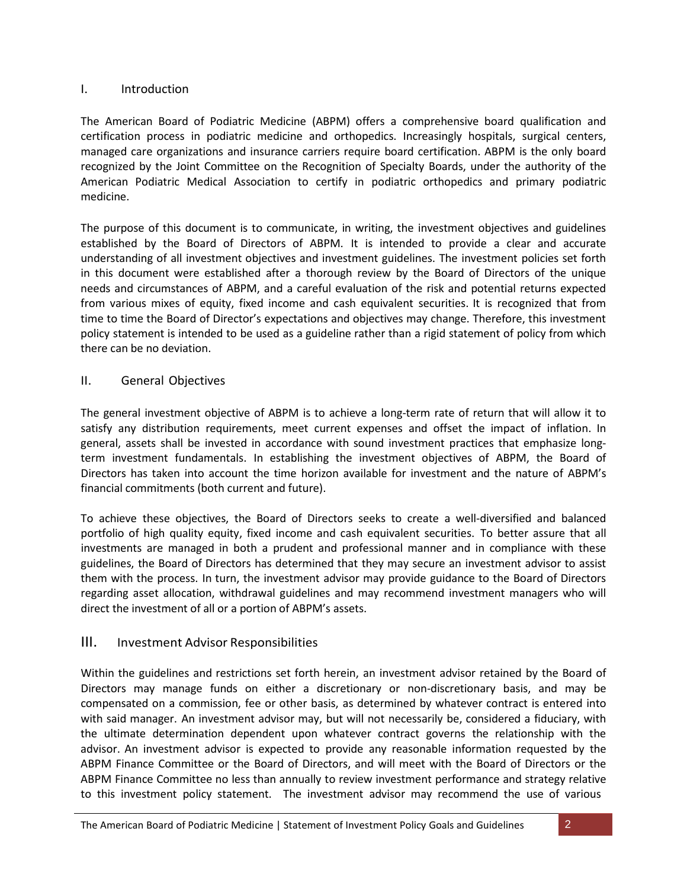## I. Introduction

The American Board of Podiatric Medicine (ABPM) offers a comprehensive board qualification and certification process in podiatric medicine and orthopedics. Increasingly hospitals, surgical centers, managed care organizations and insurance carriers require board certification. ABPM is the only board recognized by the Joint Committee on the Recognition of Specialty Boards, under the authority of the American Podiatric Medical Association to certify in podiatric orthopedics and primary podiatric medicine.

The purpose of this document is to communicate, in writing, the investment objectives and guidelines established by the Board of Directors of ABPM. It is intended to provide a clear and accurate understanding of all investment objectives and investment guidelines. The investment policies set forth in this document were established after a thorough review by the Board of Directors of the unique needs and circumstances of ABPM, and a careful evaluation of the risk and potential returns expected from various mixes of equity, fixed income and cash equivalent securities. It is recognized that from time to time the Board of Director's expectations and objectives may change. Therefore, this investment policy statement is intended to be used as a guideline rather than a rigid statement of policy from which there can be no deviation.

## II. General Objectives

The general investment objective of ABPM is to achieve a long-term rate of return that will allow it to satisfy any distribution requirements, meet current expenses and offset the impact of inflation. In general, assets shall be invested in accordance with sound investment practices that emphasize long-term investment fundamentals. In establishing the investment objectives of ABPM, the Board of Directors has taken into account the time horizon available for investment and the nature of ABPM's financial commitments (both current and future).

To achieve these objectives, the Board of Directors seeks to create a well-diversified and balanced portfolio of high quality equity, fixed income and cash equivalent securities. To better assure that all investments are managed in both a prudent and professional manner and in compliance with these guidelines, the Board of Directors has determined that they may secure an investment advisor to assist them with the process. In turn, the investment advisor may provide guidance to the Board of Directors regarding asset allocation, withdrawal guidelines and may recommend investment managers who will direct the investment of all or a portion of ABPM's assets.

## III. Investment Advisor Responsibilities

Within the guidelines and restrictions set forth herein, an investment advisor retained by the Board of Directors may manage funds on either a discretionary or non-discretionary basis, and may be compensated on a commission, fee or other basis, as determined by whatever contract is entered into with said manager. An investment advisor may, but will not necessarily be, considered a fiduciary, with the ultimate determination dependent upon whatever contract governs the relationship with the advisor. An investment advisor is expected to provide any reasonable information requested by the ABPM Finance Committee or the Board of Directors, and will meet with the Board of Directors or the ABPM Finance Committee no less than annually to review investment performance and strategy relative to this investment policy statement. The investment advisor may recommend the use of various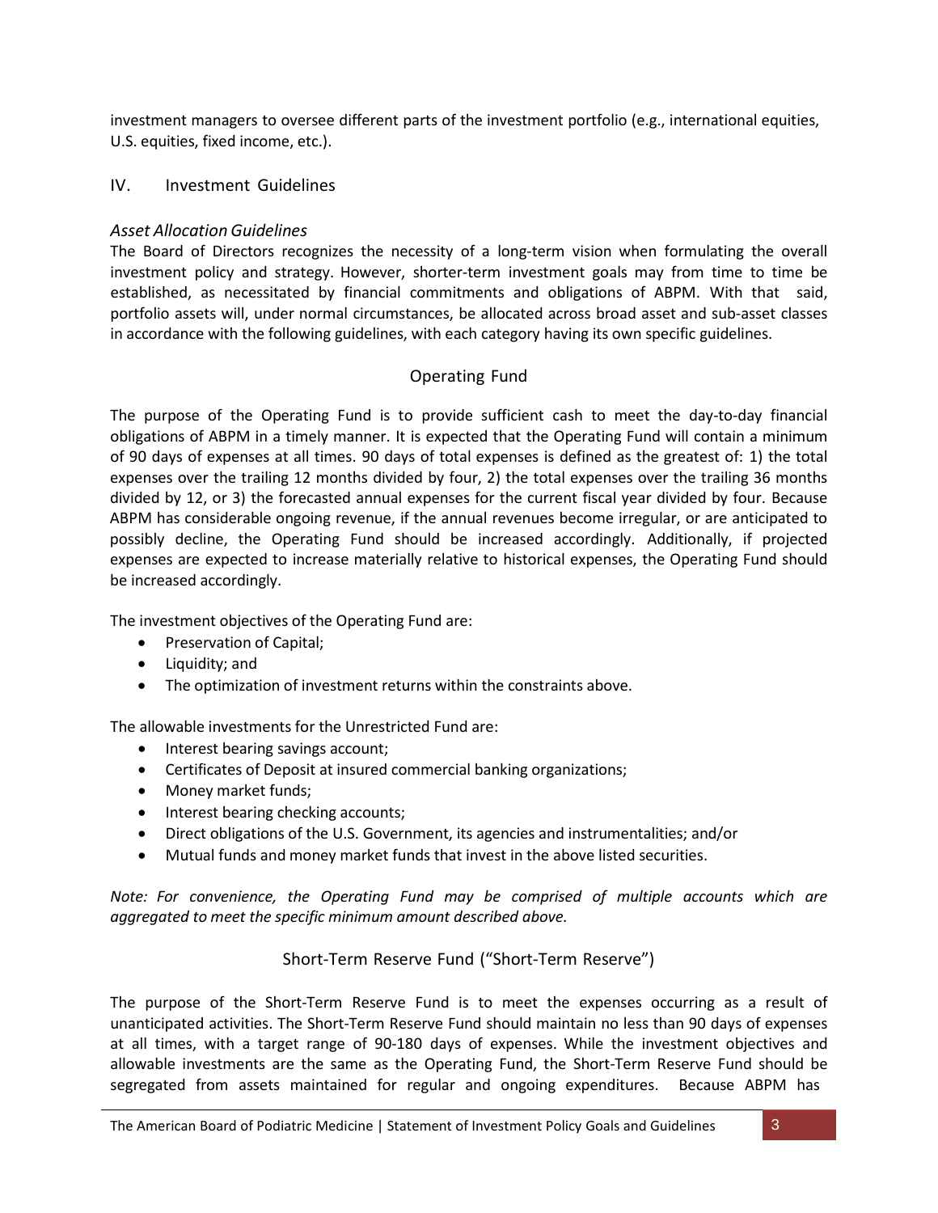investment managers to oversee different parts of the investment portfolio (e.g., international equities, U.S. equities, fixed income, etc.).

## IV. Investment Guidelines

### *Asset Allocation Guidelines*

The Board of Directors recognizes the necessity of a long-term vision when formulating the overall investment policy and strategy. However, shorter-term investment goals may from time to time be established, as necessitated by financial commitments and obligations of ABPM. With that said, portfolio assets will, under normal circumstances, be allocated across broad asset and sub-asset classes in accordance with the following guidelines, with each category having its own specific guidelines.

### Operating Fund

The purpose of the Operating Fund is to provide sufficient cash to meet the day-to-day financial obligations of ABPM in a timely manner. It is expected that the Operating Fund will contain a minimum of 90 days of expenses at all times. 90 days of total expenses is defined as the greatest of: 1) the total expenses over the trailing 12 months divided by four, 2) the total expenses over the trailing 36 months divided by 12, or 3) the forecasted annual expenses for the current fiscal year divided by four. Because ABPM has considerable ongoing revenue, if the annual revenues become irregular, or are anticipated to possibly decline, the Operating Fund should be increased accordingly. Additionally, if projected expenses are expected to increase materially relative to historical expenses, the Operating Fund should be increased accordingly.

The investment objectives of the Operating Fund are:

- Preservation of Capital;
- Liquidity; and
- The optimization of investment returns within the constraints above.

The allowable investments for the Unrestricted Fund are:

- Interest bearing savings account;
- Certificates of Deposit at insured commercial banking organizations;
- Money market funds;
- Interest bearing checking accounts;
- Direct obligations of the U.S. Government, its agencies and instrumentalities; and/or
- Mutual funds and money market funds that invest in the above listed securities.

*Note: For convenience, the Operating Fund may be comprised of multiple accounts which are aggregated to meet the specific minimum amount described above.*

### Short-Term Reserve Fund ("Short-Term Reserve")

The purpose of the Short-Term Reserve Fund is to meet the expenses occurring as a result of unanticipated activities. The Short-Term Reserve Fund should maintain no less than 90 days of expenses at all times, with a target range of 90-180 days of expenses. While the investment objectives and allowable investments are the same as the Operating Fund, the Short-Term Reserve Fund should be segregated from assets maintained for regular and ongoing expenditures. Because ABPM has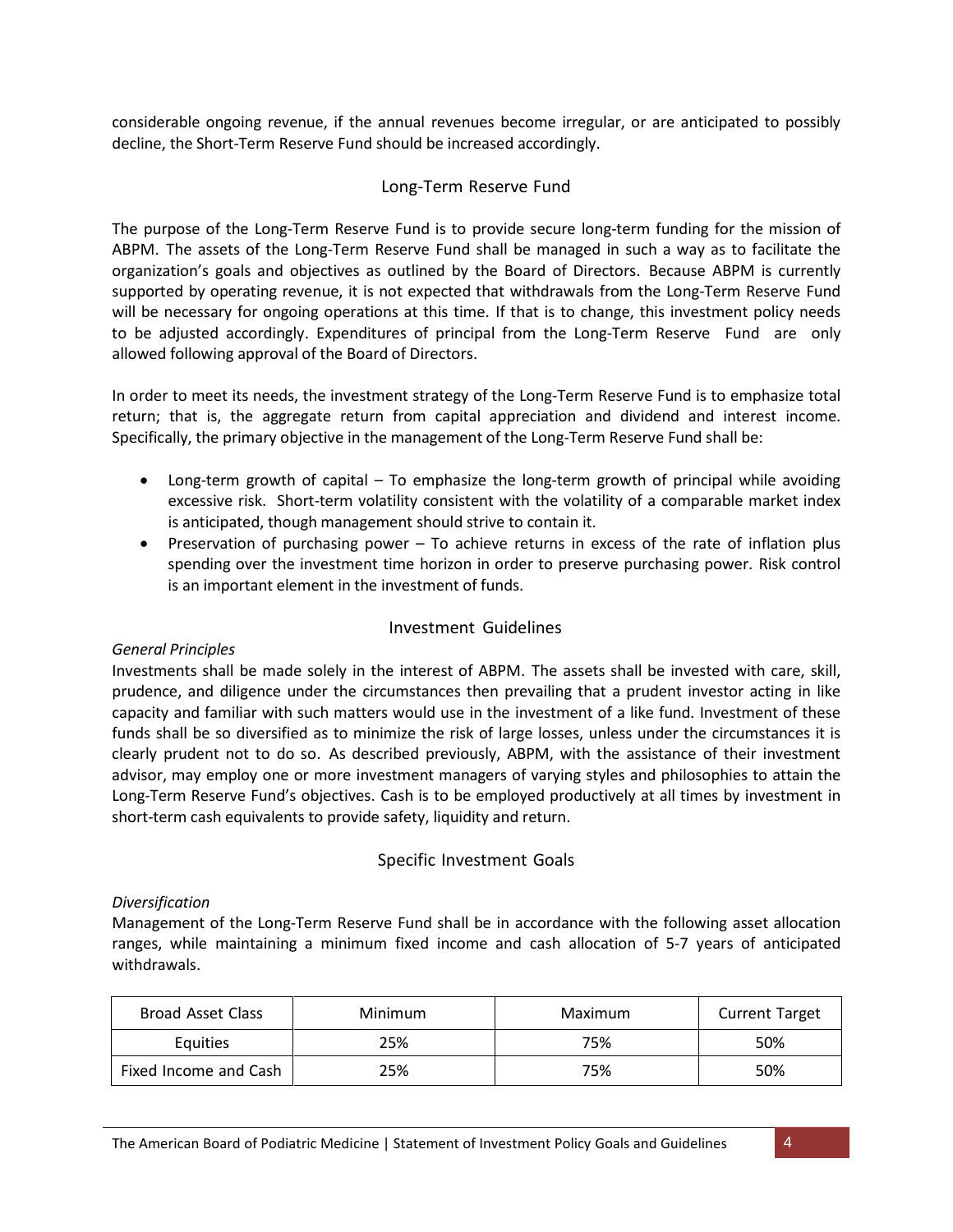considerable ongoing revenue, if the annual revenues become irregular, or are anticipated to possibly decline, the Short-Term Reserve Fund should be increased accordingly.

## Long-Term Reserve Fund

The purpose of the Long-Term Reserve Fund is to provide secure long-term funding for the mission of ABPM. The assets of the Long-Term Reserve Fund shall be managed in such a way as to facilitate the organization's goals and objectives as outlined by the Board of Directors. Because ABPM is currently supported by operating revenue, it is not expected that withdrawals from the Long-Term Reserve Fund will be necessary for ongoing operations at this time. If that is to change, this investment policy needs to be adjusted accordingly. Expenditures of principal from the Long-Term Reserve Fund are only allowed following approval of the Board of Directors.

In order to meet its needs, the investment strategy of the Long-Term Reserve Fund is to emphasize total return; that is, the aggregate return from capital appreciation and dividend and interest income. Specifically, the primary objective in the management of the Long-Term Reserve Fund shall be:

- Long-term growth of capital – To emphasize the long-term growth of principal while avoiding excessive risk. Short-term volatility consistent with the volatility of a comparable market index is anticipated, though management should strive to contain it.
- Preservation of purchasing power – To achieve returns in excess of the rate of inflation plus spending over the investment time horizon in order to preserve purchasing power. Risk control is an important element in the investment of funds.

## Investment Guidelines

*General Principles*

Investments shall be made solely in the interest of ABPM. The assets shall be invested with care, skill, prudence, and diligence under the circumstances then prevailing that a prudent investor acting in like capacity and familiar with such matters would use in the investment of a like fund. Investment of these funds shall be so diversified as to minimize the risk of large losses, unless under the circumstances it is clearly prudent not to do so. As described previously, ABPM, with the assistance of their investment advisor, may employ one or more investment managers of varying styles and philosophies to attain the Long-Term Reserve Fund's objectives. Cash is to be employed productively at all times by investment in short-term cash equivalents to provide safety, liquidity and return.

## Specific Investment Goals

*Diversification*

Management of the Long-Term Reserve Fund shall be in accordance with the following asset allocation ranges, while maintaining a minimum fixed income and cash allocation of 5-7 years of anticipated withdrawals.

| Broad Asset Class | Minimum | Maximum | Current Target |
|---|---|---|---|
| Equities | 25% | 75% | 50% |
| Fixed Income and Cash | 25% | 75% | 50% |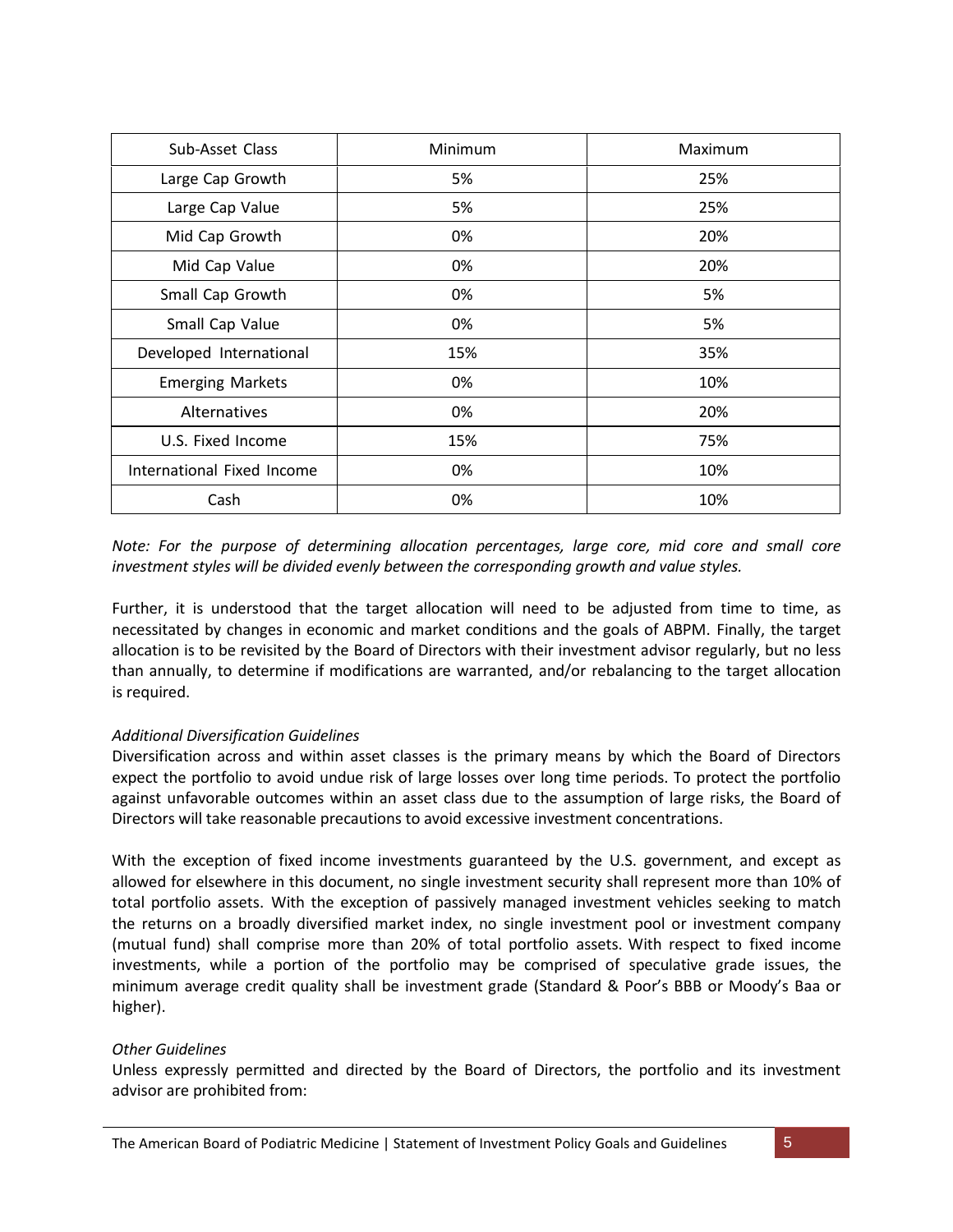| Sub-Asset Class | Minimum | Maximum |
|---|---|---|
| Large Cap Growth | 5% | 25% |
| Large Cap Value | 5% | 25% |
| Mid Cap Growth | 0% | 20% |
| Mid Cap Value | 0% | 20% |
| Small Cap Growth | 0% | 5% |
| Small Cap Value | 0% | 5% |
| Developed International | 15% | 35% |
| Emerging Markets | 0% | 10% |
| Alternatives | 0% | 20% |
| U.S. Fixed Income | 15% | 75% |
| International Fixed Income | 0% | 10% |
| Cash | 0% | 10% |

*Note: For the purpose of determining allocation percentages, large core, mid core and small core investment styles will be divided evenly between the corresponding growth and value styles.*

Further, it is understood that the target allocation will need to be adjusted from time to time, as necessitated by changes in economic and market conditions and the goals of ABPM. Finally, the target allocation is to be revisited by the Board of Directors with their investment advisor regularly, but no less than annually, to determine if modifications are warranted, and/or rebalancing to the target allocation is required.

*Additional Diversification Guidelines*

Diversification across and within asset classes is the primary means by which the Board of Directors expect the portfolio to avoid undue risk of large losses over long time periods. To protect the portfolio against unfavorable outcomes within an asset class due to the assumption of large risks, the Board of Directors will take reasonable precautions to avoid excessive investment concentrations.

With the exception of fixed income investments guaranteed by the U.S. government, and except as allowed for elsewhere in this document, no single investment security shall represent more than 10% of total portfolio assets. With the exception of passively managed investment vehicles seeking to match the returns on a broadly diversified market index, no single investment pool or investment company (mutual fund) shall comprise more than 20% of total portfolio assets. With respect to fixed income investments, while a portion of the portfolio may be comprised of speculative grade issues, the minimum average credit quality shall be investment grade (Standard & Poor's BBB or Moody's Baa or higher).

*Other Guidelines*

Unless expressly permitted and directed by the Board of Directors, the portfolio and its investment advisor are prohibited from: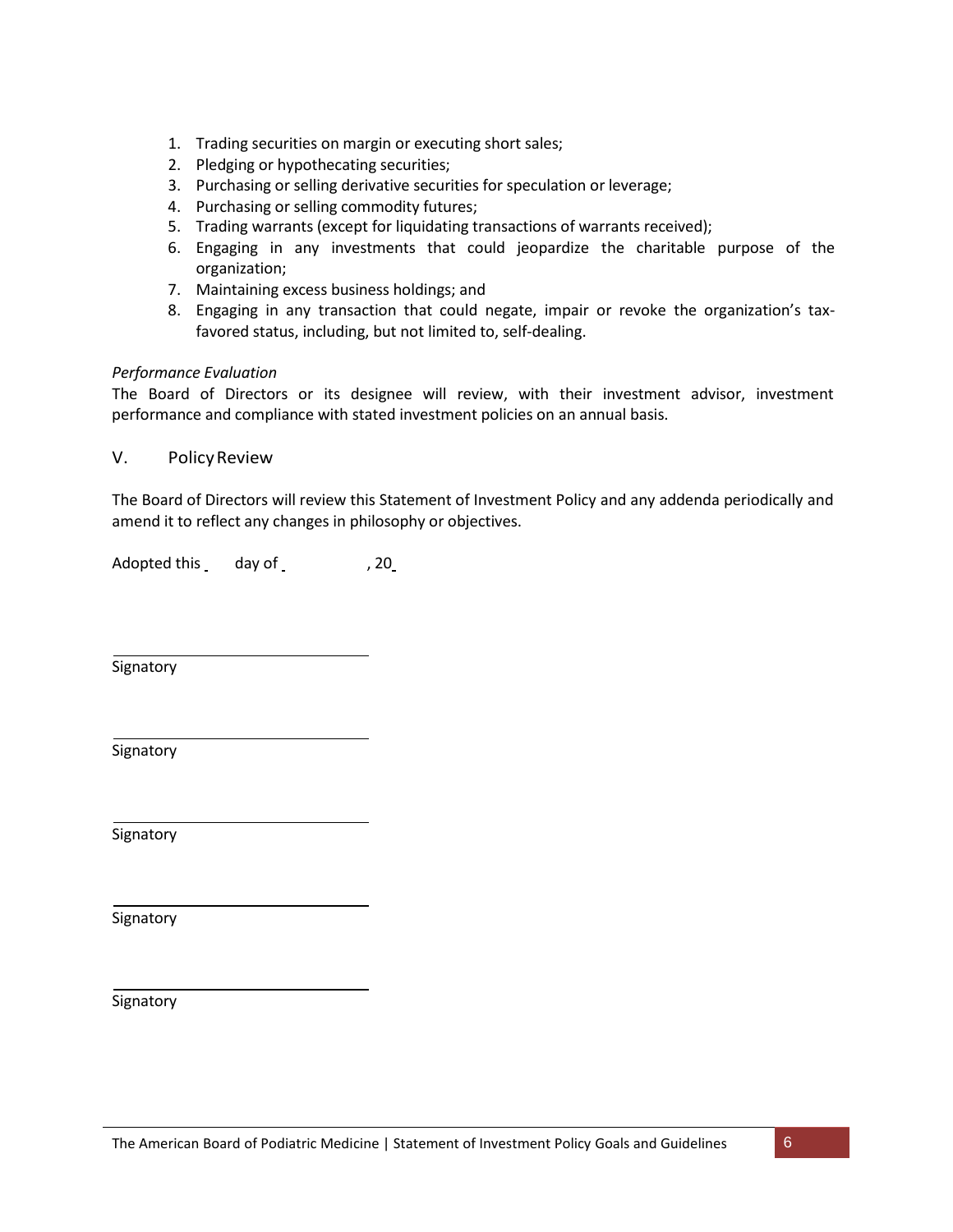1. Trading securities on margin or executing short sales;
2. Pledging or hypothecating securities;
3. Purchasing or selling derivative securities for speculation or leverage;
4. Purchasing or selling commodity futures;
5. Trading warrants (except for liquidating transactions of warrants received);
6. Engaging in any investments that could jeopardize the charitable purpose of the organization;
7. Maintaining excess business holdings; and
8. Engaging in any transaction that could negate, impair or revoke the organization's tax-favored status, including, but not limited to, self-dealing.

*Performance Evaluation*
The Board of Directors or its designee will review, with their investment advisor, investment performance and compliance with stated investment policies on an annual basis.

## V. Policy Review

The Board of Directors will review this Statement of Investment Policy and any addenda periodically and amend it to reflect any changes in philosophy or objectives.

Adopted this \_\_ day of \_\_\_\_\_\_\_\_, 20\_\_

\_\_\_\_\_\_\_\_\_\_\_\_\_\_\_\_\_\_\_\_\_\_\_\_\_\_\_\_
Signatory

\_\_\_\_\_\_\_\_\_\_\_\_\_\_\_\_\_\_\_\_\_\_\_\_\_\_\_\_
Signatory

\_\_\_\_\_\_\_\_\_\_\_\_\_\_\_\_\_\_\_\_\_\_\_\_\_\_\_\_
Signatory

\_\_\_\_\_\_\_\_\_\_\_\_\_\_\_\_\_\_\_\_\_\_\_\_\_\_\_\_
Signatory

\_\_\_\_\_\_\_\_\_\_\_\_\_\_\_\_\_\_\_\_\_\_\_\_\_\_\_\_
Signatory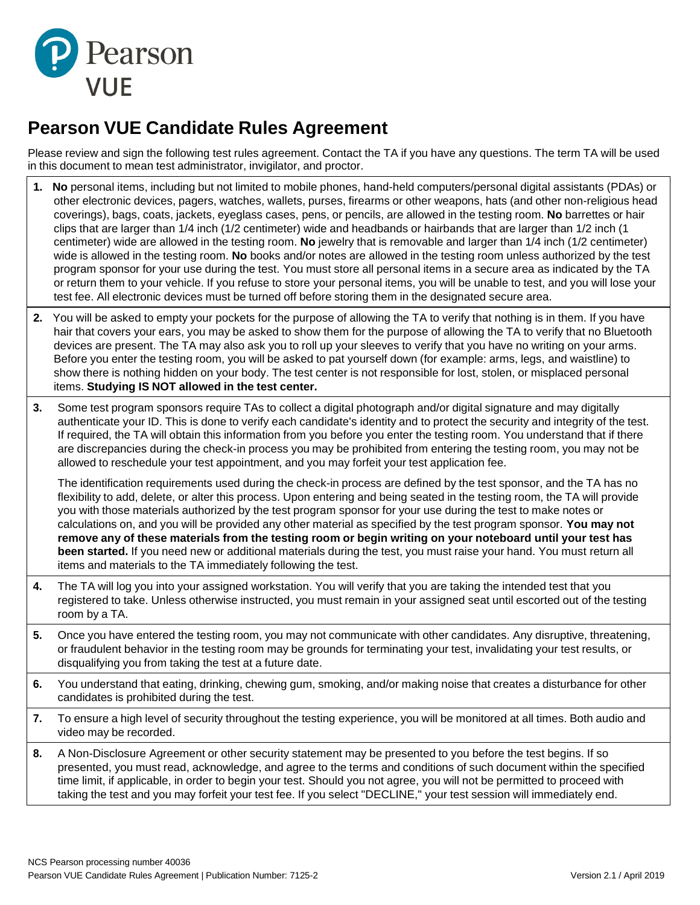Pearson VUE

# Pearson VUE Candidate Rules Agreement

Please review and sign the following test rules agreement. Contact the TA if you have any questions. The term TA will be used in this document to mean test administrator, invigilator, and proctor.

1. **No** personal items, including but not limited to mobile phones, hand-held computers/personal digital assistants (PDAs) or other electronic devices, pagers, watches, wallets, purses, firearms or other weapons, hats (and other non-religious head coverings), bags, coats, jackets, eyeglass cases, pens, or pencils, are allowed in the testing room. **No** barrettes or hair clips that are larger than 1/4 inch (1/2 centimeter) wide and headbands or hairbands that are larger than 1/2 inch (1 centimeter) wide are allowed in the testing room. **No** jewelry that is removable and larger than 1/4 inch (1/2 centimeter) wide is allowed in the testing room. **No** books and/or notes are allowed in the testing room unless authorized by the test program sponsor for your use during the test. You must store all personal items in a secure area as indicated by the TA or return them to your vehicle. If you refuse to store your personal items, you will be unable to test, and you will lose your test fee. All electronic devices must be turned off before storing them in the designated secure area.

2. You will be asked to empty your pockets for the purpose of allowing the TA to verify that nothing is in them. If you have hair that covers your ears, you may be asked to show them for the purpose of allowing the TA to verify that no Bluetooth devices are present. The TA may also ask you to roll up your sleeves to verify that you have no writing on your arms. Before you enter the testing room, you will be asked to pat yourself down (for example: arms, legs, and waistline) to show there is nothing hidden on your body. The test center is not responsible for lost, stolen, or misplaced personal items. **Studying IS NOT allowed in the test center.**

3. Some test program sponsors require TAs to collect a digital photograph and/or digital signature and may digitally authenticate your ID. This is done to verify each candidate's identity and to protect the security and integrity of the test. If required, the TA will obtain this information from you before you enter the testing room. You understand that if there are discrepancies during the check-in process you may be prohibited from entering the testing room, you may not be allowed to reschedule your test appointment, and you may forfeit your test application fee.

   The identification requirements used during the check-in process are defined by the test sponsor, and the TA has no flexibility to add, delete, or alter this process. Upon entering and being seated in the testing room, the TA will provide you with those materials authorized by the test program sponsor for your use during the test to make notes or calculations on, and you will be provided any other material as specified by the test program sponsor. **You may not remove any of these materials from the testing room or begin writing on your noteboard until your test has been started.** If you need new or additional materials during the test, you must raise your hand. You must return all items and materials to the TA immediately following the test.

4. The TA will log you into your assigned workstation. You will verify that you are taking the intended test that you registered to take. Unless otherwise instructed, you must remain in your assigned seat until escorted out of the testing room by a TA.

5. Once you have entered the testing room, you may not communicate with other candidates. Any disruptive, threatening, or fraudulent behavior in the testing room may be grounds for terminating your test, invalidating your test results, or disqualifying you from taking the test at a future date.

6. You understand that eating, drinking, chewing gum, smoking, and/or making noise that creates a disturbance for other candidates is prohibited during the test.

7. To ensure a high level of security throughout the testing experience, you will be monitored at all times. Both audio and video may be recorded.

8. A Non-Disclosure Agreement or other security statement may be presented to you before the test begins. If so presented, you must read, acknowledge, and agree to the terms and conditions of such document within the specified time limit, if applicable, in order to begin your test. Should you not agree, you will not be permitted to proceed with taking the test and you may forfeit your test fee. If you select "DECLINE," your test session will immediately end.

NCS Pearson processing number 40036
Pearson VUE Candidate Rules Agreement | Publication Number: 7125-2 Version 2.1 / April 2019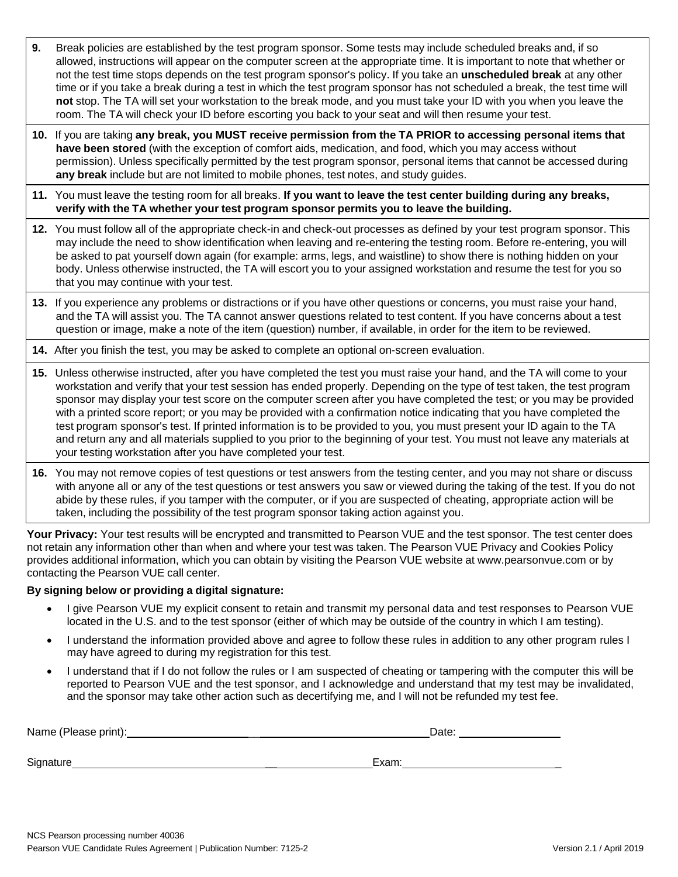**9.** Break policies are established by the test program sponsor. Some tests may include scheduled breaks and, if so allowed, instructions will appear on the computer screen at the appropriate time. It is important to note that whether or not the test time stops depends on the test program sponsor's policy. If you take an **unscheduled break** at any other time or if you take a break during a test in which the test program sponsor has not scheduled a break, the test time will **not** stop. The TA will set your workstation to the break mode, and you must take your ID with you when you leave the room. The TA will check your ID before escorting you back to your seat and will then resume your test.

**10.** If you are taking **any break, you MUST receive permission from the TA PRIOR to accessing personal items that have been stored** (with the exception of comfort aids, medication, and food, which you may access without permission). Unless specifically permitted by the test program sponsor, personal items that cannot be accessed during **any break** include but are not limited to mobile phones, test notes, and study guides.

**11.** You must leave the testing room for all breaks. **If you want to leave the test center building during any breaks, verify with the TA whether your test program sponsor permits you to leave the building.**

**12.** You must follow all of the appropriate check-in and check-out processes as defined by your test program sponsor. This may include the need to show identification when leaving and re-entering the testing room. Before re-entering, you will be asked to pat yourself down again (for example: arms, legs, and waistline) to show there is nothing hidden on your body. Unless otherwise instructed, the TA will escort you to your assigned workstation and resume the test for you so that you may continue with your test.

**13.** If you experience any problems or distractions or if you have other questions or concerns, you must raise your hand, and the TA will assist you. The TA cannot answer questions related to test content. If you have concerns about a test question or image, make a note of the item (question) number, if available, in order for the item to be reviewed.

**14.** After you finish the test, you may be asked to complete an optional on-screen evaluation.

**15.** Unless otherwise instructed, after you have completed the test you must raise your hand, and the TA will come to your workstation and verify that your test session has ended properly. Depending on the type of test taken, the test program sponsor may display your test score on the computer screen after you have completed the test; or you may be provided with a printed score report; or you may be provided with a confirmation notice indicating that you have completed the test program sponsor's test. If printed information is to be provided to you, you must present your ID again to the TA and return any and all materials supplied to you prior to the beginning of your test. You must not leave any materials at your testing workstation after you have completed your test.

**16.** You may not remove copies of test questions or test answers from the testing center, and you may not share or discuss with anyone all or any of the test questions or test answers you saw or viewed during the taking of the test. If you do not abide by these rules, if you tamper with the computer, or if you are suspected of cheating, appropriate action will be taken, including the possibility of the test program sponsor taking action against you.

**Your Privacy:** Your test results will be encrypted and transmitted to Pearson VUE and the test sponsor. The test center does not retain any information other than when and where your test was taken. The Pearson VUE Privacy and Cookies Policy provides additional information, which you can obtain by visiting the Pearson VUE website at www.pearsonvue.com or by contacting the Pearson VUE call center.

**By signing below or providing a digital signature:**

- I give Pearson VUE my explicit consent to retain and transmit my personal data and test responses to Pearson VUE located in the U.S. and to the test sponsor (either of which may be outside of the country in which I am testing).
- I understand the information provided above and agree to follow these rules in addition to any other program rules I may have agreed to during my registration for this test.
- I understand that if I do not follow the rules or I am suspected of cheating or tampering with the computer this will be reported to Pearson VUE and the test sponsor, and I acknowledge and understand that my test may be invalidated, and the sponsor may take other action such as decertifying me, and I will not be refunded my test fee.

Name (Please print): ______________________________ Date: ______________

Signature ______________________________ Exam: ______________________

NCS Pearson processing number 40036

Pearson VUE Candidate Rules Agreement | Publication Number: 7125-2

Version 2.1 / April 2019